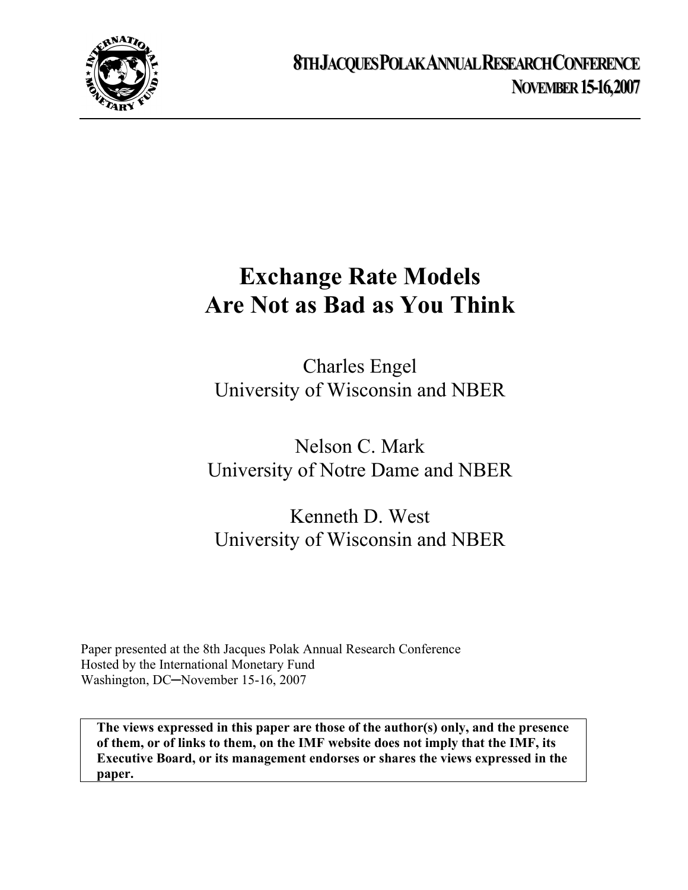**8TH JACQUES POLAK ANNUAL RESEARCH CONFERENCE**
**NOVEMBER 15-16, 2007**

# Exchange Rate Models Are Not as Bad as You Think

Charles Engel
University of Wisconsin and NBER

Nelson C. Mark
University of Notre Dame and NBER

Kenneth D. West
University of Wisconsin and NBER

Paper presented at the 8th Jacques Polak Annual Research Conference
Hosted by the International Monetary Fund
Washington, DC─November 15-16, 2007

**The views expressed in this paper are those of the author(s) only, and the presence of them, or of links to them, on the IMF website does not imply that the IMF, its Executive Board, or its management endorses or shares the views expressed in the paper.**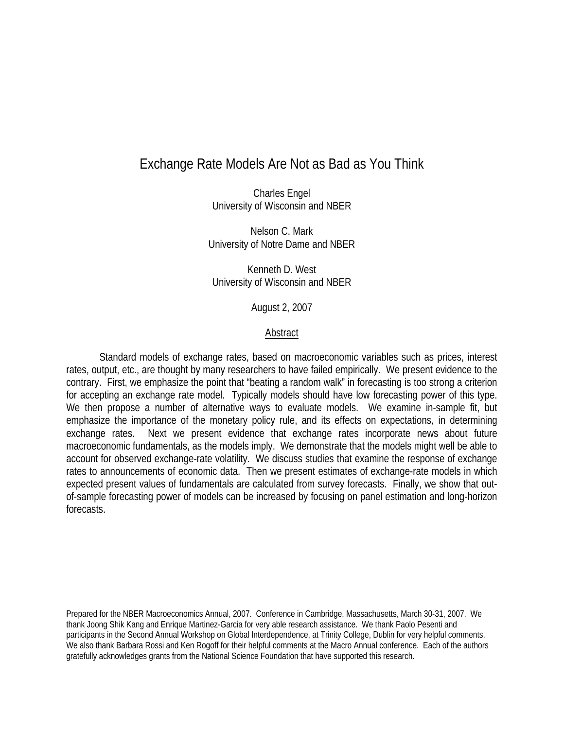# Exchange Rate Models Are Not as Bad as You Think

Charles Engel
University of Wisconsin and NBER

Nelson C. Mark
University of Notre Dame and NBER

Kenneth D. West
University of Wisconsin and NBER

August 2, 2007

## Abstract

Standard models of exchange rates, based on macroeconomic variables such as prices, interest rates, output, etc., are thought by many researchers to have failed empirically. We present evidence to the contrary. First, we emphasize the point that "beating a random walk" in forecasting is too strong a criterion for accepting an exchange rate model. Typically models should have low forecasting power of this type. We then propose a number of alternative ways to evaluate models. We examine in-sample fit, but emphasize the importance of the monetary policy rule, and its effects on expectations, in determining exchange rates. Next we present evidence that exchange rates incorporate news about future macroeconomic fundamentals, as the models imply. We demonstrate that the models might well be able to account for observed exchange-rate volatility. We discuss studies that examine the response of exchange rates to announcements of economic data. Then we present estimates of exchange-rate models in which expected present values of fundamentals are calculated from survey forecasts. Finally, we show that out-of-sample forecasting power of models can be increased by focusing on panel estimation and long-horizon forecasts.

Prepared for the NBER Macroeconomics Annual, 2007. Conference in Cambridge, Massachusetts, March 30-31, 2007. We thank Joong Shik Kang and Enrique Martinez-Garcia for very able research assistance. We thank Paolo Pesenti and participants in the Second Annual Workshop on Global Interdependence, at Trinity College, Dublin for very helpful comments. We also thank Barbara Rossi and Ken Rogoff for their helpful comments at the Macro Annual conference. Each of the authors gratefully acknowledges grants from the National Science Foundation that have supported this research.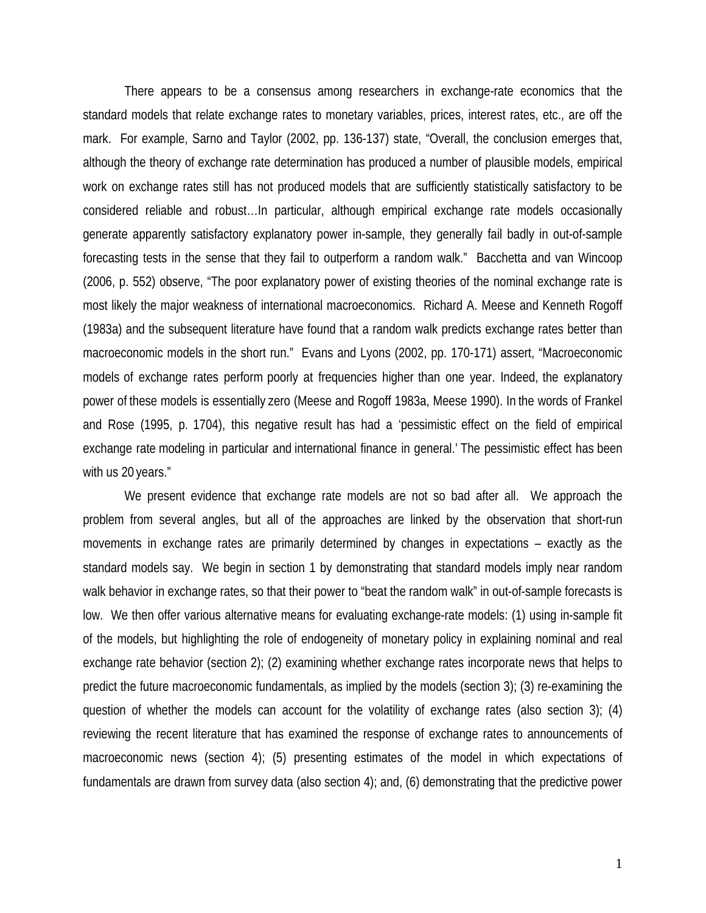There appears to be a consensus among researchers in exchange-rate economics that the standard models that relate exchange rates to monetary variables, prices, interest rates, etc., are off the mark. For example, Sarno and Taylor (2002, pp. 136-137) state, "Overall, the conclusion emerges that, although the theory of exchange rate determination has produced a number of plausible models, empirical work on exchange rates still has not produced models that are sufficiently statistically satisfactory to be considered reliable and robust…In particular, although empirical exchange rate models occasionally generate apparently satisfactory explanatory power in-sample, they generally fail badly in out-of-sample forecasting tests in the sense that they fail to outperform a random walk." Bacchetta and van Wincoop (2006, p. 552) observe, "The poor explanatory power of existing theories of the nominal exchange rate is most likely the major weakness of international macroeconomics. Richard A. Meese and Kenneth Rogoff (1983a) and the subsequent literature have found that a random walk predicts exchange rates better than macroeconomic models in the short run." Evans and Lyons (2002, pp. 170-171) assert, "Macroeconomic models of exchange rates perform poorly at frequencies higher than one year. Indeed, the explanatory power of these models is essentially zero (Meese and Rogoff 1983a, Meese 1990). In the words of Frankel and Rose (1995, p. 1704), this negative result has had a 'pessimistic effect on the field of empirical exchange rate modeling in particular and international finance in general.' The pessimistic effect has been with us 20 years."

We present evidence that exchange rate models are not so bad after all. We approach the problem from several angles, but all of the approaches are linked by the observation that short-run movements in exchange rates are primarily determined by changes in expectations – exactly as the standard models say. We begin in section 1 by demonstrating that standard models imply near random walk behavior in exchange rates, so that their power to "beat the random walk" in out-of-sample forecasts is low. We then offer various alternative means for evaluating exchange-rate models: (1) using in-sample fit of the models, but highlighting the role of endogeneity of monetary policy in explaining nominal and real exchange rate behavior (section 2); (2) examining whether exchange rates incorporate news that helps to predict the future macroeconomic fundamentals, as implied by the models (section 3); (3) re-examining the question of whether the models can account for the volatility of exchange rates (also section 3); (4) reviewing the recent literature that has examined the response of exchange rates to announcements of macroeconomic news (section 4); (5) presenting estimates of the model in which expectations of fundamentals are drawn from survey data (also section 4); and, (6) demonstrating that the predictive power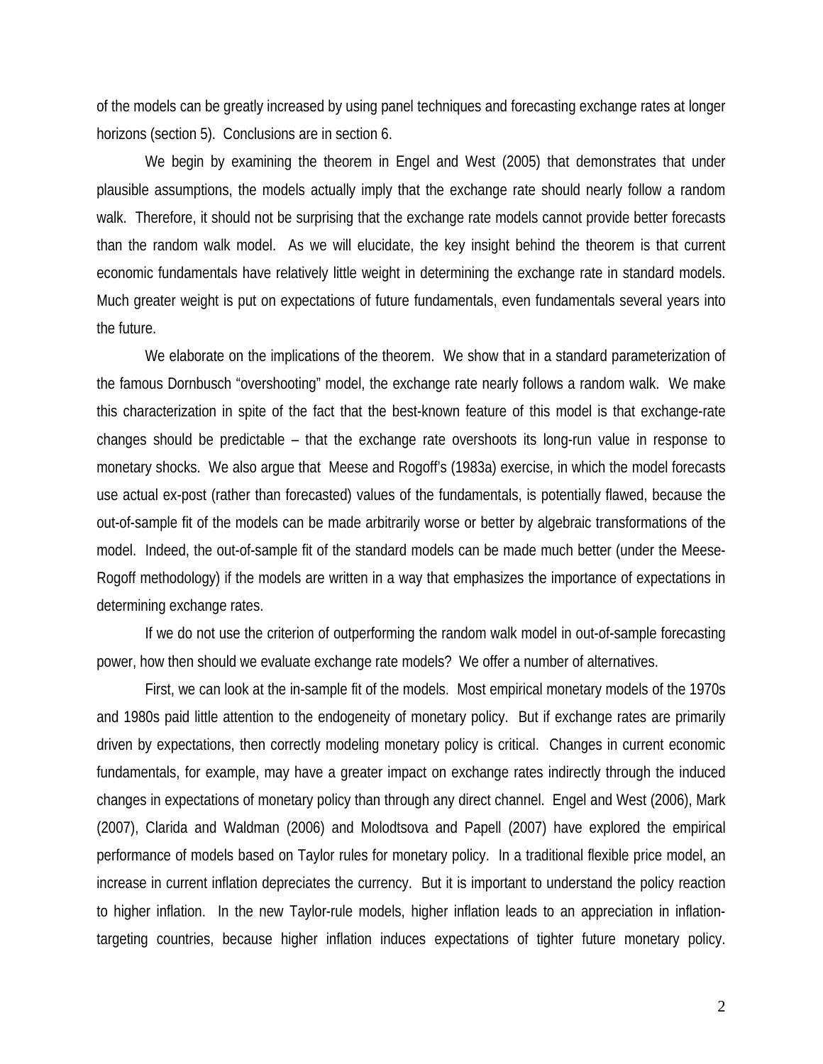of the models can be greatly increased by using panel techniques and forecasting exchange rates at longer horizons (section 5). Conclusions are in section 6.

We begin by examining the theorem in Engel and West (2005) that demonstrates that under plausible assumptions, the models actually imply that the exchange rate should nearly follow a random walk. Therefore, it should not be surprising that the exchange rate models cannot provide better forecasts than the random walk model. As we will elucidate, the key insight behind the theorem is that current economic fundamentals have relatively little weight in determining the exchange rate in standard models. Much greater weight is put on expectations of future fundamentals, even fundamentals several years into the future.

We elaborate on the implications of the theorem. We show that in a standard parameterization of the famous Dornbusch "overshooting" model, the exchange rate nearly follows a random walk. We make this characterization in spite of the fact that the best-known feature of this model is that exchange-rate changes should be predictable – that the exchange rate overshoots its long-run value in response to monetary shocks. We also argue that Meese and Rogoff's (1983a) exercise, in which the model forecasts use actual ex-post (rather than forecasted) values of the fundamentals, is potentially flawed, because the out-of-sample fit of the models can be made arbitrarily worse or better by algebraic transformations of the model. Indeed, the out-of-sample fit of the standard models can be made much better (under the Meese-Rogoff methodology) if the models are written in a way that emphasizes the importance of expectations in determining exchange rates.

If we do not use the criterion of outperforming the random walk model in out-of-sample forecasting power, how then should we evaluate exchange rate models? We offer a number of alternatives.

First, we can look at the in-sample fit of the models. Most empirical monetary models of the 1970s and 1980s paid little attention to the endogeneity of monetary policy. But if exchange rates are primarily driven by expectations, then correctly modeling monetary policy is critical. Changes in current economic fundamentals, for example, may have a greater impact on exchange rates indirectly through the induced changes in expectations of monetary policy than through any direct channel. Engel and West (2006), Mark (2007), Clarida and Waldman (2006) and Molodtsova and Papell (2007) have explored the empirical performance of models based on Taylor rules for monetary policy. In a traditional flexible price model, an increase in current inflation depreciates the currency. But it is important to understand the policy reaction to higher inflation. In the new Taylor-rule models, higher inflation leads to an appreciation in inflation-targeting countries, because higher inflation induces expectations of tighter future monetary policy.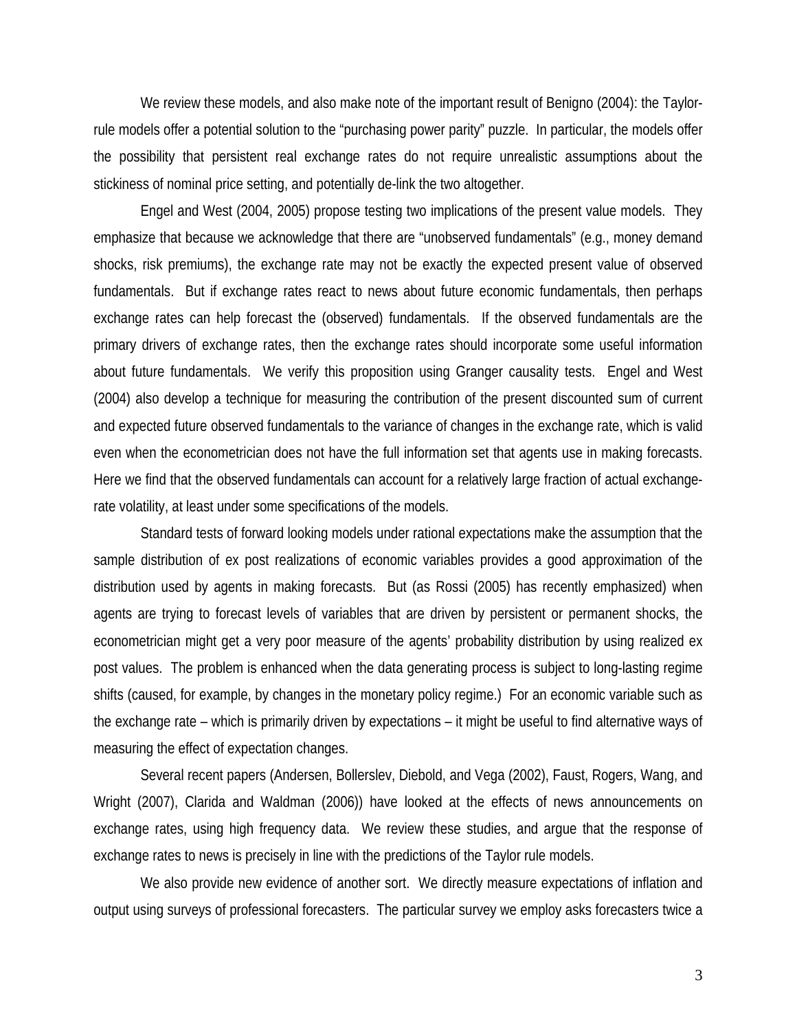We review these models, and also make note of the important result of Benigno (2004): the Taylor-rule models offer a potential solution to the "purchasing power parity" puzzle. In particular, the models offer the possibility that persistent real exchange rates do not require unrealistic assumptions about the stickiness of nominal price setting, and potentially de-link the two altogether.

Engel and West (2004, 2005) propose testing two implications of the present value models. They emphasize that because we acknowledge that there are "unobserved fundamentals" (e.g., money demand shocks, risk premiums), the exchange rate may not be exactly the expected present value of observed fundamentals. But if exchange rates react to news about future economic fundamentals, then perhaps exchange rates can help forecast the (observed) fundamentals. If the observed fundamentals are the primary drivers of exchange rates, then the exchange rates should incorporate some useful information about future fundamentals. We verify this proposition using Granger causality tests. Engel and West (2004) also develop a technique for measuring the contribution of the present discounted sum of current and expected future observed fundamentals to the variance of changes in the exchange rate, which is valid even when the econometrician does not have the full information set that agents use in making forecasts. Here we find that the observed fundamentals can account for a relatively large fraction of actual exchange-rate volatility, at least under some specifications of the models.

Standard tests of forward looking models under rational expectations make the assumption that the sample distribution of ex post realizations of economic variables provides a good approximation of the distribution used by agents in making forecasts. But (as Rossi (2005) has recently emphasized) when agents are trying to forecast levels of variables that are driven by persistent or permanent shocks, the econometrician might get a very poor measure of the agents' probability distribution by using realized ex post values. The problem is enhanced when the data generating process is subject to long-lasting regime shifts (caused, for example, by changes in the monetary policy regime.) For an economic variable such as the exchange rate – which is primarily driven by expectations – it might be useful to find alternative ways of measuring the effect of expectation changes.

Several recent papers (Andersen, Bollerslev, Diebold, and Vega (2002), Faust, Rogers, Wang, and Wright (2007), Clarida and Waldman (2006)) have looked at the effects of news announcements on exchange rates, using high frequency data. We review these studies, and argue that the response of exchange rates to news is precisely in line with the predictions of the Taylor rule models.

We also provide new evidence of another sort. We directly measure expectations of inflation and output using surveys of professional forecasters. The particular survey we employ asks forecasters twice a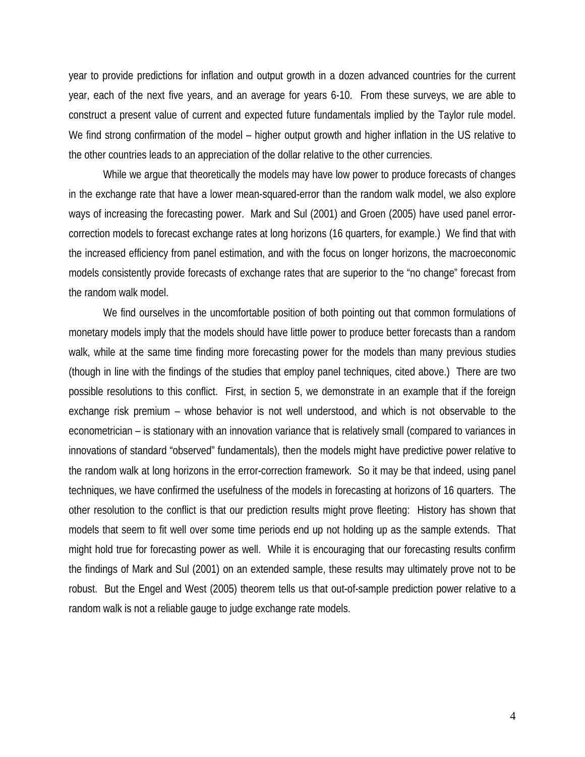year to provide predictions for inflation and output growth in a dozen advanced countries for the current year, each of the next five years, and an average for years 6-10. From these surveys, we are able to construct a present value of current and expected future fundamentals implied by the Taylor rule model. We find strong confirmation of the model – higher output growth and higher inflation in the US relative to the other countries leads to an appreciation of the dollar relative to the other currencies.

While we argue that theoretically the models may have low power to produce forecasts of changes in the exchange rate that have a lower mean-squared-error than the random walk model, we also explore ways of increasing the forecasting power. Mark and Sul (2001) and Groen (2005) have used panel error-correction models to forecast exchange rates at long horizons (16 quarters, for example.) We find that with the increased efficiency from panel estimation, and with the focus on longer horizons, the macroeconomic models consistently provide forecasts of exchange rates that are superior to the "no change" forecast from the random walk model.

We find ourselves in the uncomfortable position of both pointing out that common formulations of monetary models imply that the models should have little power to produce better forecasts than a random walk, while at the same time finding more forecasting power for the models than many previous studies (though in line with the findings of the studies that employ panel techniques, cited above.) There are two possible resolutions to this conflict. First, in section 5, we demonstrate in an example that if the foreign exchange risk premium – whose behavior is not well understood, and which is not observable to the econometrician – is stationary with an innovation variance that is relatively small (compared to variances in innovations of standard "observed" fundamentals), then the models might have predictive power relative to the random walk at long horizons in the error-correction framework. So it may be that indeed, using panel techniques, we have confirmed the usefulness of the models in forecasting at horizons of 16 quarters. The other resolution to the conflict is that our prediction results might prove fleeting: History has shown that models that seem to fit well over some time periods end up not holding up as the sample extends. That might hold true for forecasting power as well. While it is encouraging that our forecasting results confirm the findings of Mark and Sul (2001) on an extended sample, these results may ultimately prove not to be robust. But the Engel and West (2005) theorem tells us that out-of-sample prediction power relative to a random walk is not a reliable gauge to judge exchange rate models.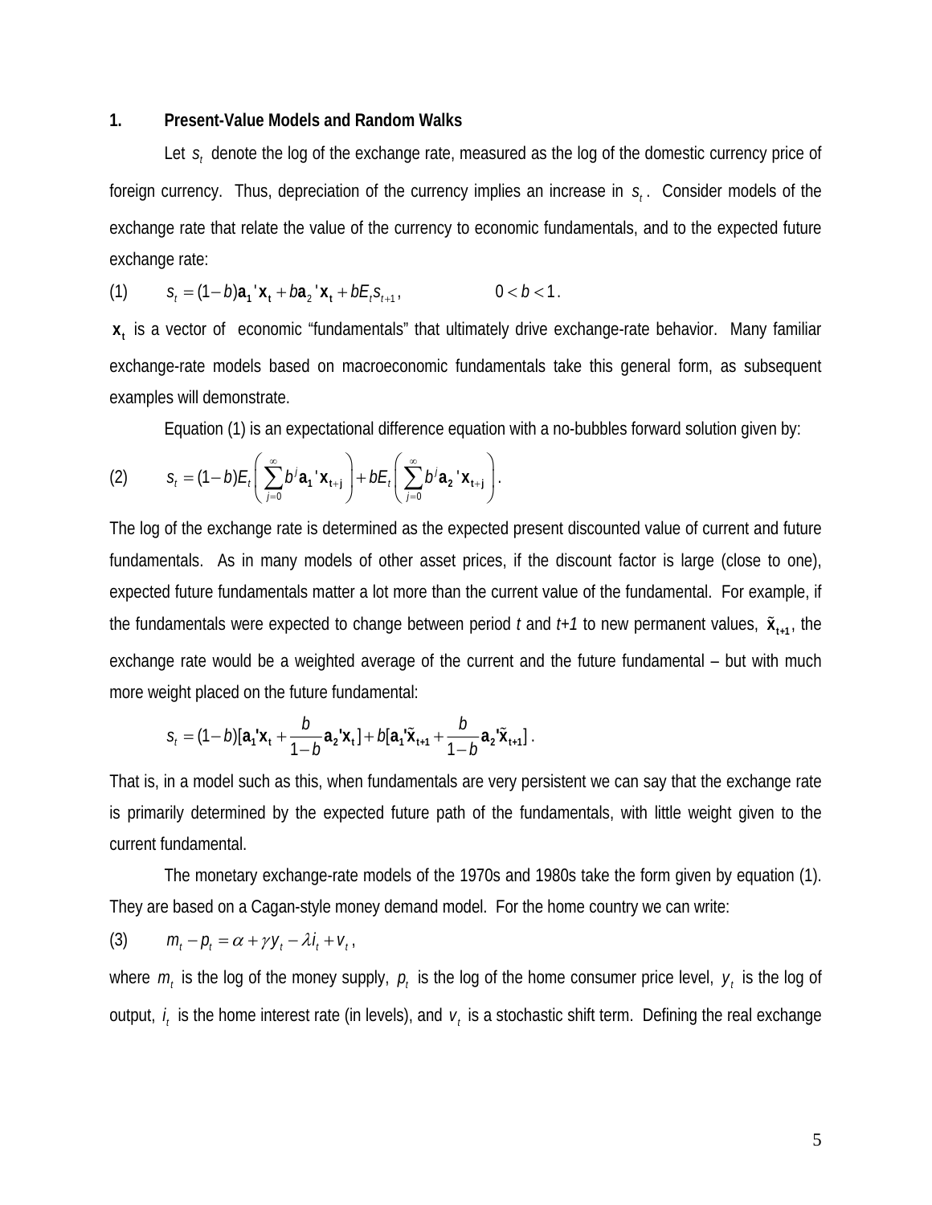## 1. Present-Value Models and Random Walks

Let $s_t$ denote the log of the exchange rate, measured as the log of the domestic currency price of foreign currency. Thus, depreciation of the currency implies an increase in $s_t$. Consider models of the exchange rate that relate the value of the currency to economic fundamentals, and to the expected future exchange rate:

$$(1) \qquad s_t = (1-b)\mathbf{a_1}'\mathbf{x_t} + b\mathbf{a}_2'\mathbf{x_t} + bE_t s_{t+1}, \qquad\qquad 0 < b < 1.$$

$\mathbf{x_t}$ is a vector of economic "fundamentals" that ultimately drive exchange-rate behavior. Many familiar exchange-rate models based on macroeconomic fundamentals take this general form, as subsequent examples will demonstrate.

Equation (1) is an expectational difference equation with a no-bubbles forward solution given by:

$$(2) \qquad s_t = (1-b)E_t\left(\sum_{j=0}^{\infty} b^j \mathbf{a_1}'\mathbf{x_{t+j}}\right) + bE_t\left(\sum_{j=0}^{\infty} b^j \mathbf{a_2}'\mathbf{x_{t+j}}\right).$$

The log of the exchange rate is determined as the expected present discounted value of current and future fundamentals. As in many models of other asset prices, if the discount factor is large (close to one), expected future fundamentals matter a lot more than the current value of the fundamental. For example, if the fundamentals were expected to change between period *t* and *t+1* to new permanent values, $\tilde{\mathbf{x}}_{\mathbf{t+1}}$, the exchange rate would be a weighted average of the current and the future fundamental – but with much more weight placed on the future fundamental:

$$s_t = (1-b)[\mathbf{a_1}'\mathbf{x_t} + \frac{b}{1-b}\mathbf{a_2}'\mathbf{x_t}] + b[\mathbf{a_1}'\tilde{\mathbf{x}}_{\mathbf{t+1}} + \frac{b}{1-b}\mathbf{a_2}'\tilde{\mathbf{x}}_{\mathbf{t+1}}].$$

That is, in a model such as this, when fundamentals are very persistent we can say that the exchange rate is primarily determined by the expected future path of the fundamentals, with little weight given to the current fundamental.

The monetary exchange-rate models of the 1970s and 1980s take the form given by equation (1). They are based on a Cagan-style money demand model. For the home country we can write:

$$(3) \qquad m_t - p_t = \alpha + \gamma y_t - \lambda i_t + v_t,$$

where $m_t$ is the log of the money supply, $p_t$ is the log of the home consumer price level, $y_t$ is the log of output, $i_t$ is the home interest rate (in levels), and $v_t$ is a stochastic shift term. Defining the real exchange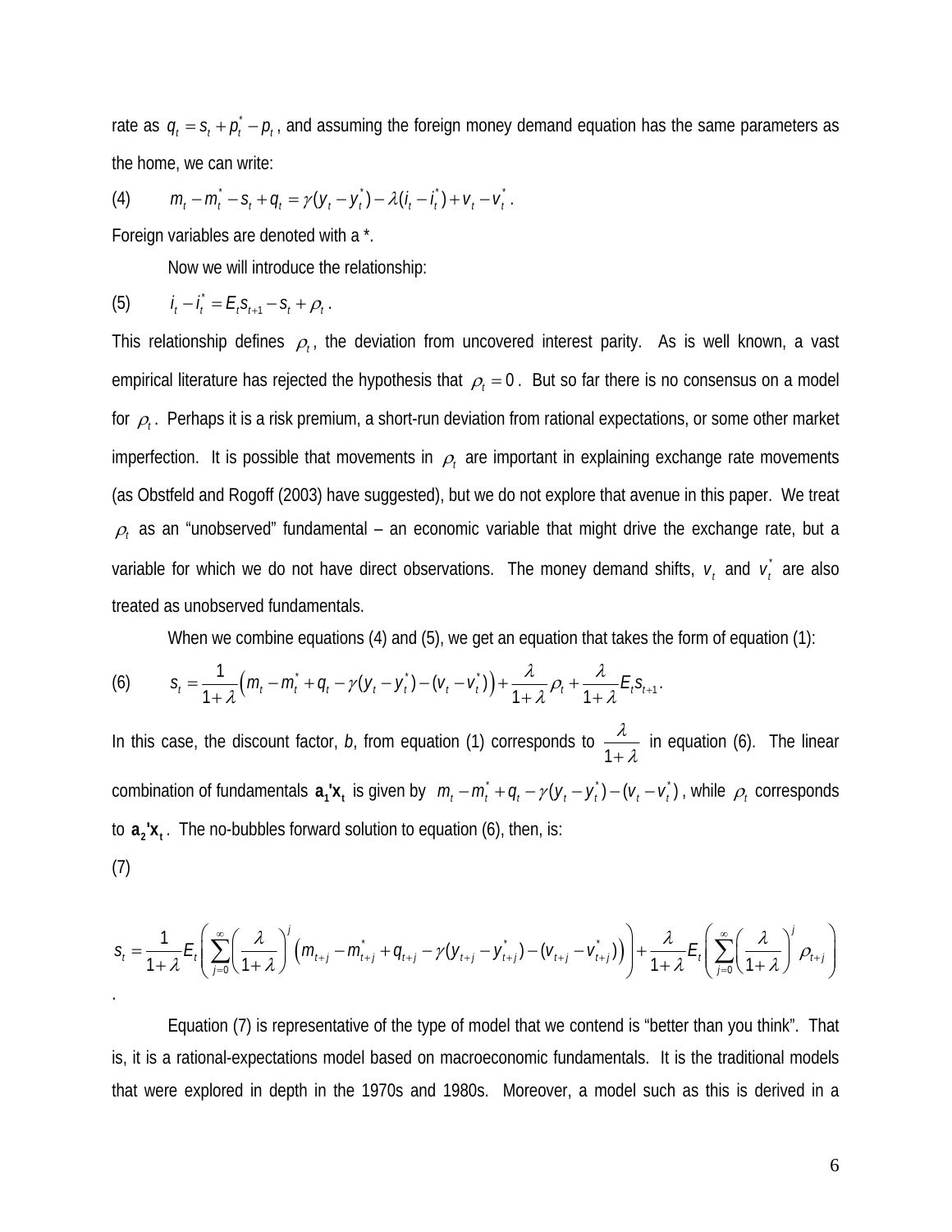rate as $q_t = s_t + p_t^* - p_t$, and assuming the foreign money demand equation has the same parameters as the home, we can write:

(4) $$m_t - m_t^* - s_t + q_t = \gamma(y_t - y_t^*) - \lambda(i_t - i_t^*) + v_t - v_t^*.$$

Foreign variables are denoted with a *.

Now we will introduce the relationship:

(5) $$i_t - i_t^* = E_t s_{t+1} - s_t + \rho_t.$$

This relationship defines $\rho_t$, the deviation from uncovered interest parity. As is well known, a vast empirical literature has rejected the hypothesis that $\rho_t = 0$. But so far there is no consensus on a model for $\rho_t$. Perhaps it is a risk premium, a short-run deviation from rational expectations, or some other market imperfection. It is possible that movements in $\rho_t$ are important in explaining exchange rate movements (as Obstfeld and Rogoff (2003) have suggested), but we do not explore that avenue in this paper. We treat $\rho_t$ as an "unobserved" fundamental – an economic variable that might drive the exchange rate, but a variable for which we do not have direct observations. The money demand shifts, $v_t$ and $v_t^*$ are also treated as unobserved fundamentals.

When we combine equations (4) and (5), we get an equation that takes the form of equation (1):

(6) $$s_t = \frac{1}{1+\lambda}\left(m_t - m_t^* + q_t - \gamma(y_t - y_t^*) - (v_t - v_t^*)\right) + \frac{\lambda}{1+\lambda}\rho_t + \frac{\lambda}{1+\lambda}E_t s_{t+1}.$$

In this case, the discount factor, *b*, from equation (1) corresponds to $\frac{\lambda}{1+\lambda}$ in equation (6). The linear combination of fundamentals $\mathbf{a_1}'\mathbf{x_t}$ is given by $m_t - m_t^* + q_t - \gamma(y_t - y_t^*) - (v_t - v_t^*)$, while $\rho_t$ corresponds to $\mathbf{a_2}'\mathbf{x_t}$. The no-bubbles forward solution to equation (6), then, is:

(7)

$$s_t = \frac{1}{1+\lambda}E_t\left(\sum_{j=0}^{\infty}\left(\frac{\lambda}{1+\lambda}\right)^j \left(m_{t+j} - m_{t+j}^* + q_{t+j} - \gamma(y_{t+j} - y_{t+j}^*) - (v_{t+j} - v_{t+j}^*)\right)\right) + \frac{\lambda}{1+\lambda}E_t\left(\sum_{j=0}^{\infty}\left(\frac{\lambda}{1+\lambda}\right)^j \rho_{t+j}\right)$$

.

Equation (7) is representative of the type of model that we contend is "better than you think". That is, it is a rational-expectations model based on macroeconomic fundamentals. It is the traditional models that were explored in depth in the 1970s and 1980s. Moreover, a model such as this is derived in a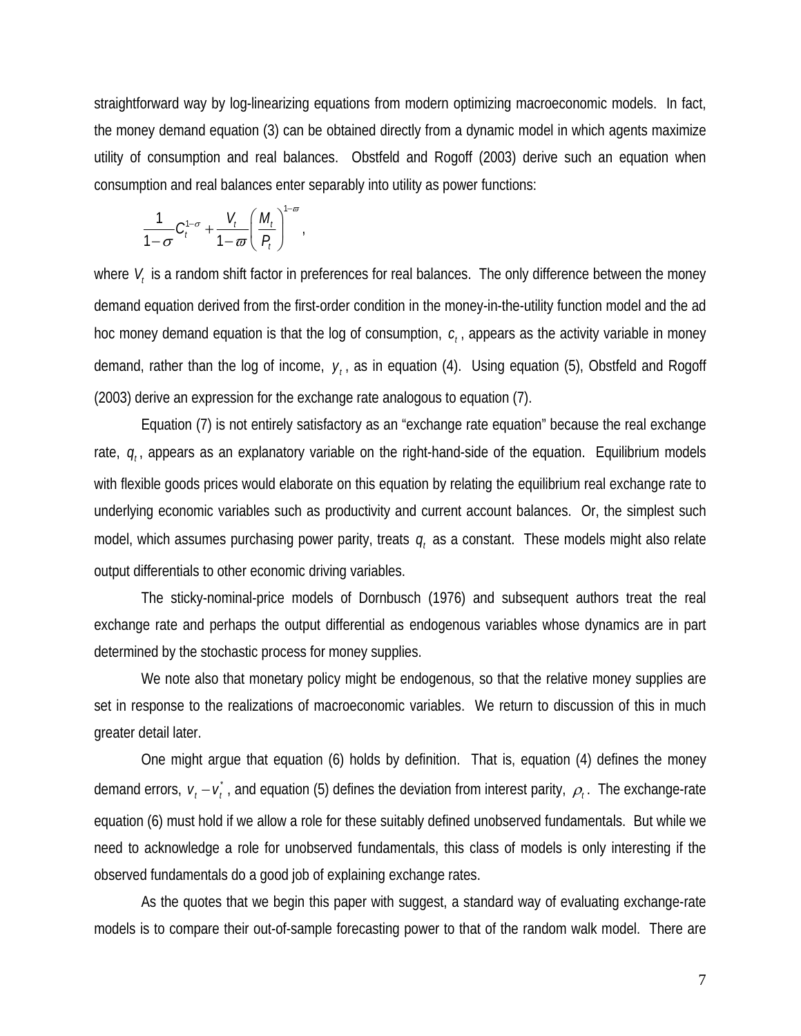straightforward way by log-linearizing equations from modern optimizing macroeconomic models. In fact, the money demand equation (3) can be obtained directly from a dynamic model in which agents maximize utility of consumption and real balances. Obstfeld and Rogoff (2003) derive such an equation when consumption and real balances enter separably into utility as power functions:

$$\frac{1}{1-\sigma}C_t^{1-\sigma} + \frac{V_t}{1-\varpi}\left(\frac{M_t}{P_t}\right)^{1-\varpi},$$

where $V_t$ is a random shift factor in preferences for real balances. The only difference between the money demand equation derived from the first-order condition in the money-in-the-utility function model and the ad hoc money demand equation is that the log of consumption, $c_t$, appears as the activity variable in money demand, rather than the log of income, $y_t$, as in equation (4). Using equation (5), Obstfeld and Rogoff (2003) derive an expression for the exchange rate analogous to equation (7).

Equation (7) is not entirely satisfactory as an "exchange rate equation" because the real exchange rate, $q_t$, appears as an explanatory variable on the right-hand-side of the equation. Equilibrium models with flexible goods prices would elaborate on this equation by relating the equilibrium real exchange rate to underlying economic variables such as productivity and current account balances. Or, the simplest such model, which assumes purchasing power parity, treats $q_t$ as a constant. These models might also relate output differentials to other economic driving variables.

The sticky-nominal-price models of Dornbusch (1976) and subsequent authors treat the real exchange rate and perhaps the output differential as endogenous variables whose dynamics are in part determined by the stochastic process for money supplies.

We note also that monetary policy might be endogenous, so that the relative money supplies are set in response to the realizations of macroeconomic variables. We return to discussion of this in much greater detail later.

One might argue that equation (6) holds by definition. That is, equation (4) defines the money demand errors, $v_t - v_t^*$, and equation (5) defines the deviation from interest parity, $\rho_t$. The exchange-rate equation (6) must hold if we allow a role for these suitably defined unobserved fundamentals. But while we need to acknowledge a role for unobserved fundamentals, this class of models is only interesting if the observed fundamentals do a good job of explaining exchange rates.

As the quotes that we begin this paper with suggest, a standard way of evaluating exchange-rate models is to compare their out-of-sample forecasting power to that of the random walk model. There are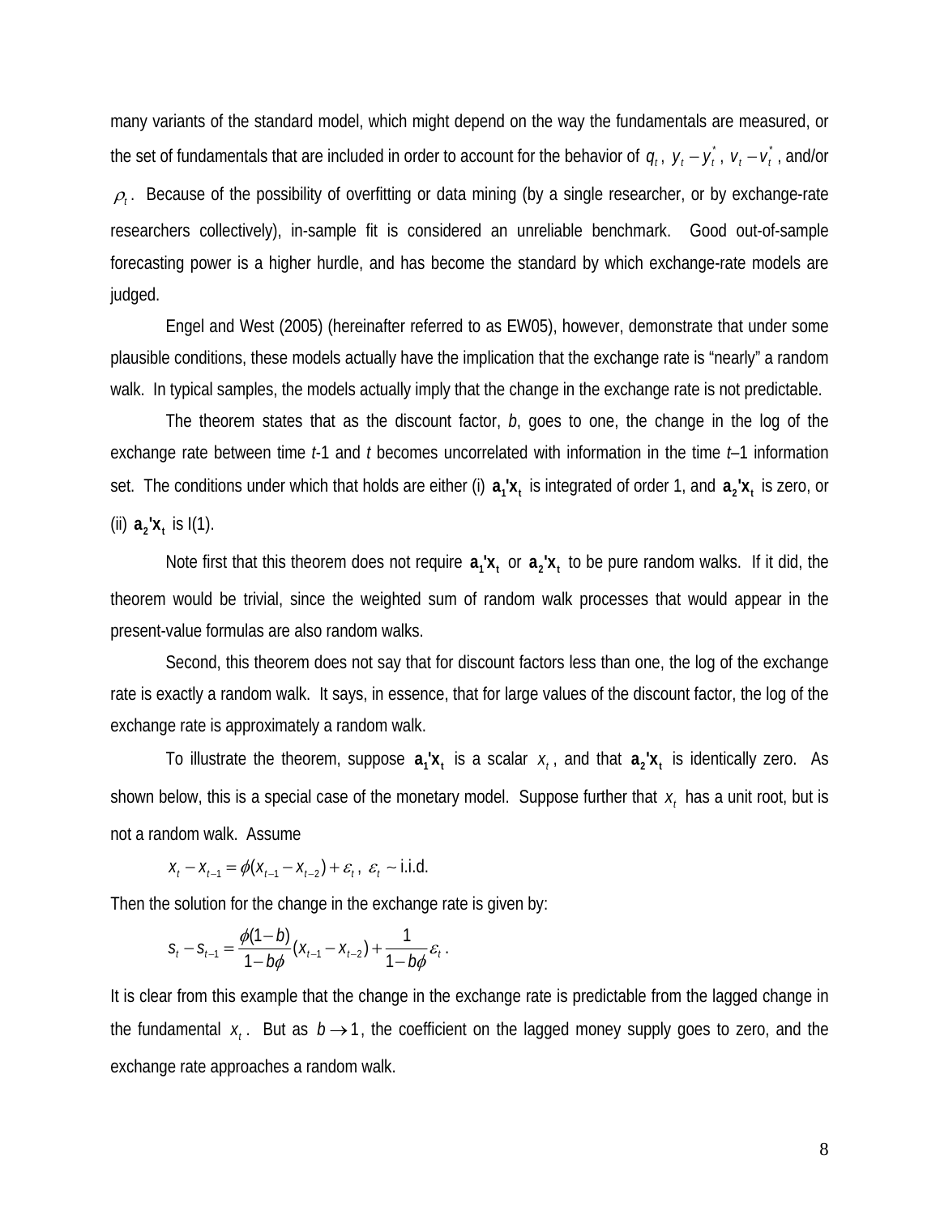many variants of the standard model, which might depend on the way the fundamentals are measured, or the set of fundamentals that are included in order to account for the behavior of $q_t$, $y_t - y_t^*$, $v_t - v_t^*$, and/or $\rho_t$. Because of the possibility of overfitting or data mining (by a single researcher, or by exchange-rate researchers collectively), in-sample fit is considered an unreliable benchmark. Good out-of-sample forecasting power is a higher hurdle, and has become the standard by which exchange-rate models are judged.

Engel and West (2005) (hereinafter referred to as EW05), however, demonstrate that under some plausible conditions, these models actually have the implication that the exchange rate is "nearly" a random walk. In typical samples, the models actually imply that the change in the exchange rate is not predictable.

The theorem states that as the discount factor, *b*, goes to one, the change in the log of the exchange rate between time *t*-1 and *t* becomes uncorrelated with information in the time *t*–1 information set. The conditions under which that holds are either (i) $\mathbf{a_1'x_t}$ is integrated of order 1, and $\mathbf{a_2'x_t}$ is zero, or (ii) $\mathbf{a_2'x_t}$ is I(1).

Note first that this theorem does not require $\mathbf{a_1'x_t}$ or $\mathbf{a_2'x_t}$ to be pure random walks. If it did, the theorem would be trivial, since the weighted sum of random walk processes that would appear in the present-value formulas are also random walks.

Second, this theorem does not say that for discount factors less than one, the log of the exchange rate is exactly a random walk. It says, in essence, that for large values of the discount factor, the log of the exchange rate is approximately a random walk.

To illustrate the theorem, suppose $\mathbf{a_1'x_t}$ is a scalar $x_t$, and that $\mathbf{a_2'x_t}$ is identically zero. As shown below, this is a special case of the monetary model. Suppose further that $x_t$ has a unit root, but is not a random walk. Assume

$$x_t - x_{t-1} = \phi(x_{t-1} - x_{t-2}) + \varepsilon_t, \ \varepsilon_t \sim \text{i.i.d.}$$

Then the solution for the change in the exchange rate is given by:

$$s_t - s_{t-1} = \frac{\phi(1-b)}{1-b\phi}(x_{t-1} - x_{t-2}) + \frac{1}{1-b\phi}\varepsilon_t .$$

It is clear from this example that the change in the exchange rate is predictable from the lagged change in the fundamental $x_t$. But as $b \to 1$, the coefficient on the lagged money supply goes to zero, and the exchange rate approaches a random walk.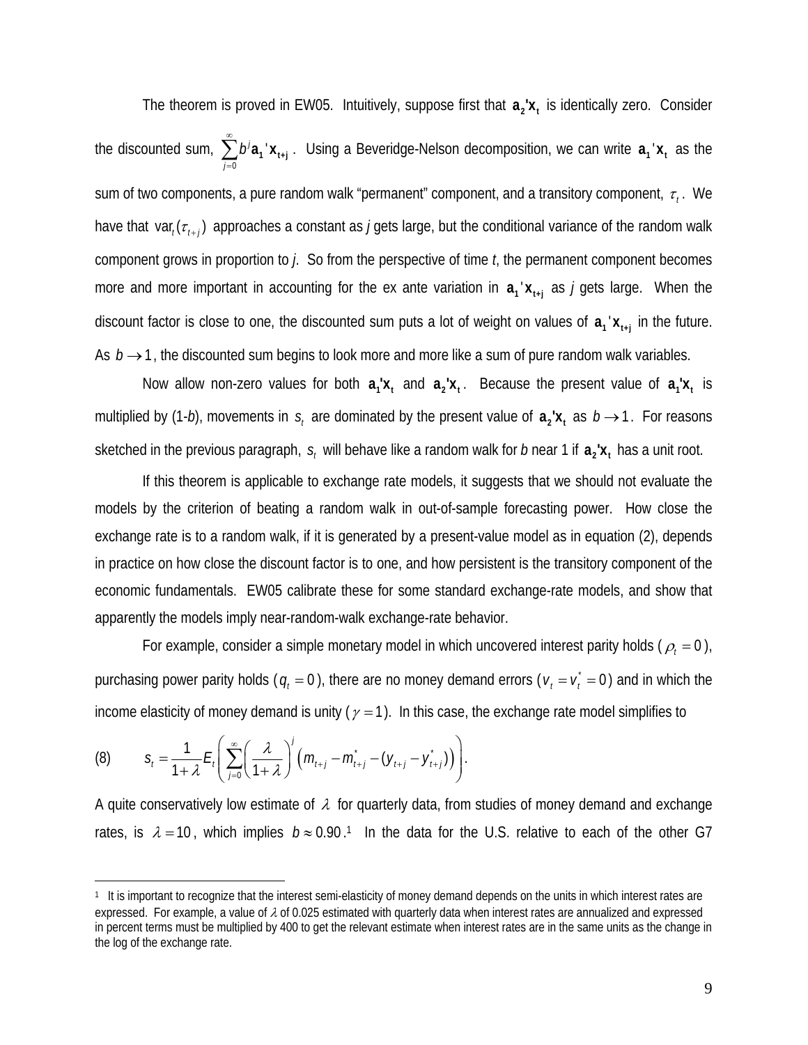The theorem is proved in EW05. Intuitively, suppose first that $\mathbf{a_2'x_t}$ is identically zero. Consider the discounted sum, $\sum_{j=0}^{\infty} b^j \mathbf{a_1}'\mathbf{x_{t+j}}$. Using a Beveridge-Nelson decomposition, we can write $\mathbf{a_1}'\mathbf{x_t}$ as the sum of two components, a pure random walk "permanent" component, and a transitory component, $\tau_t$. We have that $\text{var}_t(\tau_{t+j})$ approaches a constant as *j* gets large, but the conditional variance of the random walk component grows in proportion to *j*. So from the perspective of time *t*, the permanent component becomes more and more important in accounting for the ex ante variation in $\mathbf{a_1}'\mathbf{x_{t+j}}$ as *j* gets large. When the discount factor is close to one, the discounted sum puts a lot of weight on values of $\mathbf{a_1}'\mathbf{x_{t+j}}$ in the future. As $b \to 1$, the discounted sum begins to look more and more like a sum of pure random walk variables.

Now allow non-zero values for both $\mathbf{a_1'x_t}$ and $\mathbf{a_2'x_t}$. Because the present value of $\mathbf{a_1'x_t}$ is multiplied by (1-*b*), movements in $s_t$ are dominated by the present value of $\mathbf{a_2'x_t}$ as $b \to 1$. For reasons sketched in the previous paragraph, $s_t$ will behave like a random walk for *b* near 1 if $\mathbf{a_2'x_t}$ has a unit root.

If this theorem is applicable to exchange rate models, it suggests that we should not evaluate the models by the criterion of beating a random walk in out-of-sample forecasting power. How close the exchange rate is to a random walk, if it is generated by a present-value model as in equation (2), depends in practice on how close the discount factor is to one, and how persistent is the transitory component of the economic fundamentals. EW05 calibrate these for some standard exchange-rate models, and show that apparently the models imply near-random-walk exchange-rate behavior.

For example, consider a simple monetary model in which uncovered interest parity holds ($\rho_t = 0$), purchasing power parity holds ($q_t = 0$), there are no money demand errors ($v_t = v_t^* = 0$) and in which the income elasticity of money demand is unity ($\gamma = 1$). In this case, the exchange rate model simplifies to

$$(8) \qquad s_t = \frac{1}{1+\lambda} E_t \left( \sum_{j=0}^{\infty} \left( \frac{\lambda}{1+\lambda} \right)^j \left( m_{t+j} - m_{t+j}^* - (y_{t+j} - y_{t+j}^*) \right) \right).$$

A quite conservatively low estimate of $\lambda$ for quarterly data, from studies of money demand and exchange rates, is $\lambda = 10$, which implies $b \approx 0.90$.[1] In the data for the U.S. relative to each of the other G7

---

[1] It is important to recognize that the interest semi-elasticity of money demand depends on the units in which interest rates are expressed. For example, a value of $\lambda$ of 0.025 estimated with quarterly data when interest rates are annualized and expressed in percent terms must be multiplied by 400 to get the relevant estimate when interest rates are in the same units as the change in the log of the exchange rate.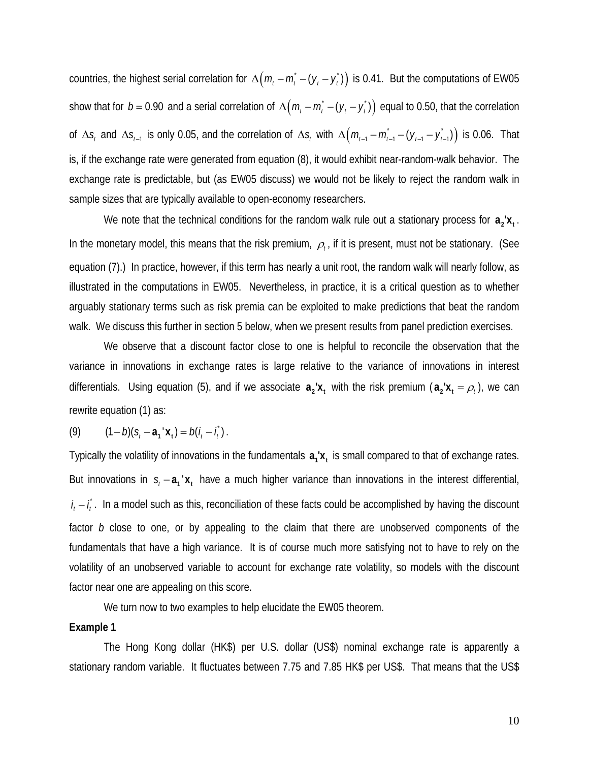countries, the highest serial correlation for $\Delta\left(m_t - m_t^* - (y_t - y_t^*)\right)$ is 0.41. But the computations of EW05 show that for $b = 0.90$ and a serial correlation of $\Delta\left(m_t - m_t^* - (y_t - y_t^*)\right)$ equal to 0.50, that the correlation of $\Delta s_t$ and $\Delta s_{t-1}$ is only 0.05, and the correlation of $\Delta s_t$ with $\Delta\left(m_{t-1} - m_{t-1}^* - (y_{t-1} - y_{t-1}^*)\right)$ is 0.06. That is, if the exchange rate were generated from equation (8), it would exhibit near-random-walk behavior. The exchange rate is predictable, but (as EW05 discuss) we would not be likely to reject the random walk in sample sizes that are typically available to open-economy researchers.

We note that the technical conditions for the random walk rule out a stationary process for $\mathbf{a_2'x_t}$. In the monetary model, this means that the risk premium, $\rho_t$, if it is present, must not be stationary. (See equation (7).) In practice, however, if this term has nearly a unit root, the random walk will nearly follow, as illustrated in the computations in EW05. Nevertheless, in practice, it is a critical question as to whether arguably stationary terms such as risk premia can be exploited to make predictions that beat the random walk. We discuss this further in section 5 below, when we present results from panel prediction exercises.

We observe that a discount factor close to one is helpful to reconcile the observation that the variance in innovations in exchange rates is large relative to the variance of innovations in interest differentials. Using equation (5), and if we associate $\mathbf{a_2'x_t}$ with the risk premium ($\mathbf{a_2'x_t} = \rho_t$), we can rewrite equation (1) as:

$$(1-b)(s_t - \mathbf{a_1'x_t}) = b(i_t - i_t^*). \tag{9}$$

Typically the volatility of innovations in the fundamentals $\mathbf{a_1'x_t}$ is small compared to that of exchange rates. But innovations in $s_t - \mathbf{a_1'x_t}$ have a much higher variance than innovations in the interest differential, $i_t - i_t^*$. In a model such as this, reconciliation of these facts could be accomplished by having the discount factor $b$ close to one, or by appealing to the claim that there are unobserved components of the fundamentals that have a high variance. It is of course much more satisfying not to have to rely on the volatility of an unobserved variable to account for exchange rate volatility, so models with the discount factor near one are appealing on this score.

We turn now to two examples to help elucidate the EW05 theorem.

**Example 1**

The Hong Kong dollar (HK$) per U.S. dollar (US$) nominal exchange rate is apparently a stationary random variable. It fluctuates between 7.75 and 7.85 HK$ per US$. That means that the US$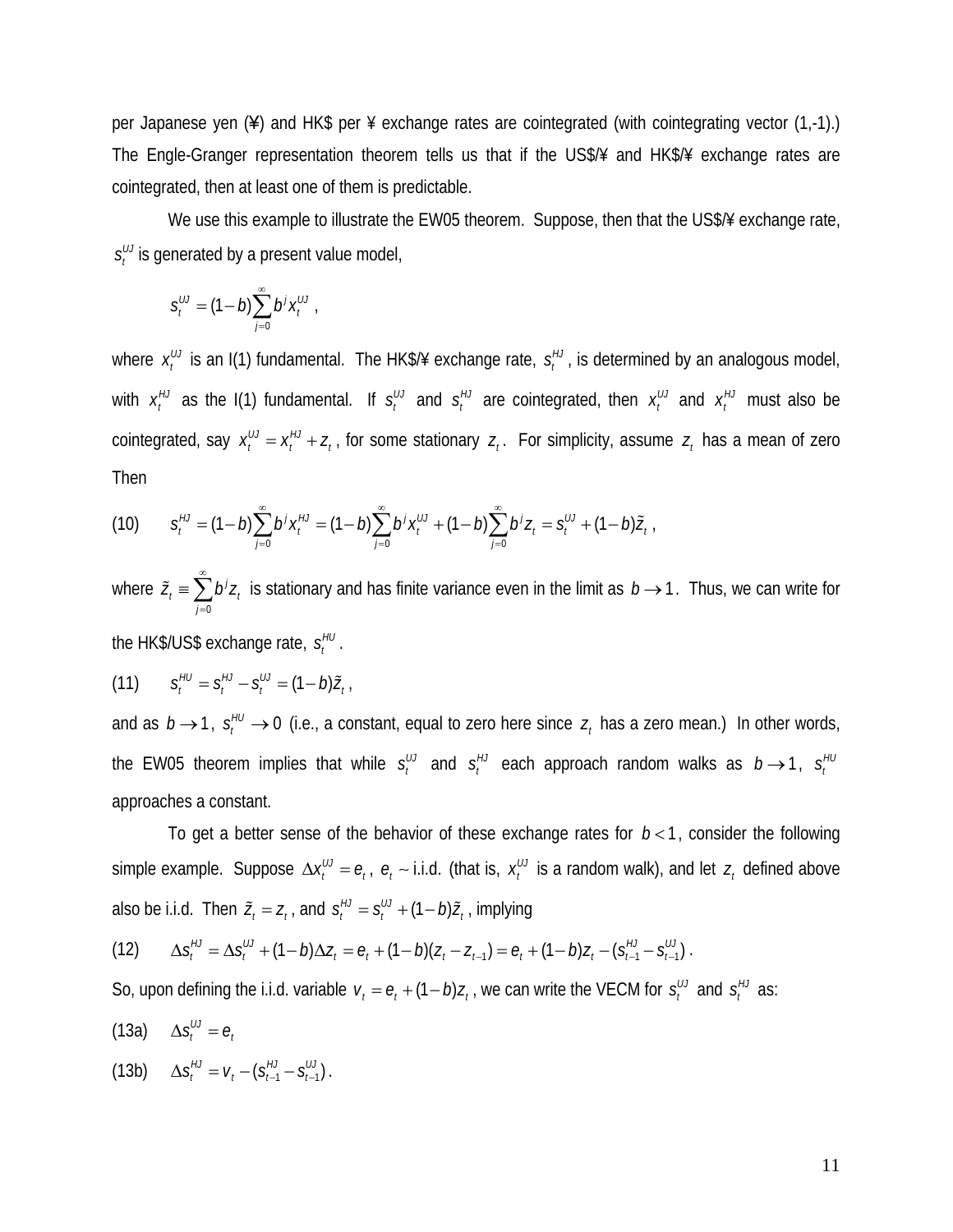per Japanese yen (¥) and HK$ per ¥ exchange rates are cointegrated (with cointegrating vector (1,-1).) The Engle-Granger representation theorem tells us that if the US$/¥ and HK$/¥ exchange rates are cointegrated, then at least one of them is predictable.

We use this example to illustrate the EW05 theorem. Suppose, then that the US$/¥ exchange rate, $s_t^{UJ}$ is generated by a present value model,

$$s_t^{UJ} = (1-b)\sum_{j=0}^{\infty} b^j x_t^{UJ} \ ,$$

where $x_t^{UJ}$ is an I(1) fundamental. The HK$/¥ exchange rate, $s_t^{HJ}$, is determined by an analogous model, with $x_t^{HJ}$ as the I(1) fundamental. If $s_t^{UJ}$ and $s_t^{HJ}$ are cointegrated, then $x_t^{UJ}$ and $x_t^{HJ}$ must also be cointegrated, say $x_t^{UJ} = x_t^{HJ} + z_t$, for some stationary $z_t$. For simplicity, assume $z_t$ has a mean of zero Then

$$(10) \qquad s_t^{HJ} = (1-b)\sum_{j=0}^{\infty} b^j x_t^{HJ} = (1-b)\sum_{j=0}^{\infty} b^j x_t^{UJ} + (1-b)\sum_{j=0}^{\infty} b^j z_t = s_t^{UJ} + (1-b)\tilde{z}_t \ ,$$

where $\tilde{z}_t \equiv \sum_{j=0}^{\infty} b^j z_t$ is stationary and has finite variance even in the limit as $b \to 1$. Thus, we can write for the HK$/US$ exchange rate, $s_t^{HU}$.

$$(11) \qquad s_t^{HU} = s_t^{HJ} - s_t^{UJ} = (1-b)\tilde{z}_t \ ,$$

and as $b \to 1$, $s_t^{HU} \to 0$ (i.e., a constant, equal to zero here since $z_t$ has a zero mean.) In other words, the EW05 theorem implies that while $s_t^{UJ}$ and $s_t^{HJ}$ each approach random walks as $b \to 1$, $s_t^{HU}$ approaches a constant.

To get a better sense of the behavior of these exchange rates for $b < 1$, consider the following simple example. Suppose $\Delta x_t^{UJ} = e_t$, $e_t \sim$ i.i.d. (that is, $x_t^{UJ}$ is a random walk), and let $z_t$ defined above also be i.i.d. Then $\tilde{z}_t = z_t$, and $s_t^{HJ} = s_t^{UJ} + (1-b)\tilde{z}_t$, implying

$$(12) \qquad \Delta s_t^{HJ} = \Delta s_t^{UJ} + (1-b)\Delta z_t = e_t + (1-b)(z_t - z_{t-1}) = e_t + (1-b)z_t - (s_{t-1}^{HJ} - s_{t-1}^{UJ}) \ .$$

So, upon defining the i.i.d. variable $v_t = e_t + (1-b)z_t$, we can write the VECM for $s_t^{UJ}$ and $s_t^{HJ}$ as:

$$(13a) \qquad \Delta s_t^{UJ} = e_t$$

$$(13b) \qquad \Delta s_t^{HJ} = v_t - (s_{t-1}^{HJ} - s_{t-1}^{UJ}) \ .$$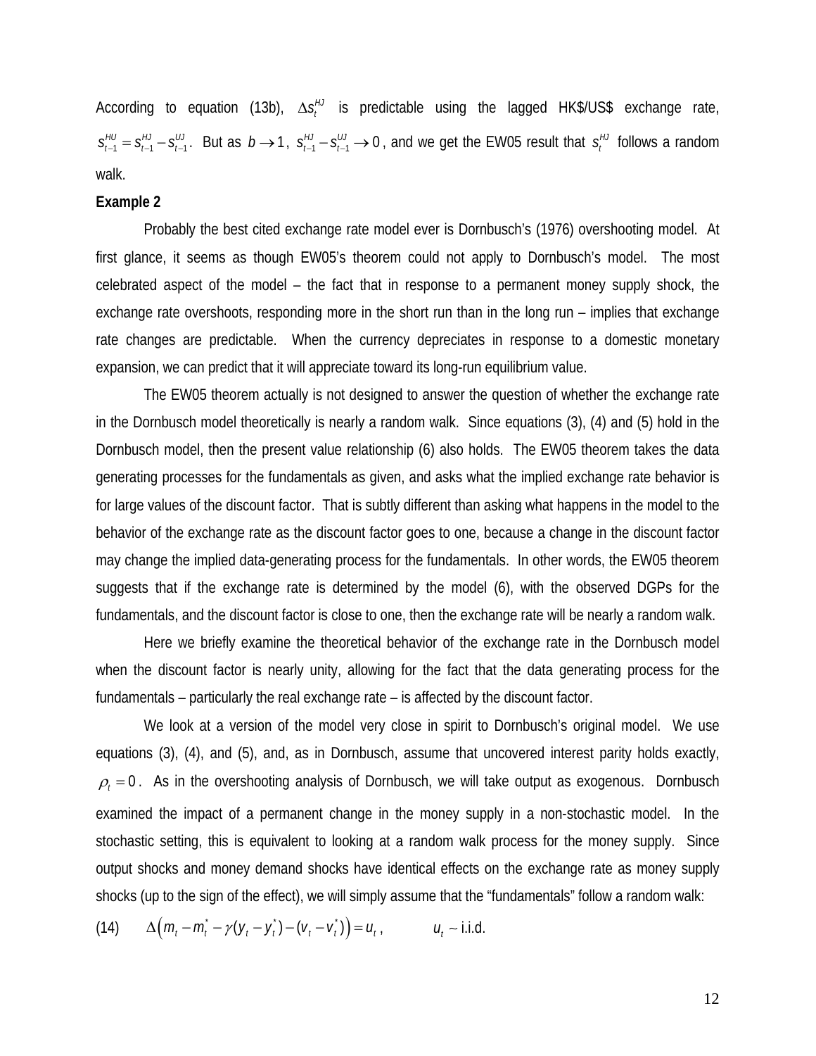According to equation (13b), $\Delta s_t^{HJ}$ is predictable using the lagged HK\$/US\$ exchange rate, $s_{t-1}^{HU} = s_{t-1}^{HJ} - s_{t-1}^{UJ}$. But as $b \to 1$, $s_{t-1}^{HJ} - s_{t-1}^{UJ} \to 0$, and we get the EW05 result that $s_t^{HJ}$ follows a random walk.

**Example 2**

Probably the best cited exchange rate model ever is Dornbusch's (1976) overshooting model. At first glance, it seems as though EW05's theorem could not apply to Dornbusch's model. The most celebrated aspect of the model – the fact that in response to a permanent money supply shock, the exchange rate overshoots, responding more in the short run than in the long run – implies that exchange rate changes are predictable. When the currency depreciates in response to a domestic monetary expansion, we can predict that it will appreciate toward its long-run equilibrium value.

The EW05 theorem actually is not designed to answer the question of whether the exchange rate in the Dornbusch model theoretically is nearly a random walk. Since equations (3), (4) and (5) hold in the Dornbusch model, then the present value relationship (6) also holds. The EW05 theorem takes the data generating processes for the fundamentals as given, and asks what the implied exchange rate behavior is for large values of the discount factor. That is subtly different than asking what happens in the model to the behavior of the exchange rate as the discount factor goes to one, because a change in the discount factor may change the implied data-generating process for the fundamentals. In other words, the EW05 theorem suggests that if the exchange rate is determined by the model (6), with the observed DGPs for the fundamentals, and the discount factor is close to one, then the exchange rate will be nearly a random walk.

Here we briefly examine the theoretical behavior of the exchange rate in the Dornbusch model when the discount factor is nearly unity, allowing for the fact that the data generating process for the fundamentals – particularly the real exchange rate – is affected by the discount factor.

We look at a version of the model very close in spirit to Dornbusch's original model. We use equations (3), (4), and (5), and, as in Dornbusch, assume that uncovered interest parity holds exactly, $\rho_t = 0$. As in the overshooting analysis of Dornbusch, we will take output as exogenous. Dornbusch examined the impact of a permanent change in the money supply in a non-stochastic model. In the stochastic setting, this is equivalent to looking at a random walk process for the money supply. Since output shocks and money demand shocks have identical effects on the exchange rate as money supply shocks (up to the sign of the effect), we will simply assume that the "fundamentals" follow a random walk:

$$(14) \qquad \Delta\left(m_t - m_t^* - \gamma(y_t - y_t^*) - (v_t - v_t^*)\right) = u_t, \qquad u_t \sim \text{i.i.d.}$$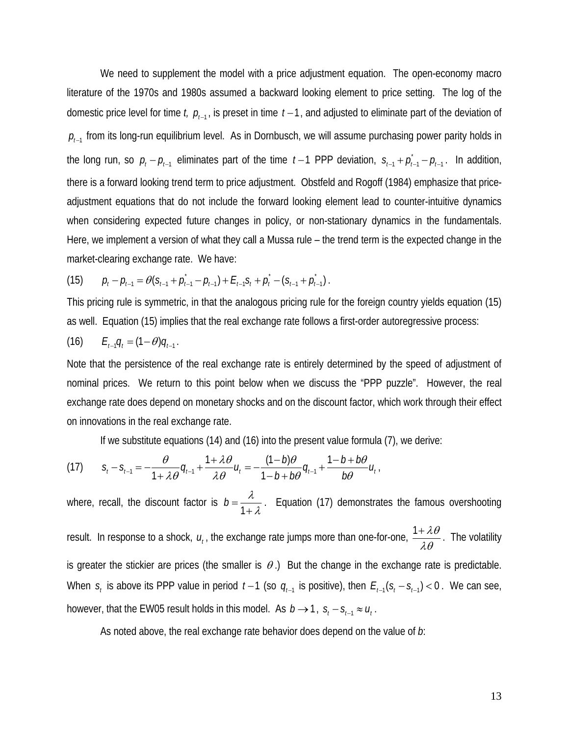We need to supplement the model with a price adjustment equation. The open-economy macro literature of the 1970s and 1980s assumed a backward looking element to price setting. The log of the domestic price level for time *t*, $p_{t-1}$, is preset in time $t-1$, and adjusted to eliminate part of the deviation of $p_{t-1}$ from its long-run equilibrium level. As in Dornbusch, we will assume purchasing power parity holds in the long run, so $p_t - p_{t-1}$ eliminates part of the time $t-1$ PPP deviation, $s_{t-1} + p^*_{t-1} - p_{t-1}$. In addition, there is a forward looking trend term to price adjustment. Obstfeld and Rogoff (1984) emphasize that price-adjustment equations that do not include the forward looking element lead to counter-intuitive dynamics when considering expected future changes in policy, or non-stationary dynamics in the fundamentals. Here, we implement a version of what they call a Mussa rule – the trend term is the expected change in the market-clearing exchange rate. We have:

$$(15) \qquad p_t - p_{t-1} = \theta(s_{t-1} + p^*_{t-1} - p_{t-1}) + E_{t-1}s_t + p^*_t - (s_{t-1} + p^*_{t-1}).$$

This pricing rule is symmetric, in that the analogous pricing rule for the foreign country yields equation (15) as well. Equation (15) implies that the real exchange rate follows a first-order autoregressive process:

$$(16) \qquad E_{t-1}q_t = (1-\theta)q_{t-1}.$$

Note that the persistence of the real exchange rate is entirely determined by the speed of adjustment of nominal prices. We return to this point below when we discuss the "PPP puzzle". However, the real exchange rate does depend on monetary shocks and on the discount factor, which work through their effect on innovations in the real exchange rate.

If we substitute equations (14) and (16) into the present value formula (7), we derive:

$$(17) \qquad s_t - s_{t-1} = -\frac{\theta}{1+\lambda\theta}q_{t-1} + \frac{1+\lambda\theta}{\lambda\theta}u_t = -\frac{(1-b)\theta}{1-b+b\theta}q_{t-1} + \frac{1-b+b\theta}{b\theta}u_t,$$

where, recall, the discount factor is $b = \frac{\lambda}{1+\lambda}$. Equation (17) demonstrates the famous overshooting result. In response to a shock, $u_t$, the exchange rate jumps more than one-for-one, $\frac{1+\lambda\theta}{\lambda\theta}$. The volatility is greater the stickier are prices (the smaller is $\theta$.) But the change in the exchange rate is predictable. When $s_t$ is above its PPP value in period $t-1$ (so $q_{t-1}$ is positive), then $E_{t-1}(s_t - s_{t-1}) < 0$. We can see, however, that the EW05 result holds in this model. As $b \to 1$, $s_t - s_{t-1} \approx u_t$.

As noted above, the real exchange rate behavior does depend on the value of *b*: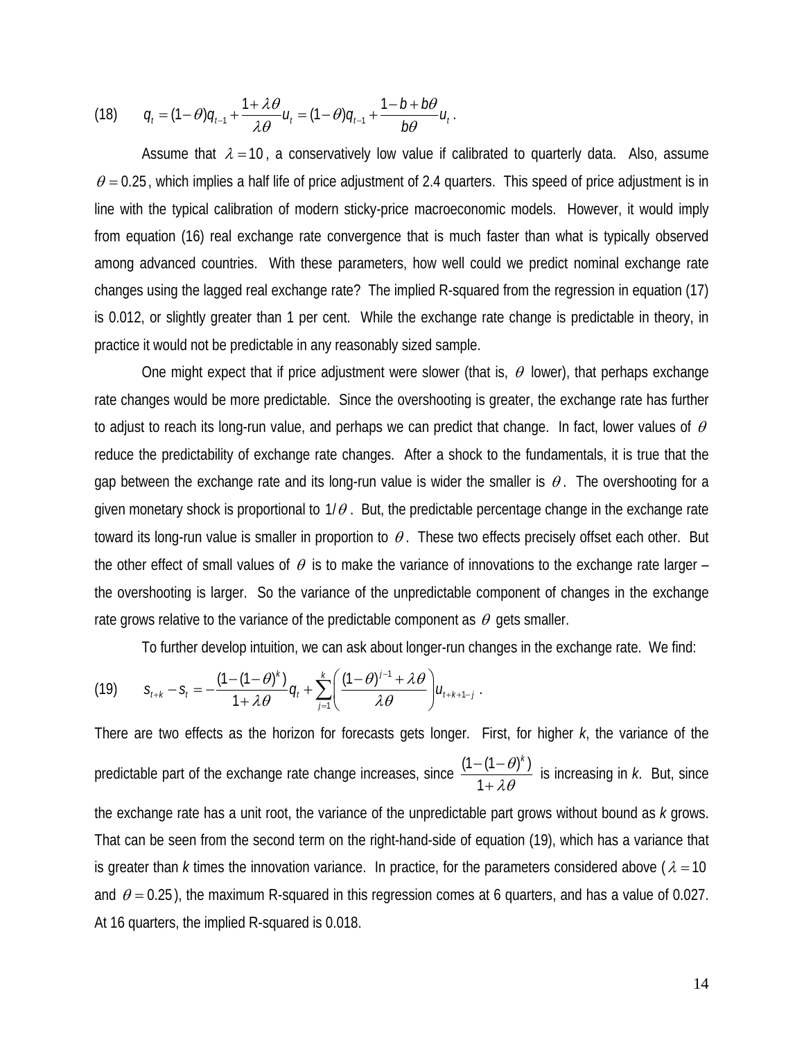$$(18) \qquad q_t = (1-\theta)q_{t-1} + \frac{1+\lambda\theta}{\lambda\theta}u_t = (1-\theta)q_{t-1} + \frac{1-b+b\theta}{b\theta}u_t \,.$$

Assume that $\lambda = 10$, a conservatively low value if calibrated to quarterly data. Also, assume $\theta = 0.25$, which implies a half life of price adjustment of 2.4 quarters. This speed of price adjustment is in line with the typical calibration of modern sticky-price macroeconomic models. However, it would imply from equation (16) real exchange rate convergence that is much faster than what is typically observed among advanced countries. With these parameters, how well could we predict nominal exchange rate changes using the lagged real exchange rate? The implied R-squared from the regression in equation (17) is 0.012, or slightly greater than 1 per cent. While the exchange rate change is predictable in theory, in practice it would not be predictable in any reasonably sized sample.

One might expect that if price adjustment were slower (that is, $\theta$ lower), that perhaps exchange rate changes would be more predictable. Since the overshooting is greater, the exchange rate has further to adjust to reach its long-run value, and perhaps we can predict that change. In fact, lower values of $\theta$ reduce the predictability of exchange rate changes. After a shock to the fundamentals, it is true that the gap between the exchange rate and its long-run value is wider the smaller is $\theta$. The overshooting for a given monetary shock is proportional to $1/\theta$. But, the predictable percentage change in the exchange rate toward its long-run value is smaller in proportion to $\theta$. These two effects precisely offset each other. But the other effect of small values of $\theta$ is to make the variance of innovations to the exchange rate larger – the overshooting is larger. So the variance of the unpredictable component of changes in the exchange rate grows relative to the variance of the predictable component as $\theta$ gets smaller.

To further develop intuition, we can ask about longer-run changes in the exchange rate. We find:

$$(19) \qquad s_{t+k} - s_t = -\frac{(1-(1-\theta)^k)}{1+\lambda\theta}q_t + \sum_{j=1}^{k}\left(\frac{(1-\theta)^{j-1}+\lambda\theta}{\lambda\theta}\right)u_{t+k+1-j} \,.$$

There are two effects as the horizon for forecasts gets longer. First, for higher *k*, the variance of the predictable part of the exchange rate change increases, since $\frac{(1-(1-\theta)^k)}{1+\lambda\theta}$ is increasing in *k*. But, since the exchange rate has a unit root, the variance of the unpredictable part grows without bound as *k* grows. That can be seen from the second term on the right-hand-side of equation (19), which has a variance that is greater than *k* times the innovation variance. In practice, for the parameters considered above ($\lambda = 10$ and $\theta = 0.25$), the maximum R-squared in this regression comes at 6 quarters, and has a value of 0.027. At 16 quarters, the implied R-squared is 0.018.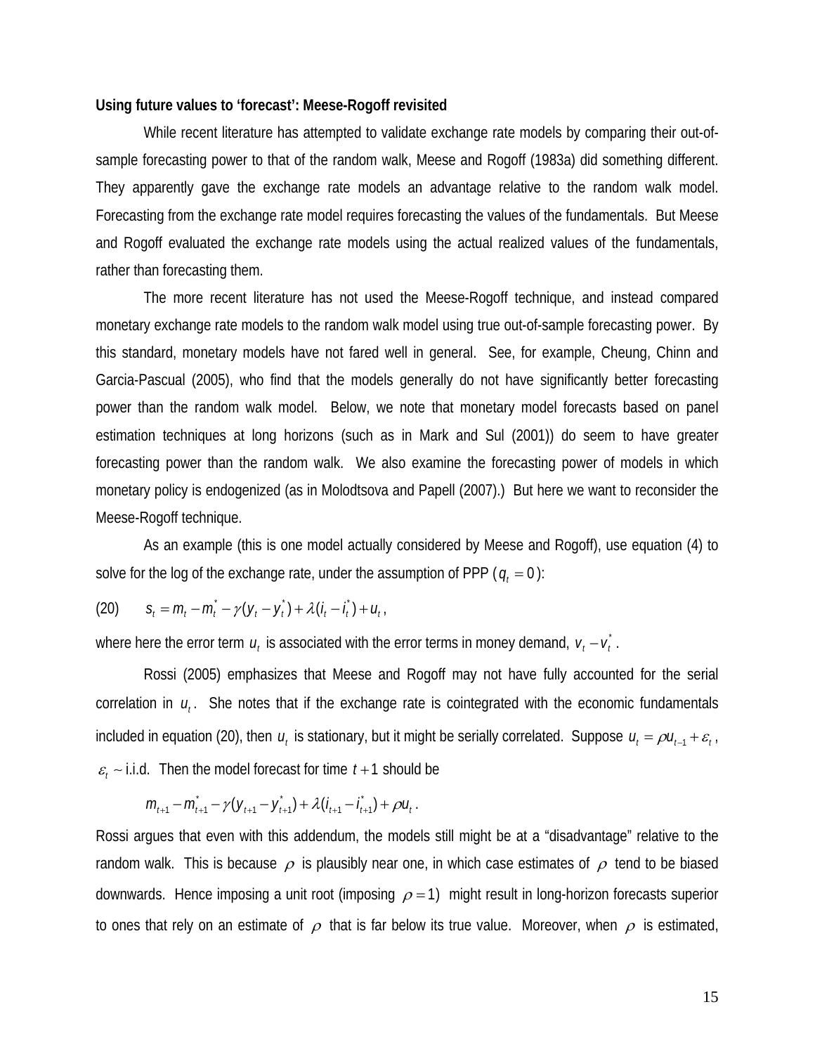**Using future values to 'forecast': Meese-Rogoff revisited**

While recent literature has attempted to validate exchange rate models by comparing their out-of-sample forecasting power to that of the random walk, Meese and Rogoff (1983a) did something different. They apparently gave the exchange rate models an advantage relative to the random walk model. Forecasting from the exchange rate model requires forecasting the values of the fundamentals. But Meese and Rogoff evaluated the exchange rate models using the actual realized values of the fundamentals, rather than forecasting them.

The more recent literature has not used the Meese-Rogoff technique, and instead compared monetary exchange rate models to the random walk model using true out-of-sample forecasting power. By this standard, monetary models have not fared well in general. See, for example, Cheung, Chinn and Garcia-Pascual (2005), who find that the models generally do not have significantly better forecasting power than the random walk model. Below, we note that monetary model forecasts based on panel estimation techniques at long horizons (such as in Mark and Sul (2001)) do seem to have greater forecasting power than the random walk. We also examine the forecasting power of models in which monetary policy is endogenized (as in Molodtsova and Papell (2007).) But here we want to reconsider the Meese-Rogoff technique.

As an example (this is one model actually considered by Meese and Rogoff), use equation (4) to solve for the log of the exchange rate, under the assumption of PPP ($q_t = 0$):

$$s_t = m_t - m_t^* - \gamma(y_t - y_t^*) + \lambda(i_t - i_t^*) + u_t \,, \tag{20}$$

where here the error term $u_t$ is associated with the error terms in money demand, $v_t - v_t^*$.

Rossi (2005) emphasizes that Meese and Rogoff may not have fully accounted for the serial correlation in $u_t$. She notes that if the exchange rate is cointegrated with the economic fundamentals included in equation (20), then $u_t$ is stationary, but it might be serially correlated. Suppose $u_t = \rho u_{t-1} + \varepsilon_t$, $\varepsilon_t \sim$ i.i.d. Then the model forecast for time $t+1$ should be

$$m_{t+1} - m_{t+1}^* - \gamma(y_{t+1} - y_{t+1}^*) + \lambda(i_{t+1} - i_{t+1}^*) + \rho u_t \,.$$

Rossi argues that even with this addendum, the models still might be at a "disadvantage" relative to the random walk. This is because $\rho$ is plausibly near one, in which case estimates of $\rho$ tend to be biased downwards. Hence imposing a unit root (imposing $\rho = 1$) might result in long-horizon forecasts superior to ones that rely on an estimate of $\rho$ that is far below its true value. Moreover, when $\rho$ is estimated,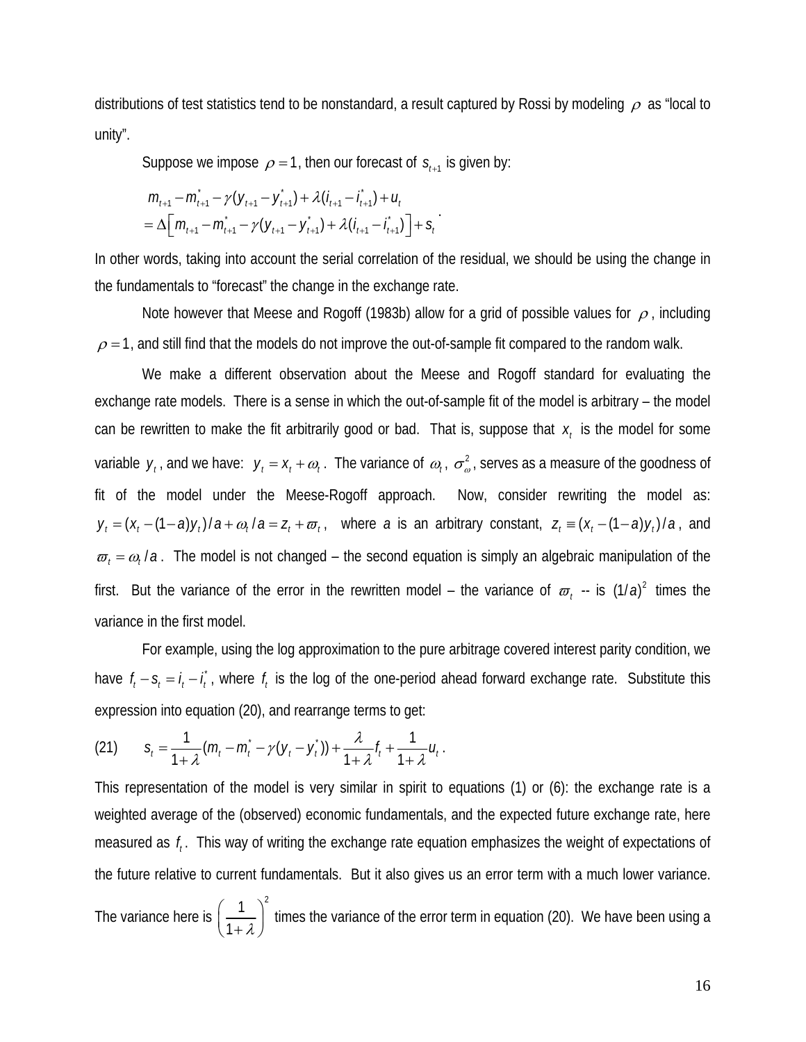distributions of test statistics tend to be nonstandard, a result captured by Rossi by modeling $\rho$ as "local to unity".

Suppose we impose $\rho = 1$, then our forecast of $s_{t+1}$ is given by:

$$
\begin{aligned}
&m_{t+1} - m^*_{t+1} - \gamma(y_{t+1} - y^*_{t+1}) + \lambda(i_{t+1} - i^*_{t+1}) + u_t \\
&= \Delta\left[m_{t+1} - m^*_{t+1} - \gamma(y_{t+1} - y^*_{t+1}) + \lambda(i_{t+1} - i^*_{t+1})\right] + s_t
\end{aligned}.
$$

In other words, taking into account the serial correlation of the residual, we should be using the change in the fundamentals to "forecast" the change in the exchange rate.

Note however that Meese and Rogoff (1983b) allow for a grid of possible values for $\rho$, including $\rho = 1$, and still find that the models do not improve the out-of-sample fit compared to the random walk.

We make a different observation about the Meese and Rogoff standard for evaluating the exchange rate models. There is a sense in which the out-of-sample fit of the model is arbitrary – the model can be rewritten to make the fit arbitrarily good or bad. That is, suppose that $x_t$ is the model for some variable $y_t$, and we have: $y_t = x_t + \omega_t$. The variance of $\omega_t$, $\sigma^2_\omega$, serves as a measure of the goodness of fit of the model under the Meese-Rogoff approach. Now, consider rewriting the model as: $y_t = (x_t - (1-a)y_t)/a + \omega_t/a = z_t + \varpi_t$, where $a$ is an arbitrary constant, $z_t \equiv (x_t - (1-a)y_t)/a$, and $\varpi_t = \omega_t/a$. The model is not changed – the second equation is simply an algebraic manipulation of the first. But the variance of the error in the rewritten model – the variance of $\varpi_t$ -- is $(1/a)^2$ times the variance in the first model.

For example, using the log approximation to the pure arbitrage covered interest parity condition, we have $f_t - s_t = i_t - i^*_t$, where $f_t$ is the log of the one-period ahead forward exchange rate. Substitute this expression into equation (20), and rearrange terms to get:

$$
s_t = \frac{1}{1+\lambda}(m_t - m^*_t - \gamma(y_t - y^*_t)) + \frac{\lambda}{1+\lambda}f_t + \frac{1}{1+\lambda}u_t. \tag{21}
$$

This representation of the model is very similar in spirit to equations (1) or (6): the exchange rate is a weighted average of the (observed) economic fundamentals, and the expected future exchange rate, here measured as $f_t$. This way of writing the exchange rate equation emphasizes the weight of expectations of the future relative to current fundamentals. But it also gives us an error term with a much lower variance. The variance here is $\left(\frac{1}{1+\lambda}\right)^2$ times the variance of the error term in equation (20). We have been using a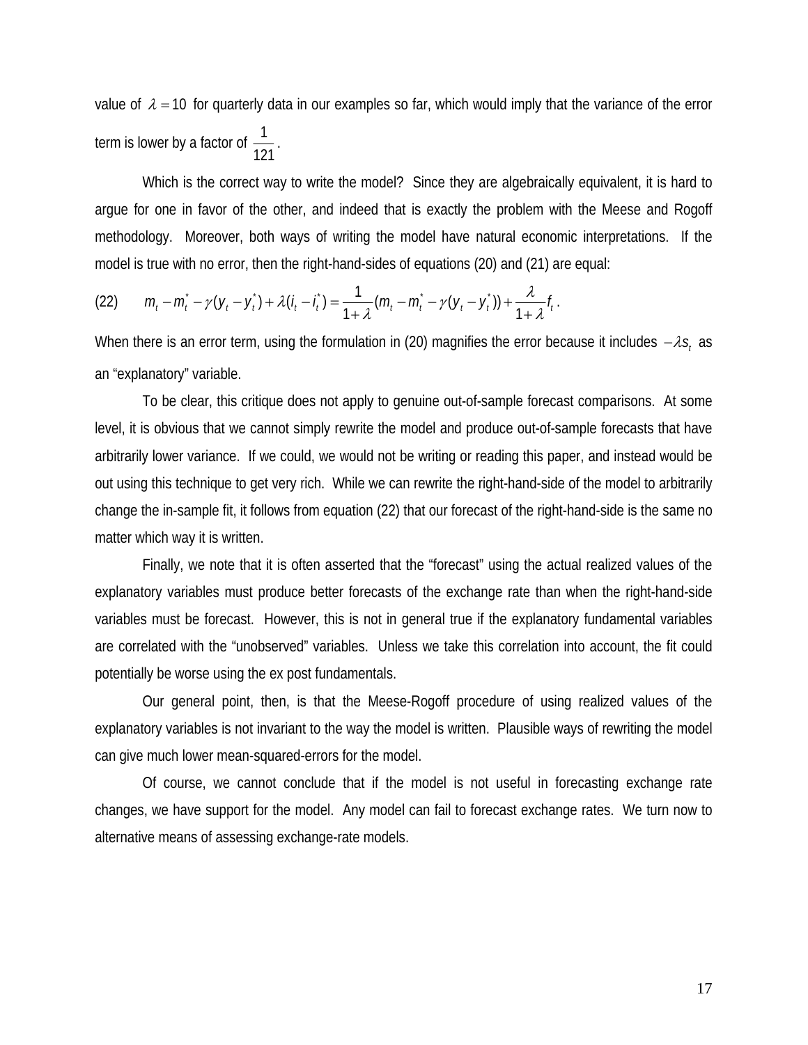value of $\lambda = 10$ for quarterly data in our examples so far, which would imply that the variance of the error term is lower by a factor of $\frac{1}{121}$.

Which is the correct way to write the model? Since they are algebraically equivalent, it is hard to argue for one in favor of the other, and indeed that is exactly the problem with the Meese and Rogoff methodology. Moreover, both ways of writing the model have natural economic interpretations. If the model is true with no error, then the right-hand-sides of equations (20) and (21) are equal:

$$(22) \qquad m_t - m_t^* - \gamma(y_t - y_t^*) + \lambda(i_t - i_t^*) = \frac{1}{1+\lambda}(m_t - m_t^* - \gamma(y_t - y_t^*)) + \frac{\lambda}{1+\lambda} f_t \,.$$

When there is an error term, using the formulation in (20) magnifies the error because it includes $-\lambda s_t$ as an "explanatory" variable.

To be clear, this critique does not apply to genuine out-of-sample forecast comparisons. At some level, it is obvious that we cannot simply rewrite the model and produce out-of-sample forecasts that have arbitrarily lower variance. If we could, we would not be writing or reading this paper, and instead would be out using this technique to get very rich. While we can rewrite the right-hand-side of the model to arbitrarily change the in-sample fit, it follows from equation (22) that our forecast of the right-hand-side is the same no matter which way it is written.

Finally, we note that it is often asserted that the "forecast" using the actual realized values of the explanatory variables must produce better forecasts of the exchange rate than when the right-hand-side variables must be forecast. However, this is not in general true if the explanatory fundamental variables are correlated with the "unobserved" variables. Unless we take this correlation into account, the fit could potentially be worse using the ex post fundamentals.

Our general point, then, is that the Meese-Rogoff procedure of using realized values of the explanatory variables is not invariant to the way the model is written. Plausible ways of rewriting the model can give much lower mean-squared-errors for the model.

Of course, we cannot conclude that if the model is not useful in forecasting exchange rate changes, we have support for the model. Any model can fail to forecast exchange rates. We turn now to alternative means of assessing exchange-rate models.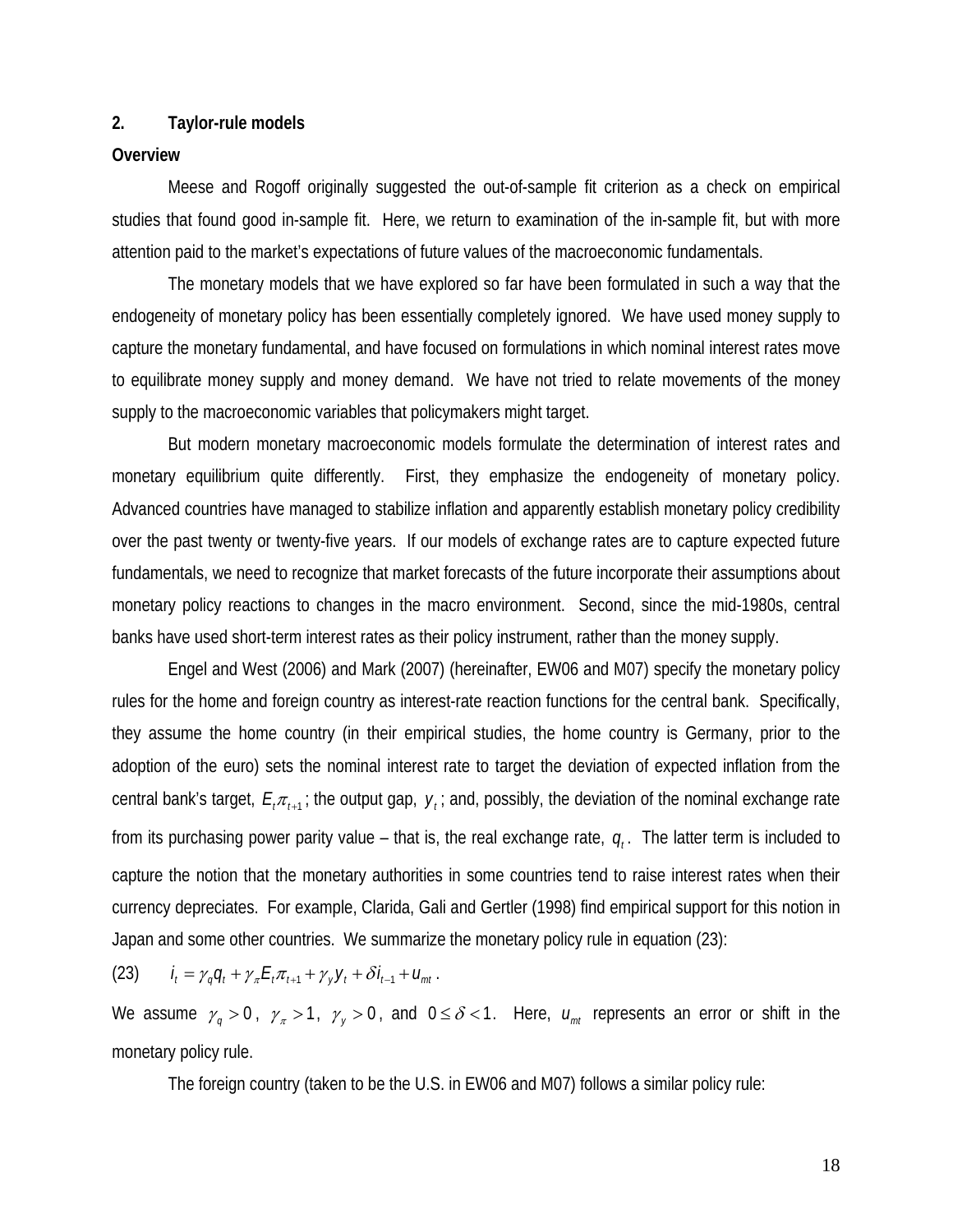## 2. Taylor-rule models

### Overview

Meese and Rogoff originally suggested the out-of-sample fit criterion as a check on empirical studies that found good in-sample fit. Here, we return to examination of the in-sample fit, but with more attention paid to the market's expectations of future values of the macroeconomic fundamentals.

The monetary models that we have explored so far have been formulated in such a way that the endogeneity of monetary policy has been essentially completely ignored. We have used money supply to capture the monetary fundamental, and have focused on formulations in which nominal interest rates move to equilibrate money supply and money demand. We have not tried to relate movements of the money supply to the macroeconomic variables that policymakers might target.

But modern monetary macroeconomic models formulate the determination of interest rates and monetary equilibrium quite differently. First, they emphasize the endogeneity of monetary policy. Advanced countries have managed to stabilize inflation and apparently establish monetary policy credibility over the past twenty or twenty-five years. If our models of exchange rates are to capture expected future fundamentals, we need to recognize that market forecasts of the future incorporate their assumptions about monetary policy reactions to changes in the macro environment. Second, since the mid-1980s, central banks have used short-term interest rates as their policy instrument, rather than the money supply.

Engel and West (2006) and Mark (2007) (hereinafter, EW06 and M07) specify the monetary policy rules for the home and foreign country as interest-rate reaction functions for the central bank. Specifically, they assume the home country (in their empirical studies, the home country is Germany, prior to the adoption of the euro) sets the nominal interest rate to target the deviation of expected inflation from the central bank's target, $E_t\pi_{t+1}$; the output gap, $y_t$; and, possibly, the deviation of the nominal exchange rate from its purchasing power parity value – that is, the real exchange rate, $q_t$. The latter term is included to capture the notion that the monetary authorities in some countries tend to raise interest rates when their currency depreciates. For example, Clarida, Gali and Gertler (1998) find empirical support for this notion in Japan and some other countries. We summarize the monetary policy rule in equation (23):

$$(23) \qquad i_t = \gamma_q q_t + \gamma_\pi E_t \pi_{t+1} + \gamma_y y_t + \delta i_{t-1} + u_{mt} .$$

We assume $\gamma_q > 0$, $\gamma_\pi > 1$, $\gamma_y > 0$, and $0 \le \delta < 1$. Here, $u_{mt}$ represents an error or shift in the monetary policy rule.

The foreign country (taken to be the U.S. in EW06 and M07) follows a similar policy rule: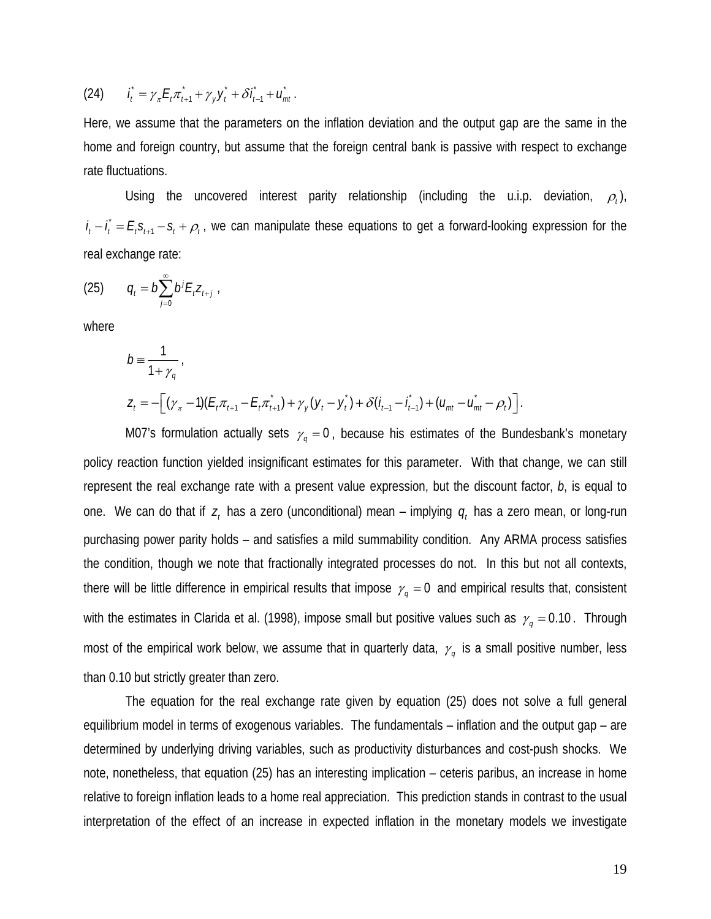(24) $$i_t^* = \gamma_\pi E_t \pi_{t+1}^* + \gamma_y y_t^* + \delta i_{t-1}^* + u_{mt}^* \, .$$

Here, we assume that the parameters on the inflation deviation and the output gap are the same in the home and foreign country, but assume that the foreign central bank is passive with respect to exchange rate fluctuations.

Using the uncovered interest parity relationship (including the u.i.p. deviation, $\rho_t$), $i_t - i_t^* = E_t s_{t+1} - s_t + \rho_t$, we can manipulate these equations to get a forward-looking expression for the real exchange rate:

(25) $$q_t = b \sum_{j=0}^{\infty} b^j E_t z_{t+j} \, ,$$

where

$$b \equiv \frac{1}{1+\gamma_q} \, ,$$

$$z_t = -\left[ (\gamma_\pi - 1)(E_t \pi_{t+1} - E_t \pi_{t+1}^*) + \gamma_y (y_t - y_t^*) + \delta (i_{t-1} - i_{t-1}^*) + (u_{mt} - u_{mt}^* - \rho_t) \right].$$

M07's formulation actually sets $\gamma_q = 0$, because his estimates of the Bundesbank's monetary policy reaction function yielded insignificant estimates for this parameter. With that change, we can still represent the real exchange rate with a present value expression, but the discount factor, *b*, is equal to one. We can do that if $z_t$ has a zero (unconditional) mean – implying $q_t$ has a zero mean, or long-run purchasing power parity holds – and satisfies a mild summability condition. Any ARMA process satisfies the condition, though we note that fractionally integrated processes do not. In this but not all contexts, there will be little difference in empirical results that impose $\gamma_q = 0$ and empirical results that, consistent with the estimates in Clarida et al. (1998), impose small but positive values such as $\gamma_q = 0.10$. Through most of the empirical work below, we assume that in quarterly data, $\gamma_q$ is a small positive number, less than 0.10 but strictly greater than zero.

The equation for the real exchange rate given by equation (25) does not solve a full general equilibrium model in terms of exogenous variables. The fundamentals – inflation and the output gap – are determined by underlying driving variables, such as productivity disturbances and cost-push shocks. We note, nonetheless, that equation (25) has an interesting implication – ceteris paribus, an increase in home relative to foreign inflation leads to a home real appreciation. This prediction stands in contrast to the usual interpretation of the effect of an increase in expected inflation in the monetary models we investigate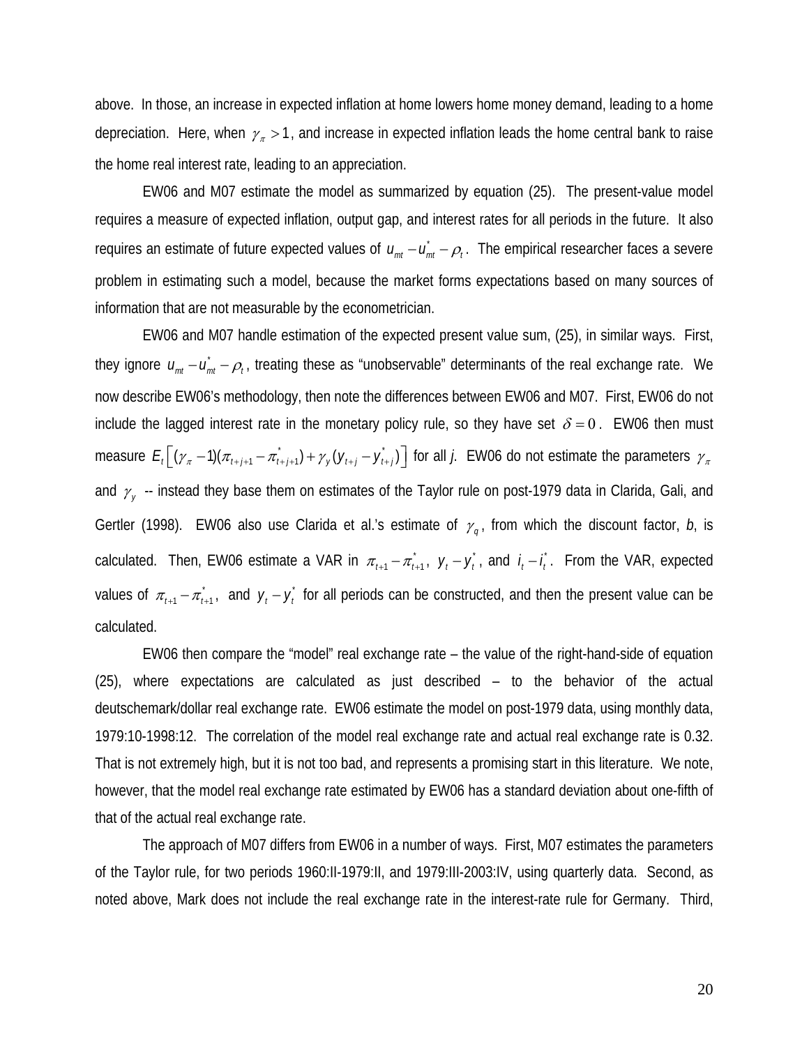above. In those, an increase in expected inflation at home lowers home money demand, leading to a home depreciation. Here, when $\gamma_\pi > 1$, and increase in expected inflation leads the home central bank to raise the home real interest rate, leading to an appreciation.

EW06 and M07 estimate the model as summarized by equation (25). The present-value model requires a measure of expected inflation, output gap, and interest rates for all periods in the future. It also requires an estimate of future expected values of $u_{mt} - u_{mt}^* - \rho_t$. The empirical researcher faces a severe problem in estimating such a model, because the market forms expectations based on many sources of information that are not measurable by the econometrician.

EW06 and M07 handle estimation of the expected present value sum, (25), in similar ways. First, they ignore $u_{mt} - u_{mt}^* - \rho_t$, treating these as "unobservable" determinants of the real exchange rate. We now describe EW06's methodology, then note the differences between EW06 and M07. First, EW06 do not include the lagged interest rate in the monetary policy rule, so they have set $\delta = 0$. EW06 then must measure $E_t\left[(\gamma_\pi - 1)(\pi_{t+j+1} - \pi_{t+j+1}^*) + \gamma_y(y_{t+j} - y_{t+j}^*)\right]$ for all *j*. EW06 do not estimate the parameters $\gamma_\pi$ and $\gamma_y$ -- instead they base them on estimates of the Taylor rule on post-1979 data in Clarida, Gali, and Gertler (1998). EW06 also use Clarida et al.'s estimate of $\gamma_q$, from which the discount factor, *b*, is calculated. Then, EW06 estimate a VAR in $\pi_{t+1} - \pi_{t+1}^*$, $y_t - y_t^*$, and $i_t - i_t^*$. From the VAR, expected values of $\pi_{t+1} - \pi_{t+1}^*$, and $y_t - y_t^*$ for all periods can be constructed, and then the present value can be calculated.

EW06 then compare the "model" real exchange rate – the value of the right-hand-side of equation (25), where expectations are calculated as just described – to the behavior of the actual deutschemark/dollar real exchange rate. EW06 estimate the model on post-1979 data, using monthly data, 1979:10-1998:12. The correlation of the model real exchange rate and actual real exchange rate is 0.32. That is not extremely high, but it is not too bad, and represents a promising start in this literature. We note, however, that the model real exchange rate estimated by EW06 has a standard deviation about one-fifth of that of the actual real exchange rate.

The approach of M07 differs from EW06 in a number of ways. First, M07 estimates the parameters of the Taylor rule, for two periods 1960:II-1979:II, and 1979:III-2003:IV, using quarterly data. Second, as noted above, Mark does not include the real exchange rate in the interest-rate rule for Germany. Third,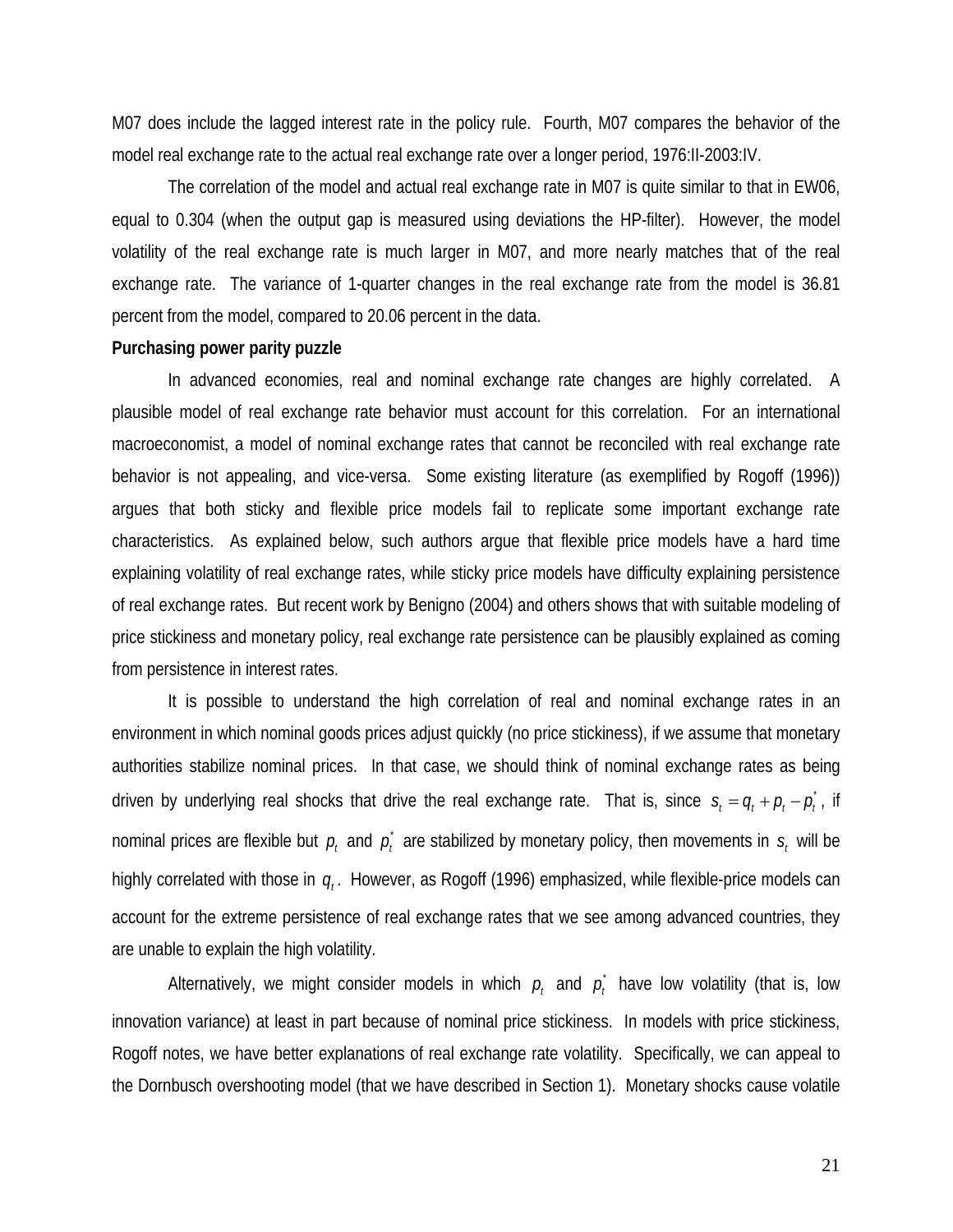M07 does include the lagged interest rate in the policy rule. Fourth, M07 compares the behavior of the model real exchange rate to the actual real exchange rate over a longer period, 1976:II-2003:IV.

The correlation of the model and actual real exchange rate in M07 is quite similar to that in EW06, equal to 0.304 (when the output gap is measured using deviations the HP-filter). However, the model volatility of the real exchange rate is much larger in M07, and more nearly matches that of the real exchange rate. The variance of 1-quarter changes in the real exchange rate from the model is 36.81 percent from the model, compared to 20.06 percent in the data.

**Purchasing power parity puzzle**

In advanced economies, real and nominal exchange rate changes are highly correlated. A plausible model of real exchange rate behavior must account for this correlation. For an international macroeconomist, a model of nominal exchange rates that cannot be reconciled with real exchange rate behavior is not appealing, and vice-versa. Some existing literature (as exemplified by Rogoff (1996)) argues that both sticky and flexible price models fail to replicate some important exchange rate characteristics. As explained below, such authors argue that flexible price models have a hard time explaining volatility of real exchange rates, while sticky price models have difficulty explaining persistence of real exchange rates. But recent work by Benigno (2004) and others shows that with suitable modeling of price stickiness and monetary policy, real exchange rate persistence can be plausibly explained as coming from persistence in interest rates.

It is possible to understand the high correlation of real and nominal exchange rates in an environment in which nominal goods prices adjust quickly (no price stickiness), if we assume that monetary authorities stabilize nominal prices. In that case, we should think of nominal exchange rates as being driven by underlying real shocks that drive the real exchange rate. That is, since $s_t = q_t + p_t - p_t^*$, if nominal prices are flexible but $p_t$ and $p_t^*$ are stabilized by monetary policy, then movements in $s_t$ will be highly correlated with those in $q_t$. However, as Rogoff (1996) emphasized, while flexible-price models can account for the extreme persistence of real exchange rates that we see among advanced countries, they are unable to explain the high volatility.

Alternatively, we might consider models in which $p_t$ and $p_t^*$ have low volatility (that is, low innovation variance) at least in part because of nominal price stickiness. In models with price stickiness, Rogoff notes, we have better explanations of real exchange rate volatility. Specifically, we can appeal to the Dornbusch overshooting model (that we have described in Section 1). Monetary shocks cause volatile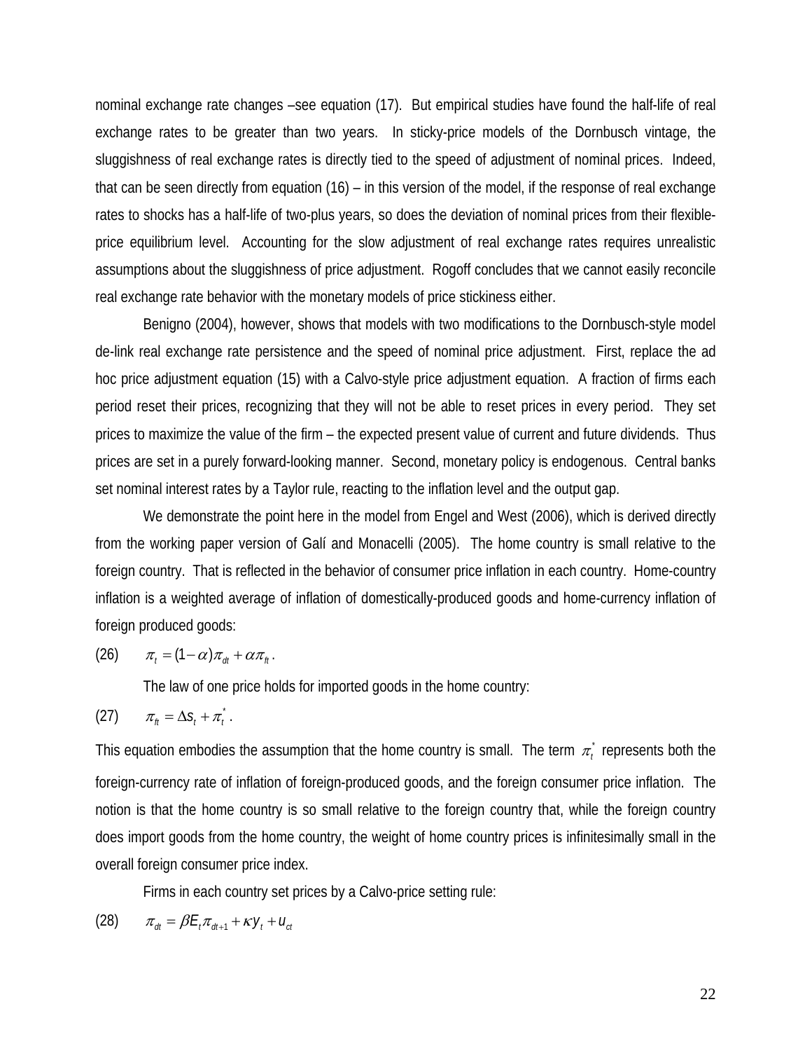nominal exchange rate changes –see equation (17). But empirical studies have found the half-life of real exchange rates to be greater than two years. In sticky-price models of the Dornbusch vintage, the sluggishness of real exchange rates is directly tied to the speed of adjustment of nominal prices. Indeed, that can be seen directly from equation (16) – in this version of the model, if the response of real exchange rates to shocks has a half-life of two-plus years, so does the deviation of nominal prices from their flexible-price equilibrium level. Accounting for the slow adjustment of real exchange rates requires unrealistic assumptions about the sluggishness of price adjustment. Rogoff concludes that we cannot easily reconcile real exchange rate behavior with the monetary models of price stickiness either.

Benigno (2004), however, shows that models with two modifications to the Dornbusch-style model de-link real exchange rate persistence and the speed of nominal price adjustment. First, replace the ad hoc price adjustment equation (15) with a Calvo-style price adjustment equation. A fraction of firms each period reset their prices, recognizing that they will not be able to reset prices in every period. They set prices to maximize the value of the firm – the expected present value of current and future dividends. Thus prices are set in a purely forward-looking manner. Second, monetary policy is endogenous. Central banks set nominal interest rates by a Taylor rule, reacting to the inflation level and the output gap.

We demonstrate the point here in the model from Engel and West (2006), which is derived directly from the working paper version of Galí and Monacelli (2005). The home country is small relative to the foreign country. That is reflected in the behavior of consumer price inflation in each country. Home-country inflation is a weighted average of inflation of domestically-produced goods and home-currency inflation of foreign produced goods:

(26) $$\pi_t = (1-\alpha)\pi_{dt} + \alpha\pi_{ft}.$$

The law of one price holds for imported goods in the home country:

(27) $$\pi_{ft} = \Delta s_t + \pi_t^*.$$

This equation embodies the assumption that the home country is small. The term $\pi_t^*$ represents both the foreign-currency rate of inflation of foreign-produced goods, and the foreign consumer price inflation. The notion is that the home country is so small relative to the foreign country that, while the foreign country does import goods from the home country, the weight of home country prices is infinitesimally small in the overall foreign consumer price index.

Firms in each country set prices by a Calvo-price setting rule:

(28) $$\pi_{dt} = \beta E_t \pi_{dt+1} + \kappa y_t + u_{ct}$$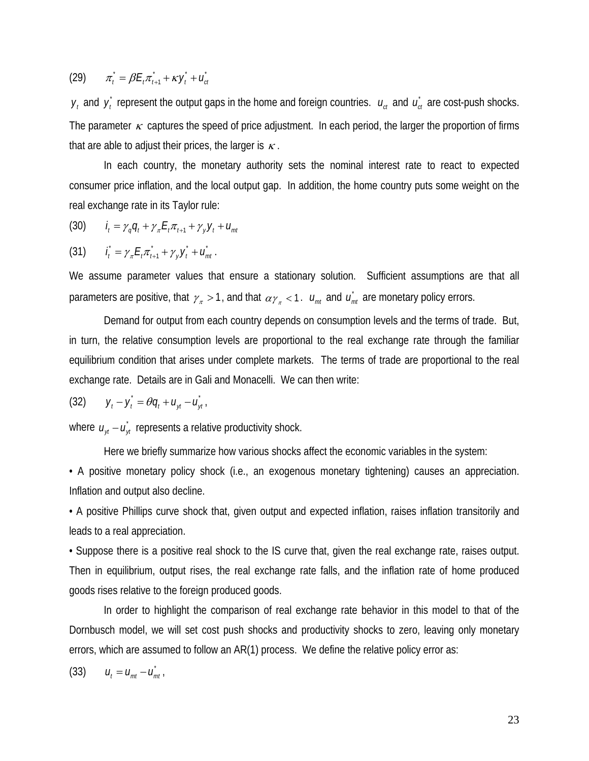(29) $\pi_t^* = \beta E_t \pi_{t+1}^* + \kappa y_t^* + u_{ct}^*$

$y_t$ and $y_t^*$ represent the output gaps in the home and foreign countries. $u_{ct}$ and $u_{ct}^*$ are cost-push shocks. The parameter $\kappa$ captures the speed of price adjustment. In each period, the larger the proportion of firms that are able to adjust their prices, the larger is $\kappa$.

In each country, the monetary authority sets the nominal interest rate to react to expected consumer price inflation, and the local output gap. In addition, the home country puts some weight on the real exchange rate in its Taylor rule:

(30) $i_t = \gamma_q q_t + \gamma_\pi E_t \pi_{t+1} + \gamma_y y_t + u_{mt}$

(31) $i_t^* = \gamma_\pi E_t \pi_{t+1}^* + \gamma_y y_t^* + u_{mt}^*$.

We assume parameter values that ensure a stationary solution. Sufficient assumptions are that all parameters are positive, that $\gamma_\pi > 1$, and that $\alpha\gamma_\pi < 1$. $u_{mt}$ and $u_{mt}^*$ are monetary policy errors.

Demand for output from each country depends on consumption levels and the terms of trade. But, in turn, the relative consumption levels are proportional to the real exchange rate through the familiar equilibrium condition that arises under complete markets. The terms of trade are proportional to the real exchange rate. Details are in Gali and Monacelli. We can then write:

(32) $y_t - y_t^* = \theta q_t + u_{yt} - u_{yt}^*$,

where $u_{yt} - u_{yt}^*$ represents a relative productivity shock.

Here we briefly summarize how various shocks affect the economic variables in the system:

• A positive monetary policy shock (i.e., an exogenous monetary tightening) causes an appreciation. Inflation and output also decline.

• A positive Phillips curve shock that, given output and expected inflation, raises inflation transitorily and leads to a real appreciation.

• Suppose there is a positive real shock to the IS curve that, given the real exchange rate, raises output. Then in equilibrium, output rises, the real exchange rate falls, and the inflation rate of home produced goods rises relative to the foreign produced goods.

In order to highlight the comparison of real exchange rate behavior in this model to that of the Dornbusch model, we will set cost push shocks and productivity shocks to zero, leaving only monetary errors, which are assumed to follow an AR(1) process. We define the relative policy error as:

(33) $u_t = u_{mt} - u_{mt}^*$,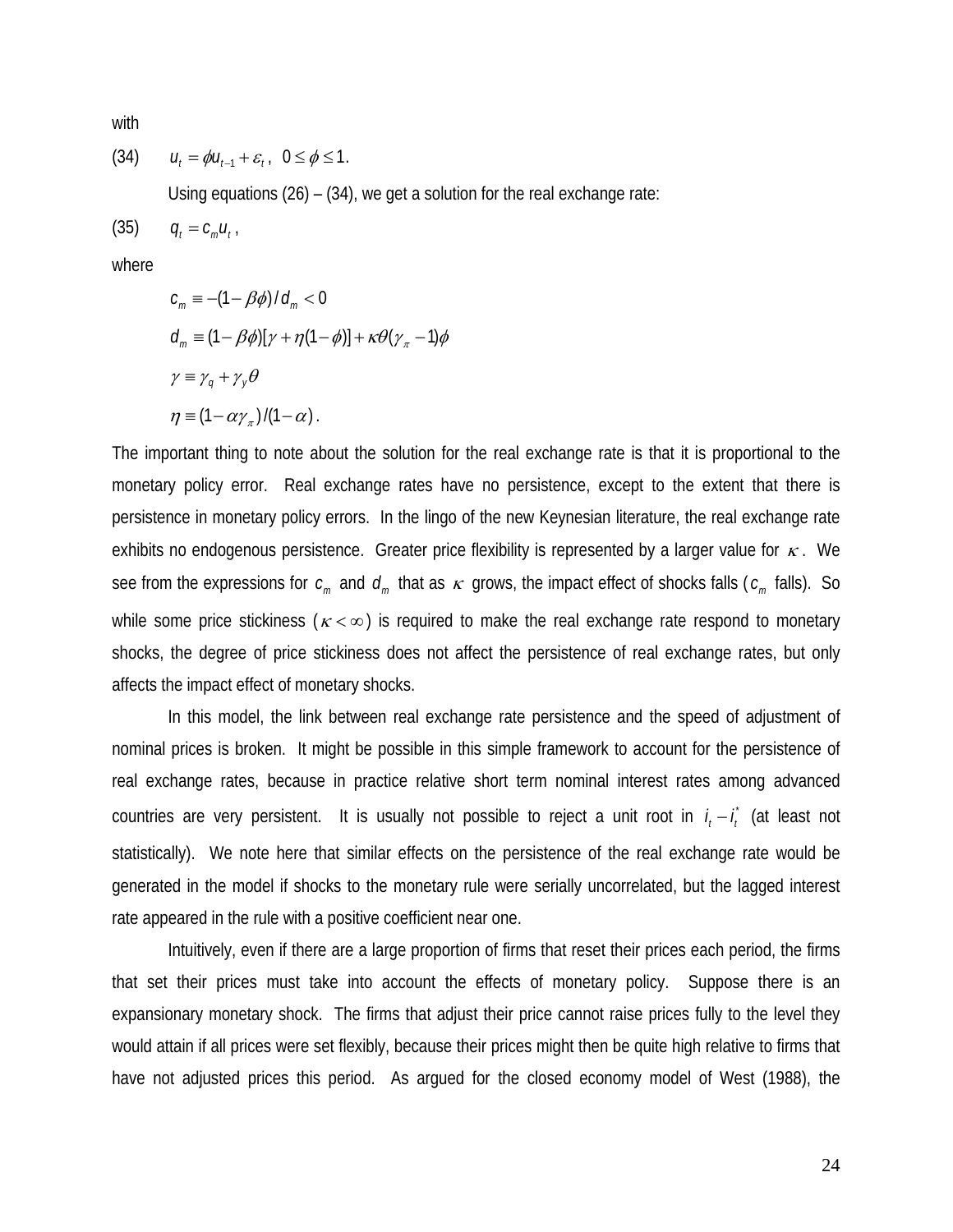with

(34) $\qquad u_t = \phi u_{t-1} + \varepsilon_t\,, \;\; 0 \le \phi \le 1.$

Using equations (26) – (34), we get a solution for the real exchange rate:

(35) $\qquad q_t = c_m u_t\,,$

where

$$c_m \equiv -(1-\beta\phi)/d_m < 0$$

$$d_m \equiv (1-\beta\phi)[\gamma + \eta(1-\phi)] + \kappa\theta(\gamma_\pi - 1)\phi$$

$$\gamma \equiv \gamma_q + \gamma_y\theta$$

$$\eta \equiv (1-\alpha\gamma_\pi)/(1-\alpha)\,.$$

The important thing to note about the solution for the real exchange rate is that it is proportional to the monetary policy error. Real exchange rates have no persistence, except to the extent that there is persistence in monetary policy errors. In the lingo of the new Keynesian literature, the real exchange rate exhibits no endogenous persistence. Greater price flexibility is represented by a larger value for $\kappa$. We see from the expressions for $c_m$ and $d_m$ that as $\kappa$ grows, the impact effect of shocks falls ($c_m$ falls). So while some price stickiness ($\kappa < \infty$) is required to make the real exchange rate respond to monetary shocks, the degree of price stickiness does not affect the persistence of real exchange rates, but only affects the impact effect of monetary shocks.

In this model, the link between real exchange rate persistence and the speed of adjustment of nominal prices is broken. It might be possible in this simple framework to account for the persistence of real exchange rates, because in practice relative short term nominal interest rates among advanced countries are very persistent. It is usually not possible to reject a unit root in $i_t - i_t^*$ (at least not statistically). We note here that similar effects on the persistence of the real exchange rate would be generated in the model if shocks to the monetary rule were serially uncorrelated, but the lagged interest rate appeared in the rule with a positive coefficient near one.

Intuitively, even if there are a large proportion of firms that reset their prices each period, the firms that set their prices must take into account the effects of monetary policy. Suppose there is an expansionary monetary shock. The firms that adjust their price cannot raise prices fully to the level they would attain if all prices were set flexibly, because their prices might then be quite high relative to firms that have not adjusted prices this period. As argued for the closed economy model of West (1988), the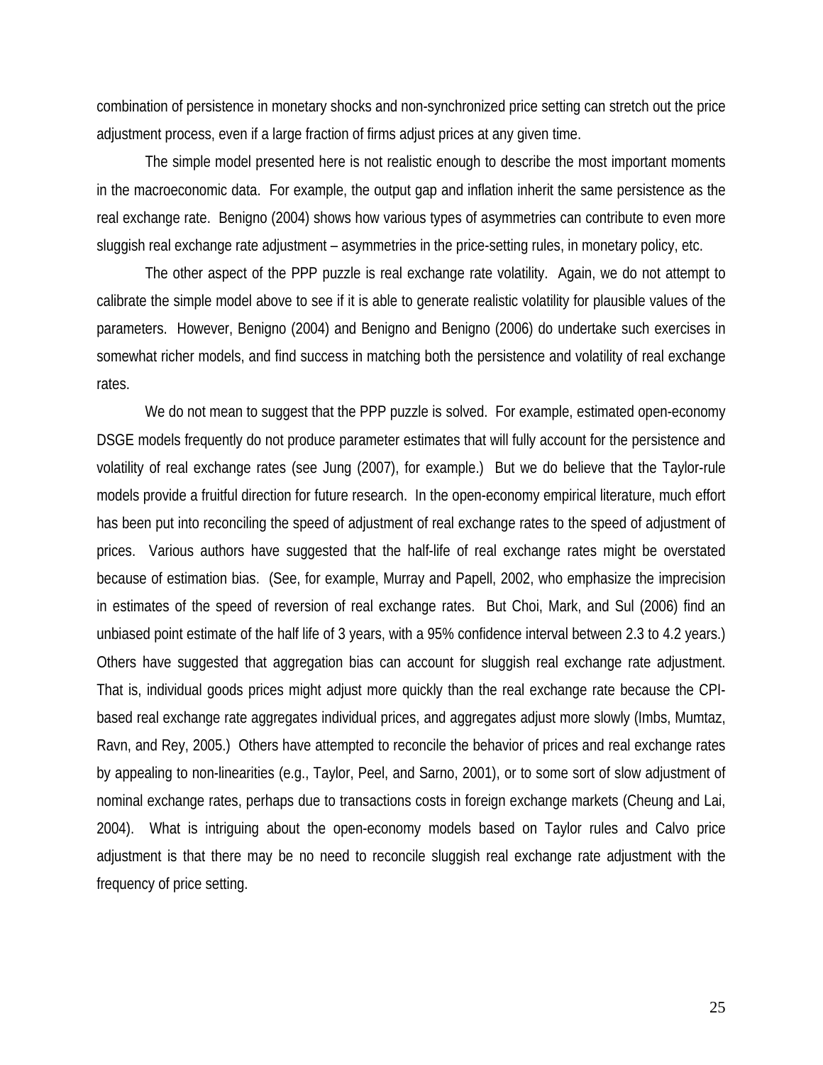combination of persistence in monetary shocks and non-synchronized price setting can stretch out the price adjustment process, even if a large fraction of firms adjust prices at any given time.

The simple model presented here is not realistic enough to describe the most important moments in the macroeconomic data. For example, the output gap and inflation inherit the same persistence as the real exchange rate. Benigno (2004) shows how various types of asymmetries can contribute to even more sluggish real exchange rate adjustment – asymmetries in the price-setting rules, in monetary policy, etc.

The other aspect of the PPP puzzle is real exchange rate volatility. Again, we do not attempt to calibrate the simple model above to see if it is able to generate realistic volatility for plausible values of the parameters. However, Benigno (2004) and Benigno and Benigno (2006) do undertake such exercises in somewhat richer models, and find success in matching both the persistence and volatility of real exchange rates.

We do not mean to suggest that the PPP puzzle is solved. For example, estimated open-economy DSGE models frequently do not produce parameter estimates that will fully account for the persistence and volatility of real exchange rates (see Jung (2007), for example.) But we do believe that the Taylor-rule models provide a fruitful direction for future research. In the open-economy empirical literature, much effort has been put into reconciling the speed of adjustment of real exchange rates to the speed of adjustment of prices. Various authors have suggested that the half-life of real exchange rates might be overstated because of estimation bias. (See, for example, Murray and Papell, 2002, who emphasize the imprecision in estimates of the speed of reversion of real exchange rates. But Choi, Mark, and Sul (2006) find an unbiased point estimate of the half life of 3 years, with a 95% confidence interval between 2.3 to 4.2 years.) Others have suggested that aggregation bias can account for sluggish real exchange rate adjustment. That is, individual goods prices might adjust more quickly than the real exchange rate because the CPI-based real exchange rate aggregates individual prices, and aggregates adjust more slowly (Imbs, Mumtaz, Ravn, and Rey, 2005.) Others have attempted to reconcile the behavior of prices and real exchange rates by appealing to non-linearities (e.g., Taylor, Peel, and Sarno, 2001), or to some sort of slow adjustment of nominal exchange rates, perhaps due to transactions costs in foreign exchange markets (Cheung and Lai, 2004). What is intriguing about the open-economy models based on Taylor rules and Calvo price adjustment is that there may be no need to reconcile sluggish real exchange rate adjustment with the frequency of price setting.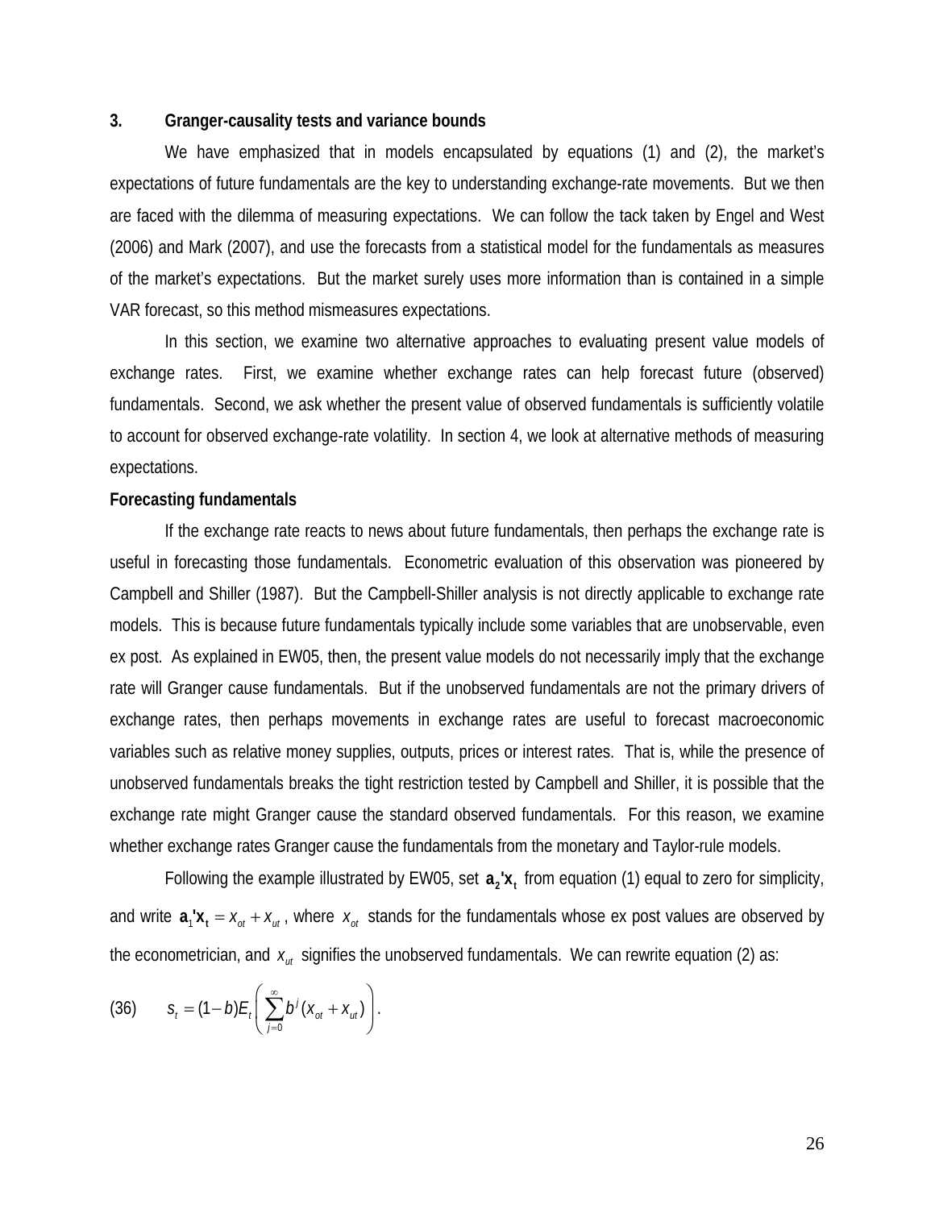## 3. Granger-causality tests and variance bounds

We have emphasized that in models encapsulated by equations (1) and (2), the market's expectations of future fundamentals are the key to understanding exchange-rate movements. But we then are faced with the dilemma of measuring expectations. We can follow the tack taken by Engel and West (2006) and Mark (2007), and use the forecasts from a statistical model for the fundamentals as measures of the market's expectations. But the market surely uses more information than is contained in a simple VAR forecast, so this method mismeasures expectations.

In this section, we examine two alternative approaches to evaluating present value models of exchange rates. First, we examine whether exchange rates can help forecast future (observed) fundamentals. Second, we ask whether the present value of observed fundamentals is sufficiently volatile to account for observed exchange-rate volatility. In section 4, we look at alternative methods of measuring expectations.

### Forecasting fundamentals

If the exchange rate reacts to news about future fundamentals, then perhaps the exchange rate is useful in forecasting those fundamentals. Econometric evaluation of this observation was pioneered by Campbell and Shiller (1987). But the Campbell-Shiller analysis is not directly applicable to exchange rate models. This is because future fundamentals typically include some variables that are unobservable, even ex post. As explained in EW05, then, the present value models do not necessarily imply that the exchange rate will Granger cause fundamentals. But if the unobserved fundamentals are not the primary drivers of exchange rates, then perhaps movements in exchange rates are useful to forecast macroeconomic variables such as relative money supplies, outputs, prices or interest rates. That is, while the presence of unobserved fundamentals breaks the tight restriction tested by Campbell and Shiller, it is possible that the exchange rate might Granger cause the standard observed fundamentals. For this reason, we examine whether exchange rates Granger cause the fundamentals from the monetary and Taylor-rule models.

Following the example illustrated by EW05, set $\mathbf{a_2'x_t}$ from equation (1) equal to zero for simplicity, and write $\mathbf{a}_1\mathbf{'x_t} = x_{ot} + x_{ut}$, where $x_{ot}$ stands for the fundamentals whose ex post values are observed by the econometrician, and $x_{ut}$ signifies the unobserved fundamentals. We can rewrite equation (2) as:

$$(36) \qquad s_t = (1-b)E_t\left(\sum_{j=0}^{\infty} b^j (x_{ot} + x_{ut})\right).$$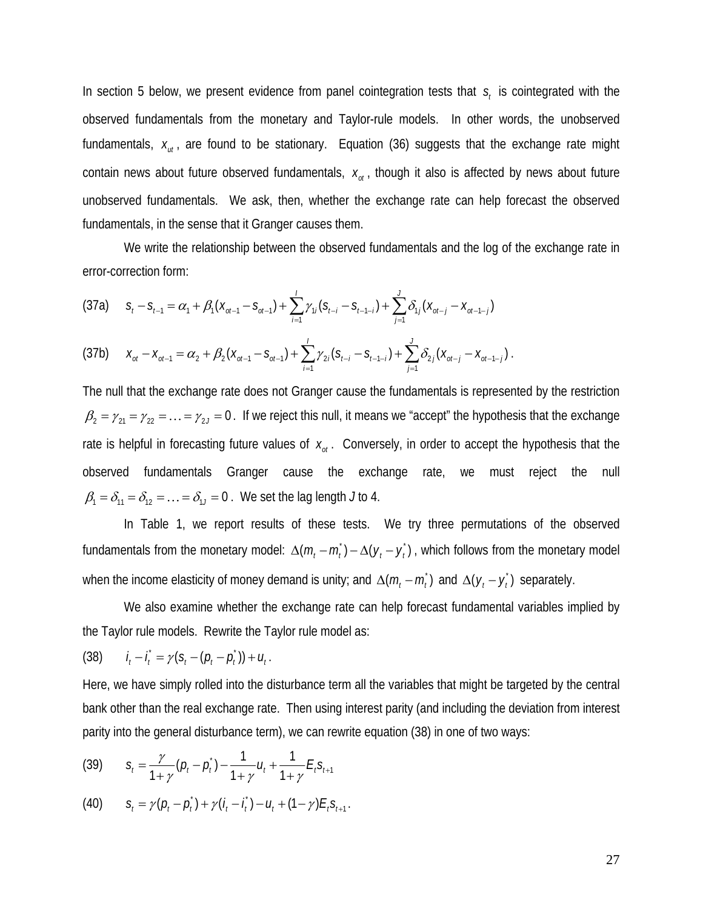In section 5 below, we present evidence from panel cointegration tests that $s_t$ is cointegrated with the observed fundamentals from the monetary and Taylor-rule models. In other words, the unobserved fundamentals, $x_{ut}$, are found to be stationary. Equation (36) suggests that the exchange rate might contain news about future observed fundamentals, $x_{ot}$, though it also is affected by news about future unobserved fundamentals. We ask, then, whether the exchange rate can help forecast the observed fundamentals, in the sense that it Granger causes them.

We write the relationship between the observed fundamentals and the log of the exchange rate in error-correction form:

$$\text{(37a)} \quad s_t - s_{t-1} = \alpha_1 + \beta_1(x_{ot-1} - s_{ot-1}) + \sum_{i=1}^{I} \gamma_{1i}(s_{t-i} - s_{t-1-i}) + \sum_{j=1}^{J} \delta_{1j}(x_{ot-j} - x_{ot-1-j})$$

$$\text{(37b)} \quad x_{ot} - x_{ot-1} = \alpha_2 + \beta_2(x_{ot-1} - s_{ot-1}) + \sum_{i=1}^{I} \gamma_{2i}(s_{t-i} - s_{t-1-i}) + \sum_{j=1}^{J} \delta_{2j}(x_{ot-j} - x_{ot-1-j}).$$

The null that the exchange rate does not Granger cause the fundamentals is represented by the restriction $\beta_2 = \gamma_{21} = \gamma_{22} = \ldots = \gamma_{2J} = 0$. If we reject this null, it means we "accept" the hypothesis that the exchange rate is helpful in forecasting future values of $x_{ot}$. Conversely, in order to accept the hypothesis that the observed fundamentals Granger cause the exchange rate, we must reject the null $\beta_1 = \delta_{11} = \delta_{12} = \ldots = \delta_{1J} = 0$. We set the lag length *J* to 4.

In Table 1, we report results of these tests. We try three permutations of the observed fundamentals from the monetary model: $\Delta(m_t - m_t^*) - \Delta(y_t - y_t^*)$, which follows from the monetary model when the income elasticity of money demand is unity; and $\Delta(m_t - m_t^*)$ and $\Delta(y_t - y_t^*)$ separately.

We also examine whether the exchange rate can help forecast fundamental variables implied by the Taylor rule models. Rewrite the Taylor rule model as:

$$\text{(38)} \quad i_t - i_t^* = \gamma(s_t - (p_t - p_t^*)) + u_t.$$

Here, we have simply rolled into the disturbance term all the variables that might be targeted by the central bank other than the real exchange rate. Then using interest parity (and including the deviation from interest parity into the general disturbance term), we can rewrite equation (38) in one of two ways:

$$\text{(39)} \quad s_t = \frac{\gamma}{1+\gamma}(p_t - p_t^*) - \frac{1}{1+\gamma}u_t + \frac{1}{1+\gamma}E_t s_{t+1}$$

$$\text{(40)} \quad s_t = \gamma(p_t - p_t^*) + \gamma(i_t - i_t^*) - u_t + (1-\gamma)E_t s_{t+1}.$$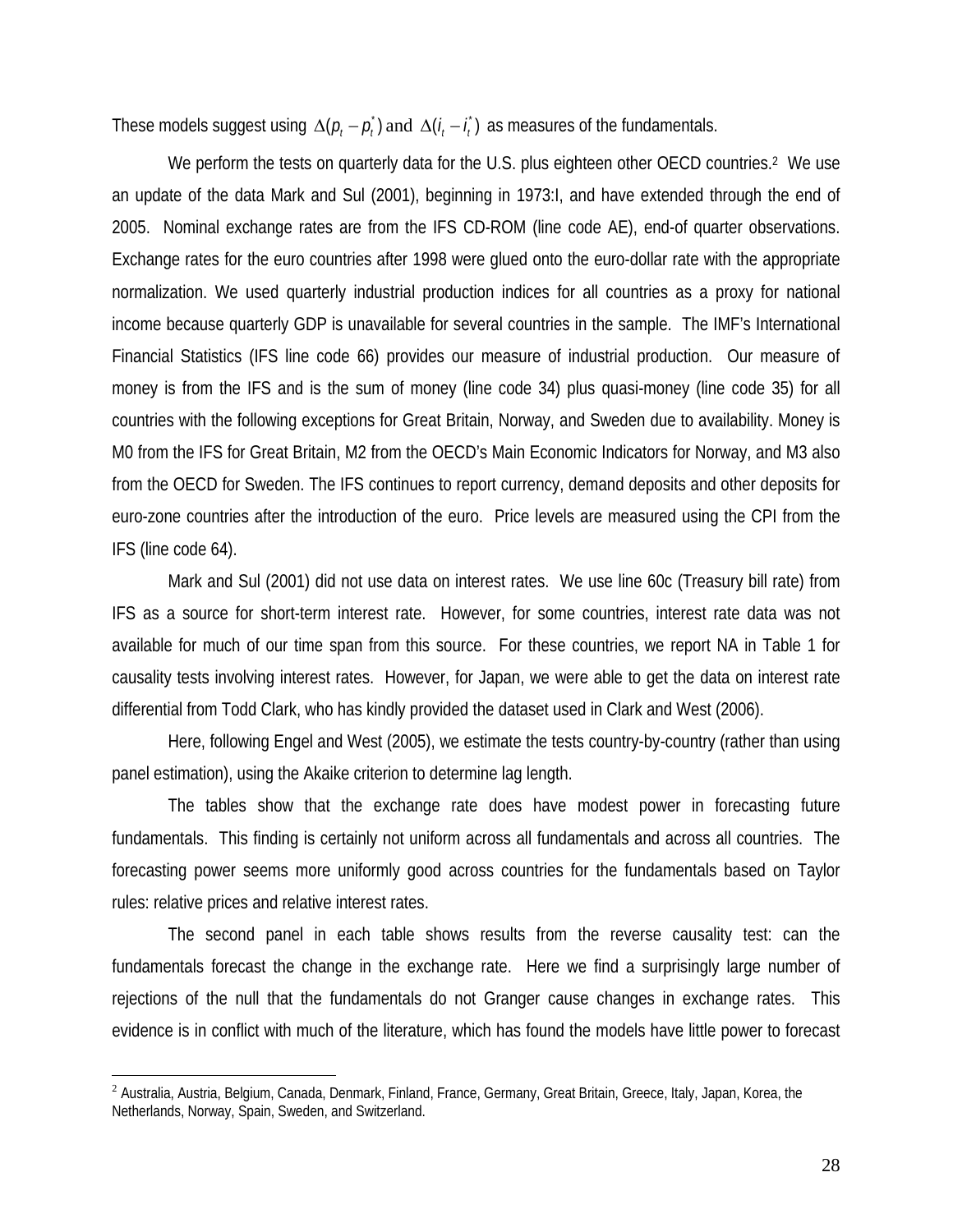These models suggest using $\Delta(p_t - p_t^*)$ and $\Delta(i_t - i_t^*)$ as measures of the fundamentals.

We perform the tests on quarterly data for the U.S. plus eighteen other OECD countries.[2] We use an update of the data Mark and Sul (2001), beginning in 1973:I, and have extended through the end of 2005. Nominal exchange rates are from the IFS CD-ROM (line code AE), end-of quarter observations. Exchange rates for the euro countries after 1998 were glued onto the euro-dollar rate with the appropriate normalization. We used quarterly industrial production indices for all countries as a proxy for national income because quarterly GDP is unavailable for several countries in the sample. The IMF's International Financial Statistics (IFS line code 66) provides our measure of industrial production. Our measure of money is from the IFS and is the sum of money (line code 34) plus quasi-money (line code 35) for all countries with the following exceptions for Great Britain, Norway, and Sweden due to availability. Money is M0 from the IFS for Great Britain, M2 from the OECD's Main Economic Indicators for Norway, and M3 also from the OECD for Sweden. The IFS continues to report currency, demand deposits and other deposits for euro-zone countries after the introduction of the euro. Price levels are measured using the CPI from the IFS (line code 64).

Mark and Sul (2001) did not use data on interest rates. We use line 60c (Treasury bill rate) from IFS as a source for short-term interest rate. However, for some countries, interest rate data was not available for much of our time span from this source. For these countries, we report NA in Table 1 for causality tests involving interest rates. However, for Japan, we were able to get the data on interest rate differential from Todd Clark, who has kindly provided the dataset used in Clark and West (2006).

Here, following Engel and West (2005), we estimate the tests country-by-country (rather than using panel estimation), using the Akaike criterion to determine lag length.

The tables show that the exchange rate does have modest power in forecasting future fundamentals. This finding is certainly not uniform across all fundamentals and across all countries. The forecasting power seems more uniformly good across countries for the fundamentals based on Taylor rules: relative prices and relative interest rates.

The second panel in each table shows results from the reverse causality test: can the fundamentals forecast the change in the exchange rate. Here we find a surprisingly large number of rejections of the null that the fundamentals do not Granger cause changes in exchange rates. This evidence is in conflict with much of the literature, which has found the models have little power to forecast

[2] Australia, Austria, Belgium, Canada, Denmark, Finland, France, Germany, Great Britain, Greece, Italy, Japan, Korea, the Netherlands, Norway, Spain, Sweden, and Switzerland.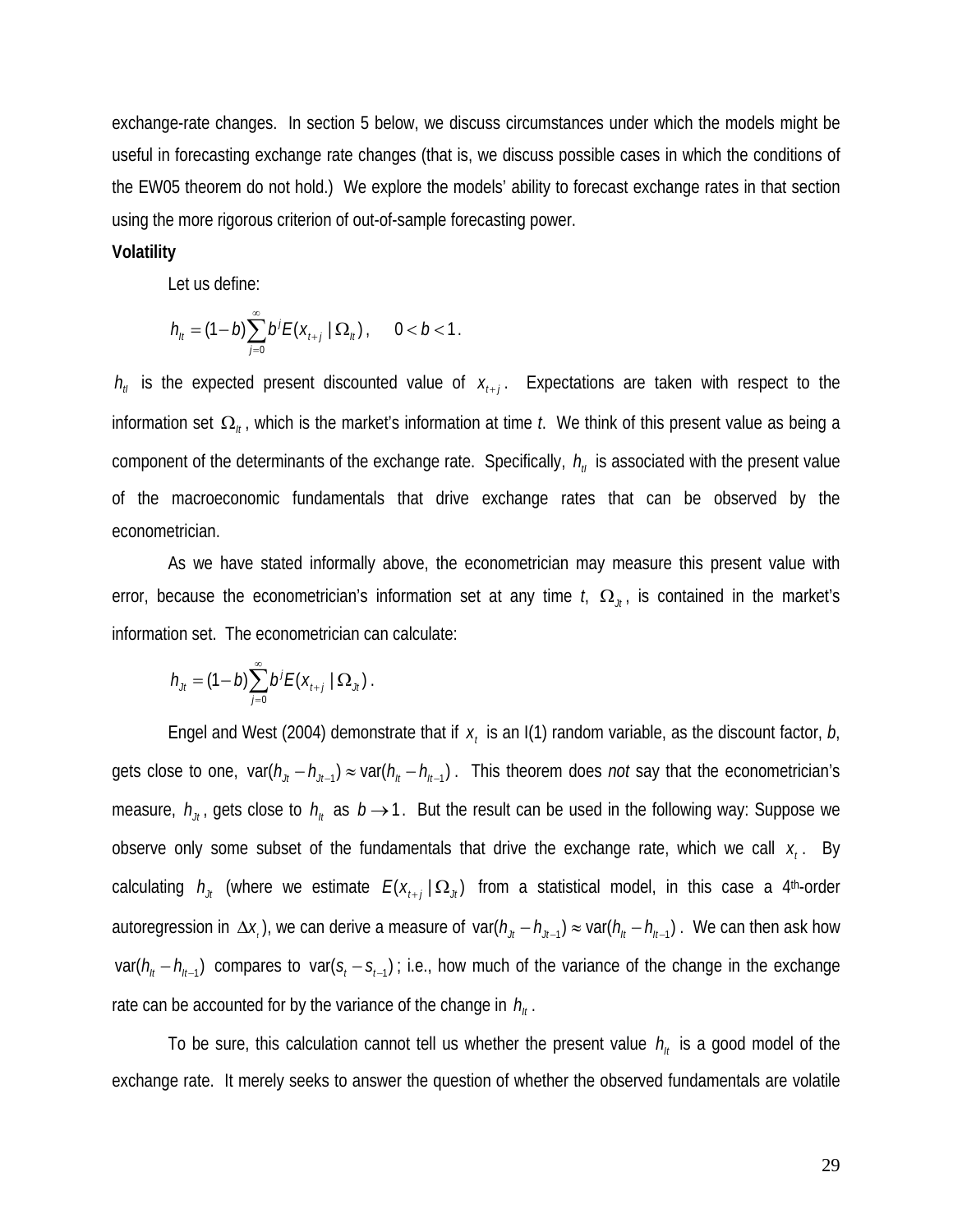exchange-rate changes. In section 5 below, we discuss circumstances under which the models might be useful in forecasting exchange rate changes (that is, we discuss possible cases in which the conditions of the EW05 theorem do not hold.) We explore the models' ability to forecast exchange rates in that section using the more rigorous criterion of out-of-sample forecasting power.

**Volatility**

Let us define:

$$h_{It} = (1-b)\sum_{j=0}^{\infty} b^j E(x_{t+j} \mid \Omega_{It}), \qquad 0 < b < 1.$$

$h_{tI}$ is the expected present discounted value of $x_{t+j}$. Expectations are taken with respect to the information set $\Omega_{It}$, which is the market's information at time *t*. We think of this present value as being a component of the determinants of the exchange rate. Specifically, $h_{tI}$ is associated with the present value of the macroeconomic fundamentals that drive exchange rates that can be observed by the econometrician.

As we have stated informally above, the econometrician may measure this present value with error, because the econometrician's information set at any time *t*, $\Omega_{Jt}$, is contained in the market's information set. The econometrician can calculate:

$$h_{Jt} = (1-b)\sum_{j=0}^{\infty} b^j E(x_{t+j} \mid \Omega_{Jt}).$$

Engel and West (2004) demonstrate that if $x_t$ is an I(1) random variable, as the discount factor, *b*, gets close to one, $\text{var}(h_{Jt} - h_{Jt-1}) \approx \text{var}(h_{It} - h_{It-1})$. This theorem does *not* say that the econometrician's measure, $h_{Jt}$, gets close to $h_{It}$ as $b \to 1$. But the result can be used in the following way: Suppose we observe only some subset of the fundamentals that drive the exchange rate, which we call $x_t$. By calculating $h_{Jt}$ (where we estimate $E(x_{t+j} \mid \Omega_{Jt})$ from a statistical model, in this case a 4th-order autoregression in $\Delta x_t$), we can derive a measure of $\text{var}(h_{Jt} - h_{Jt-1}) \approx \text{var}(h_{It} - h_{It-1})$. We can then ask how $\text{var}(h_{It} - h_{It-1})$ compares to $\text{var}(s_t - s_{t-1})$; i.e., how much of the variance of the change in the exchange rate can be accounted for by the variance of the change in $h_{It}$.

To be sure, this calculation cannot tell us whether the present value $h_{It}$ is a good model of the exchange rate. It merely seeks to answer the question of whether the observed fundamentals are volatile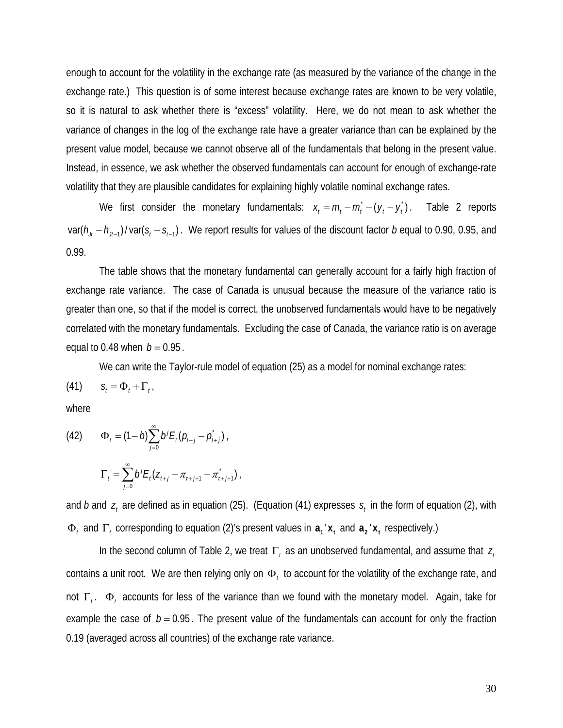enough to account for the volatility in the exchange rate (as measured by the variance of the change in the exchange rate.) This question is of some interest because exchange rates are known to be very volatile, so it is natural to ask whether there is "excess" volatility. Here, we do not mean to ask whether the variance of changes in the log of the exchange rate have a greater variance than can be explained by the present value model, because we cannot observe all of the fundamentals that belong in the present value. Instead, in essence, we ask whether the observed fundamentals can account for enough of exchange-rate volatility that they are plausible candidates for explaining highly volatile nominal exchange rates.

We first consider the monetary fundamentals: $x_t = m_t - m_t^* - (y_t - y_t^*)$. Table 2 reports $\text{var}(h_{Jt} - h_{Jt-1}) / \text{var}(s_t - s_{t-1})$. We report results for values of the discount factor $b$ equal to 0.90, 0.95, and 0.99.

The table shows that the monetary fundamental can generally account for a fairly high fraction of exchange rate variance. The case of Canada is unusual because the measure of the variance ratio is greater than one, so that if the model is correct, the unobserved fundamentals would have to be negatively correlated with the monetary fundamentals. Excluding the case of Canada, the variance ratio is on average equal to 0.48 when $b = 0.95$.

We can write the Taylor-rule model of equation (25) as a model for nominal exchange rates:

$$s_t = \Phi_t + \Gamma_t, \tag{41}$$

where

$$\Phi_t = (1-b)\sum_{j=0}^{\infty} b^j E_t (p_{t+j} - p_{t+j}^*), \tag{42}$$

$$\Gamma_t = \sum_{j=0}^{\infty} b^j E_t (z_{t+j} - \pi_{t+j+1} + \pi_{t+j+1}^*),$$

and $b$ and $z_t$ are defined as in equation (25). (Equation (41) expresses $s_t$ in the form of equation (2), with $\Phi_t$ and $\Gamma_t$ corresponding to equation (2)'s present values in $\mathbf{a_1}'\mathbf{x_t}$ and $\mathbf{a_2}'\mathbf{x_t}$ respectively.)

In the second column of Table 2, we treat $\Gamma_t$ as an unobserved fundamental, and assume that $z_t$ contains a unit root. We are then relying only on $\Phi_t$ to account for the volatility of the exchange rate, and not $\Gamma_t$. $\Phi_t$ accounts for less of the variance than we found with the monetary model. Again, take for example the case of $b = 0.95$. The present value of the fundamentals can account for only the fraction 0.19 (averaged across all countries) of the exchange rate variance.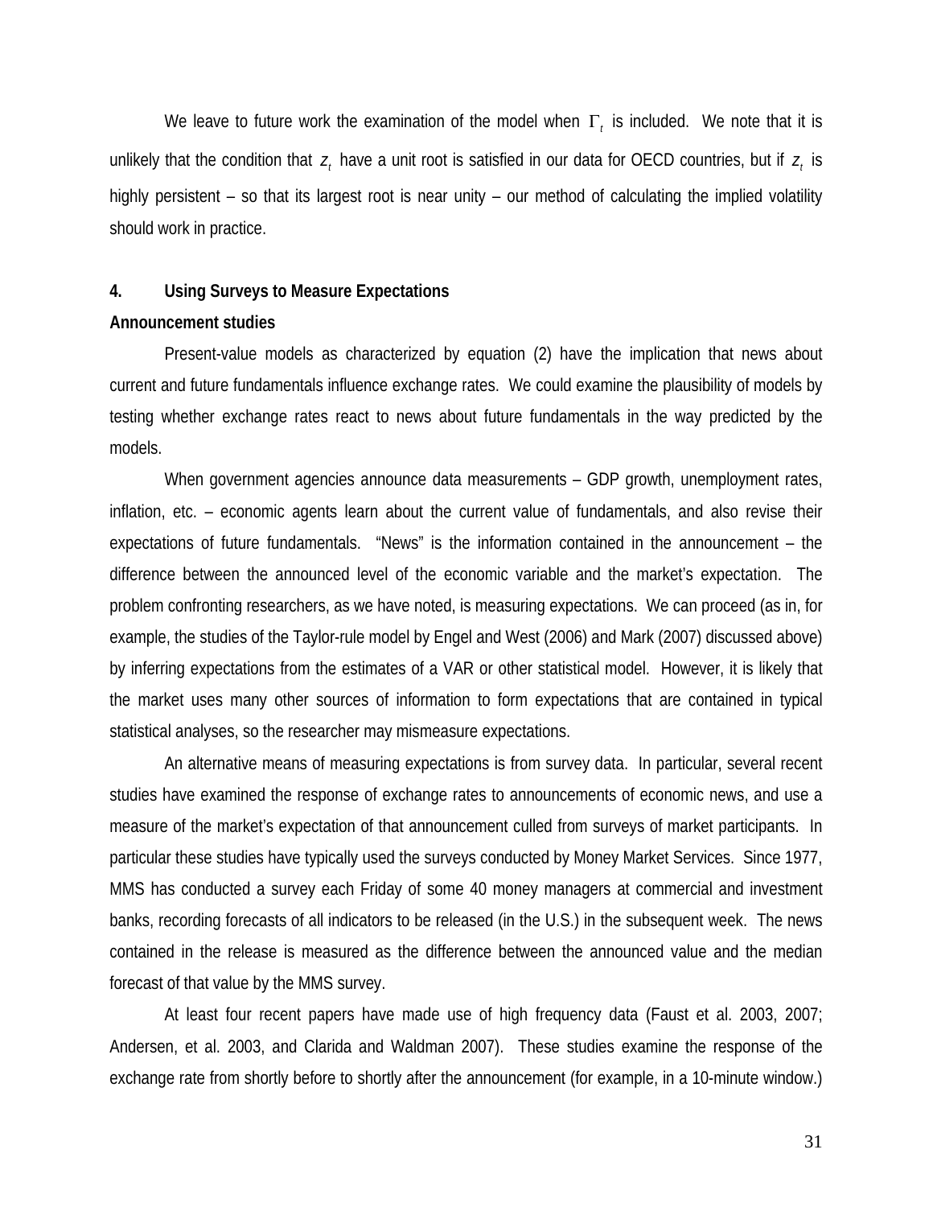We leave to future work the examination of the model when $\Gamma_t$ is included. We note that it is unlikely that the condition that $z_t$ have a unit root is satisfied in our data for OECD countries, but if $z_t$ is highly persistent – so that its largest root is near unity – our method of calculating the implied volatility should work in practice.

## 4. Using Surveys to Measure Expectations

### Announcement studies

Present-value models as characterized by equation (2) have the implication that news about current and future fundamentals influence exchange rates. We could examine the plausibility of models by testing whether exchange rates react to news about future fundamentals in the way predicted by the models.

When government agencies announce data measurements – GDP growth, unemployment rates, inflation, etc. – economic agents learn about the current value of fundamentals, and also revise their expectations of future fundamentals. "News" is the information contained in the announcement – the difference between the announced level of the economic variable and the market's expectation. The problem confronting researchers, as we have noted, is measuring expectations. We can proceed (as in, for example, the studies of the Taylor-rule model by Engel and West (2006) and Mark (2007) discussed above) by inferring expectations from the estimates of a VAR or other statistical model. However, it is likely that the market uses many other sources of information to form expectations that are contained in typical statistical analyses, so the researcher may mismeasure expectations.

An alternative means of measuring expectations is from survey data. In particular, several recent studies have examined the response of exchange rates to announcements of economic news, and use a measure of the market's expectation of that announcement culled from surveys of market participants. In particular these studies have typically used the surveys conducted by Money Market Services. Since 1977, MMS has conducted a survey each Friday of some 40 money managers at commercial and investment banks, recording forecasts of all indicators to be released (in the U.S.) in the subsequent week. The news contained in the release is measured as the difference between the announced value and the median forecast of that value by the MMS survey.

At least four recent papers have made use of high frequency data (Faust et al. 2003, 2007; Andersen, et al. 2003, and Clarida and Waldman 2007). These studies examine the response of the exchange rate from shortly before to shortly after the announcement (for example, in a 10-minute window.)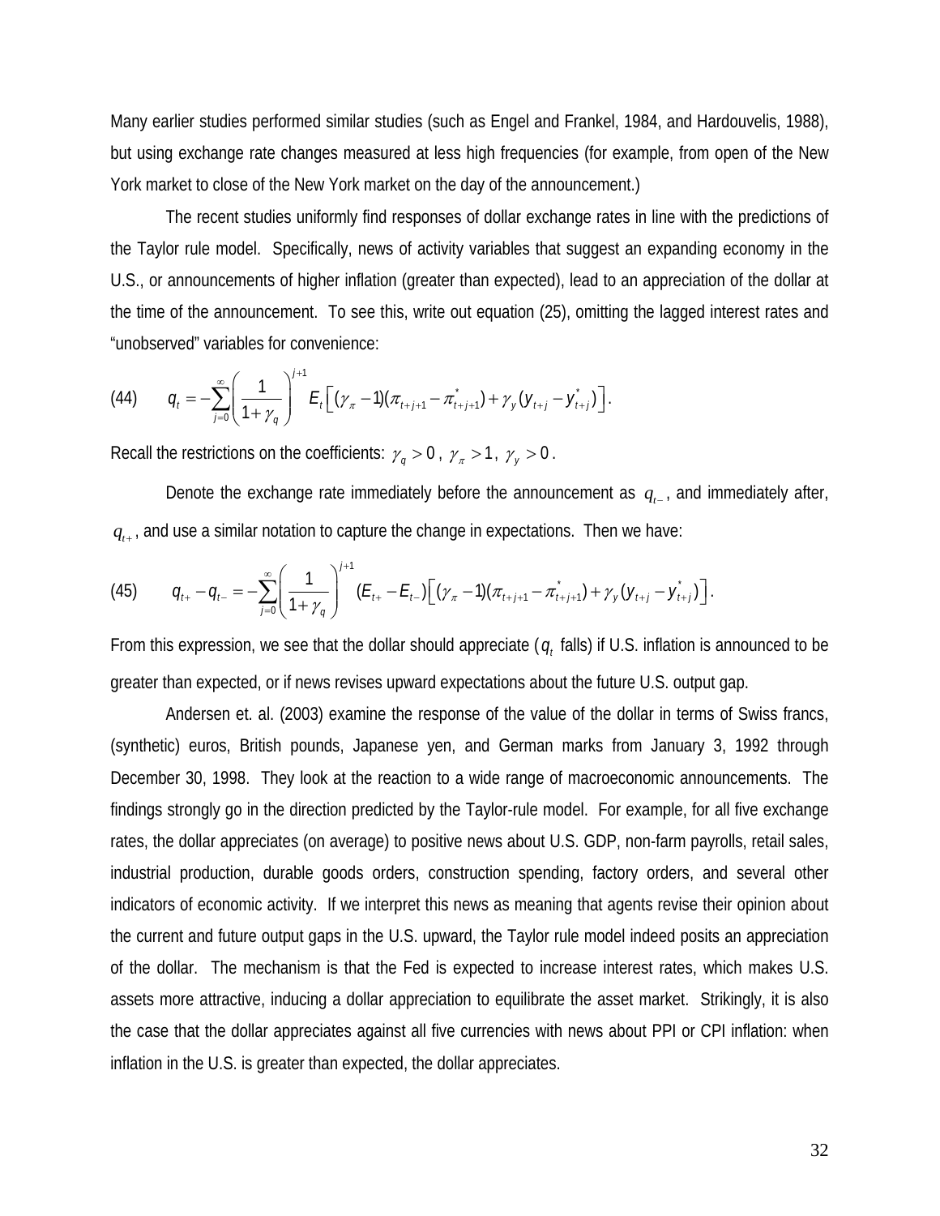Many earlier studies performed similar studies (such as Engel and Frankel, 1984, and Hardouvelis, 1988), but using exchange rate changes measured at less high frequencies (for example, from open of the New York market to close of the New York market on the day of the announcement.)

The recent studies uniformly find responses of dollar exchange rates in line with the predictions of the Taylor rule model. Specifically, news of activity variables that suggest an expanding economy in the U.S., or announcements of higher inflation (greater than expected), lead to an appreciation of the dollar at the time of the announcement. To see this, write out equation (25), omitting the lagged interest rates and "unobserved" variables for convenience:

$$(44) \qquad q_t = -\sum_{j=0}^{\infty} \left( \frac{1}{1+\gamma_q} \right)^{j+1} E_t \left[ (\gamma_\pi - 1)(\pi_{t+j+1} - \pi^*_{t+j+1}) + \gamma_y (y_{t+j} - y^*_{t+j}) \right].$$

Recall the restrictions on the coefficients: $\gamma_q > 0$, $\gamma_\pi > 1$, $\gamma_y > 0$.

Denote the exchange rate immediately before the announcement as $q_{t-}$, and immediately after, $q_{t+}$, and use a similar notation to capture the change in expectations. Then we have:

$$(45) \qquad q_{t+} - q_{t-} = -\sum_{j=0}^{\infty} \left( \frac{1}{1+\gamma_q} \right)^{j+1} (E_{t+} - E_{t-}) \left[ (\gamma_\pi - 1)(\pi_{t+j+1} - \pi^*_{t+j+1}) + \gamma_y (y_{t+j} - y^*_{t+j}) \right].$$

From this expression, we see that the dollar should appreciate ($q_t$ falls) if U.S. inflation is announced to be greater than expected, or if news revises upward expectations about the future U.S. output gap.

Andersen et. al. (2003) examine the response of the value of the dollar in terms of Swiss francs, (synthetic) euros, British pounds, Japanese yen, and German marks from January 3, 1992 through December 30, 1998. They look at the reaction to a wide range of macroeconomic announcements. The findings strongly go in the direction predicted by the Taylor-rule model. For example, for all five exchange rates, the dollar appreciates (on average) to positive news about U.S. GDP, non-farm payrolls, retail sales, industrial production, durable goods orders, construction spending, factory orders, and several other indicators of economic activity. If we interpret this news as meaning that agents revise their opinion about the current and future output gaps in the U.S. upward, the Taylor rule model indeed posits an appreciation of the dollar. The mechanism is that the Fed is expected to increase interest rates, which makes U.S. assets more attractive, inducing a dollar appreciation to equilibrate the asset market. Strikingly, it is also the case that the dollar appreciates against all five currencies with news about PPI or CPI inflation: when inflation in the U.S. is greater than expected, the dollar appreciates.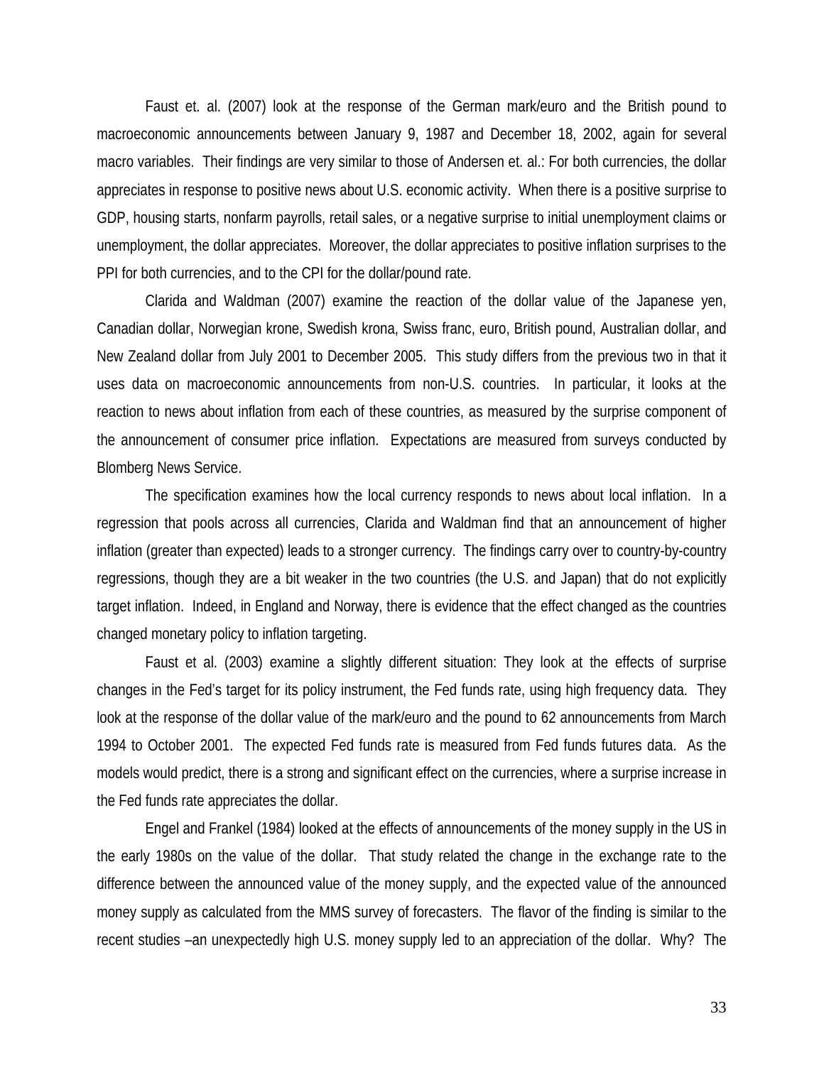Faust et. al. (2007) look at the response of the German mark/euro and the British pound to macroeconomic announcements between January 9, 1987 and December 18, 2002, again for several macro variables. Their findings are very similar to those of Andersen et. al.: For both currencies, the dollar appreciates in response to positive news about U.S. economic activity. When there is a positive surprise to GDP, housing starts, nonfarm payrolls, retail sales, or a negative surprise to initial unemployment claims or unemployment, the dollar appreciates. Moreover, the dollar appreciates to positive inflation surprises to the PPI for both currencies, and to the CPI for the dollar/pound rate.

Clarida and Waldman (2007) examine the reaction of the dollar value of the Japanese yen, Canadian dollar, Norwegian krone, Swedish krona, Swiss franc, euro, British pound, Australian dollar, and New Zealand dollar from July 2001 to December 2005. This study differs from the previous two in that it uses data on macroeconomic announcements from non-U.S. countries. In particular, it looks at the reaction to news about inflation from each of these countries, as measured by the surprise component of the announcement of consumer price inflation. Expectations are measured from surveys conducted by Blomberg News Service.

The specification examines how the local currency responds to news about local inflation. In a regression that pools across all currencies, Clarida and Waldman find that an announcement of higher inflation (greater than expected) leads to a stronger currency. The findings carry over to country-by-country regressions, though they are a bit weaker in the two countries (the U.S. and Japan) that do not explicitly target inflation. Indeed, in England and Norway, there is evidence that the effect changed as the countries changed monetary policy to inflation targeting.

Faust et al. (2003) examine a slightly different situation: They look at the effects of surprise changes in the Fed's target for its policy instrument, the Fed funds rate, using high frequency data. They look at the response of the dollar value of the mark/euro and the pound to 62 announcements from March 1994 to October 2001. The expected Fed funds rate is measured from Fed funds futures data. As the models would predict, there is a strong and significant effect on the currencies, where a surprise increase in the Fed funds rate appreciates the dollar.

Engel and Frankel (1984) looked at the effects of announcements of the money supply in the US in the early 1980s on the value of the dollar. That study related the change in the exchange rate to the difference between the announced value of the money supply, and the expected value of the announced money supply as calculated from the MMS survey of forecasters. The flavor of the finding is similar to the recent studies –an unexpectedly high U.S. money supply led to an appreciation of the dollar. Why? The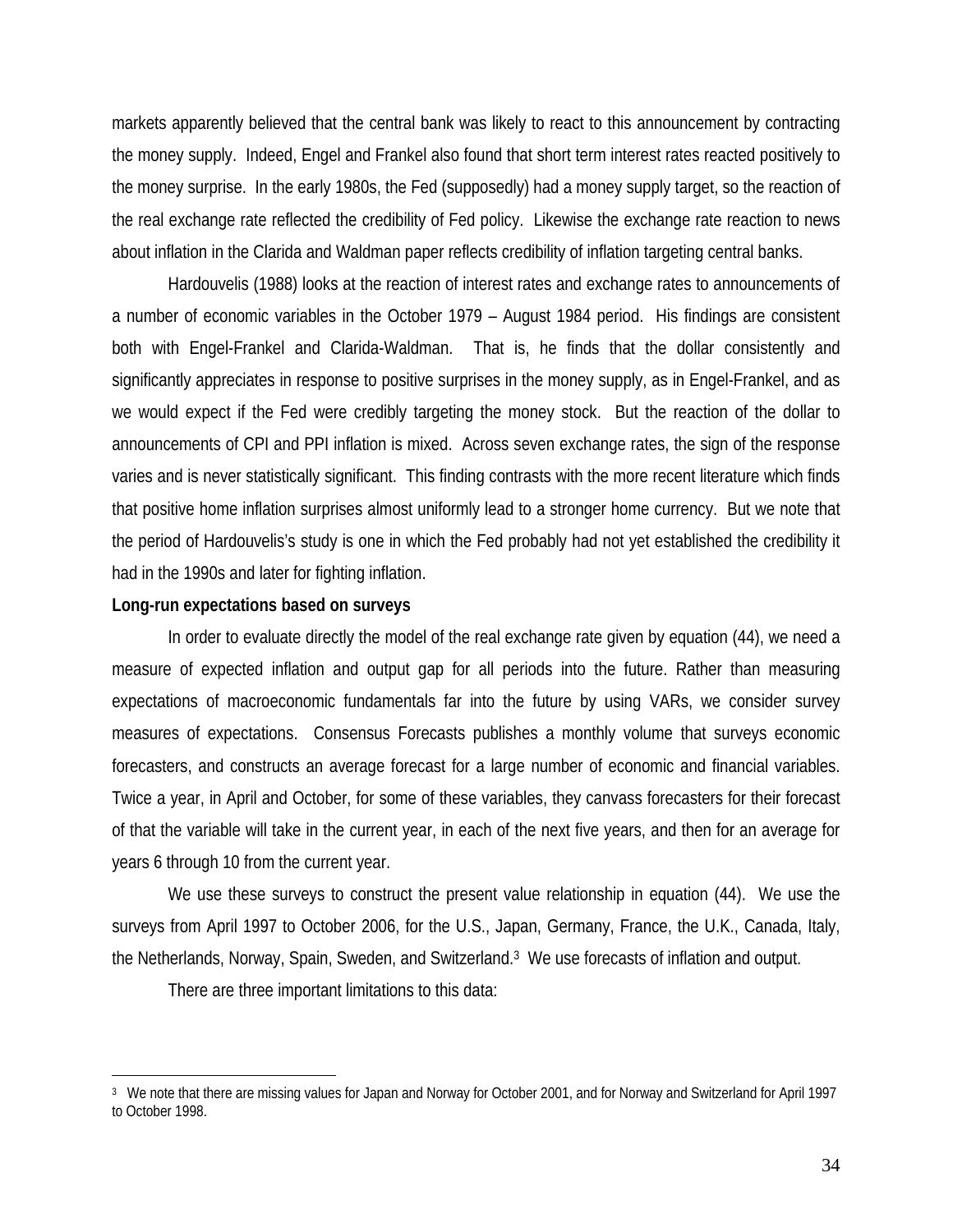markets apparently believed that the central bank was likely to react to this announcement by contracting the money supply. Indeed, Engel and Frankel also found that short term interest rates reacted positively to the money surprise. In the early 1980s, the Fed (supposedly) had a money supply target, so the reaction of the real exchange rate reflected the credibility of Fed policy. Likewise the exchange rate reaction to news about inflation in the Clarida and Waldman paper reflects credibility of inflation targeting central banks.

Hardouvelis (1988) looks at the reaction of interest rates and exchange rates to announcements of a number of economic variables in the October 1979 – August 1984 period. His findings are consistent both with Engel-Frankel and Clarida-Waldman. That is, he finds that the dollar consistently and significantly appreciates in response to positive surprises in the money supply, as in Engel-Frankel, and as we would expect if the Fed were credibly targeting the money stock. But the reaction of the dollar to announcements of CPI and PPI inflation is mixed. Across seven exchange rates, the sign of the response varies and is never statistically significant. This finding contrasts with the more recent literature which finds that positive home inflation surprises almost uniformly lead to a stronger home currency. But we note that the period of Hardouvelis's study is one in which the Fed probably had not yet established the credibility it had in the 1990s and later for fighting inflation.

**Long-run expectations based on surveys**

In order to evaluate directly the model of the real exchange rate given by equation (44), we need a measure of expected inflation and output gap for all periods into the future. Rather than measuring expectations of macroeconomic fundamentals far into the future by using VARs, we consider survey measures of expectations. Consensus Forecasts publishes a monthly volume that surveys economic forecasters, and constructs an average forecast for a large number of economic and financial variables. Twice a year, in April and October, for some of these variables, they canvass forecasters for their forecast of that the variable will take in the current year, in each of the next five years, and then for an average for years 6 through 10 from the current year.

We use these surveys to construct the present value relationship in equation (44). We use the surveys from April 1997 to October 2006, for the U.S., Japan, Germany, France, the U.K., Canada, Italy, the Netherlands, Norway, Spain, Sweden, and Switzerland.[3] We use forecasts of inflation and output.

There are three important limitations to this data:

[3] We note that there are missing values for Japan and Norway for October 2001, and for Norway and Switzerland for April 1997 to October 1998.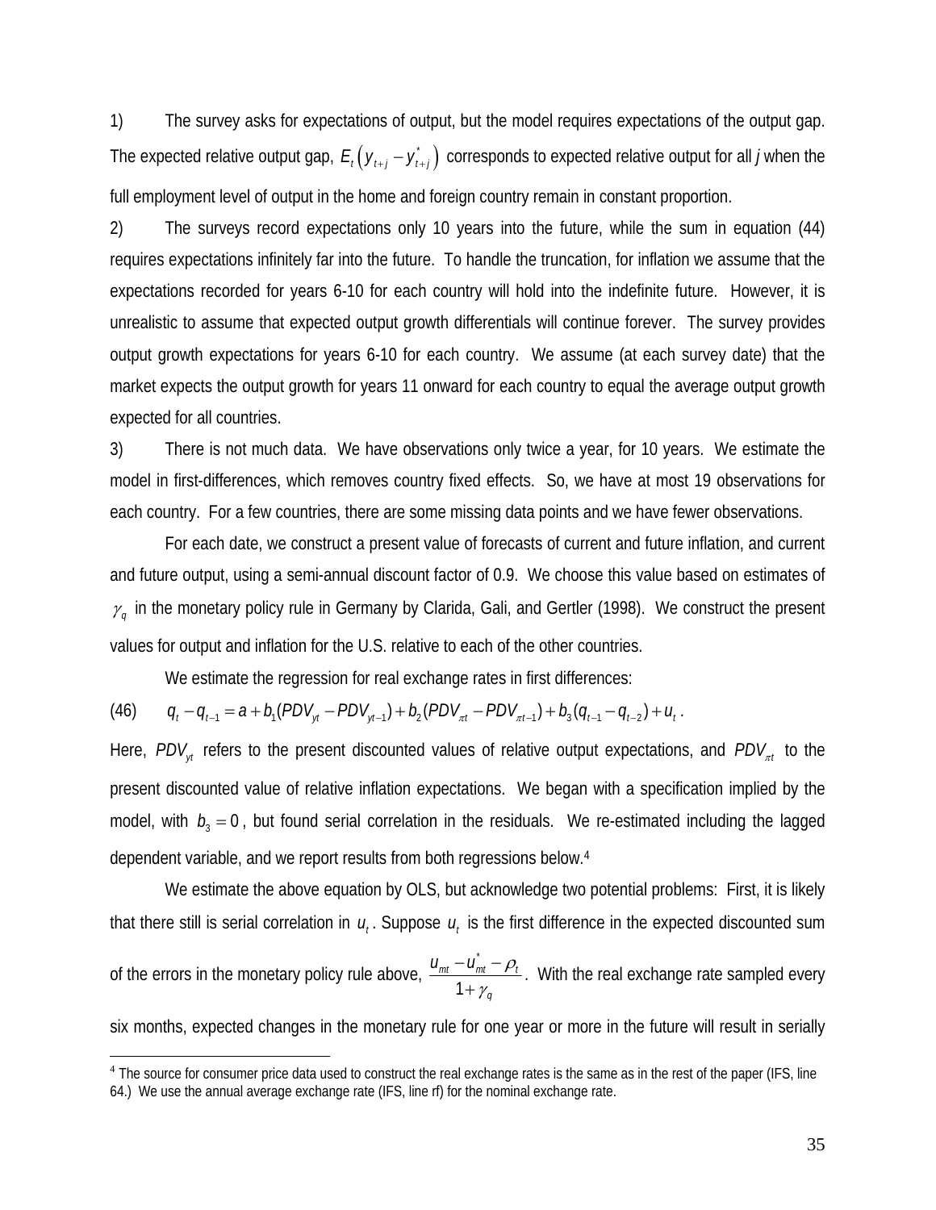1) The survey asks for expectations of output, but the model requires expectations of the output gap. The expected relative output gap, $E_t\left(y_{t+j} - y^*_{t+j}\right)$ corresponds to expected relative output for all *j* when the full employment level of output in the home and foreign country remain in constant proportion.

2) The surveys record expectations only 10 years into the future, while the sum in equation (44) requires expectations infinitely far into the future. To handle the truncation, for inflation we assume that the expectations recorded for years 6-10 for each country will hold into the indefinite future. However, it is unrealistic to assume that expected output growth differentials will continue forever. The survey provides output growth expectations for years 6-10 for each country. We assume (at each survey date) that the market expects the output growth for years 11 onward for each country to equal the average output growth expected for all countries.

3) There is not much data. We have observations only twice a year, for 10 years. We estimate the model in first-differences, which removes country fixed effects. So, we have at most 19 observations for each country. For a few countries, there are some missing data points and we have fewer observations.

For each date, we construct a present value of forecasts of current and future inflation, and current and future output, using a semi-annual discount factor of 0.9. We choose this value based on estimates of $\gamma_q$ in the monetary policy rule in Germany by Clarida, Gali, and Gertler (1998). We construct the present values for output and inflation for the U.S. relative to each of the other countries.

We estimate the regression for real exchange rates in first differences:

$$q_t - q_{t-1} = a + b_1(PDV_{yt} - PDV_{yt-1}) + b_2(PDV_{\pi t} - PDV_{\pi t-1}) + b_3(q_{t-1} - q_{t-2}) + u_t \,. \tag{46}$$

Here, $PDV_{yt}$ refers to the present discounted values of relative output expectations, and $PDV_{\pi t}$ to the present discounted value of relative inflation expectations. We began with a specification implied by the model, with $b_3 = 0$, but found serial correlation in the residuals. We re-estimated including the lagged dependent variable, and we report results from both regressions below.[4]

We estimate the above equation by OLS, but acknowledge two potential problems: First, it is likely that there still is serial correlation in $u_t$. Suppose $u_t$ is the first difference in the expected discounted sum of the errors in the monetary policy rule above, $\dfrac{u_{mt} - u^*_{mt} - \rho_t}{1+\gamma_q}$. With the real exchange rate sampled every six months, expected changes in the monetary rule for one year or more in the future will result in serially

[4] The source for consumer price data used to construct the real exchange rates is the same as in the rest of the paper (IFS, line 64.) We use the annual average exchange rate (IFS, line rf) for the nominal exchange rate.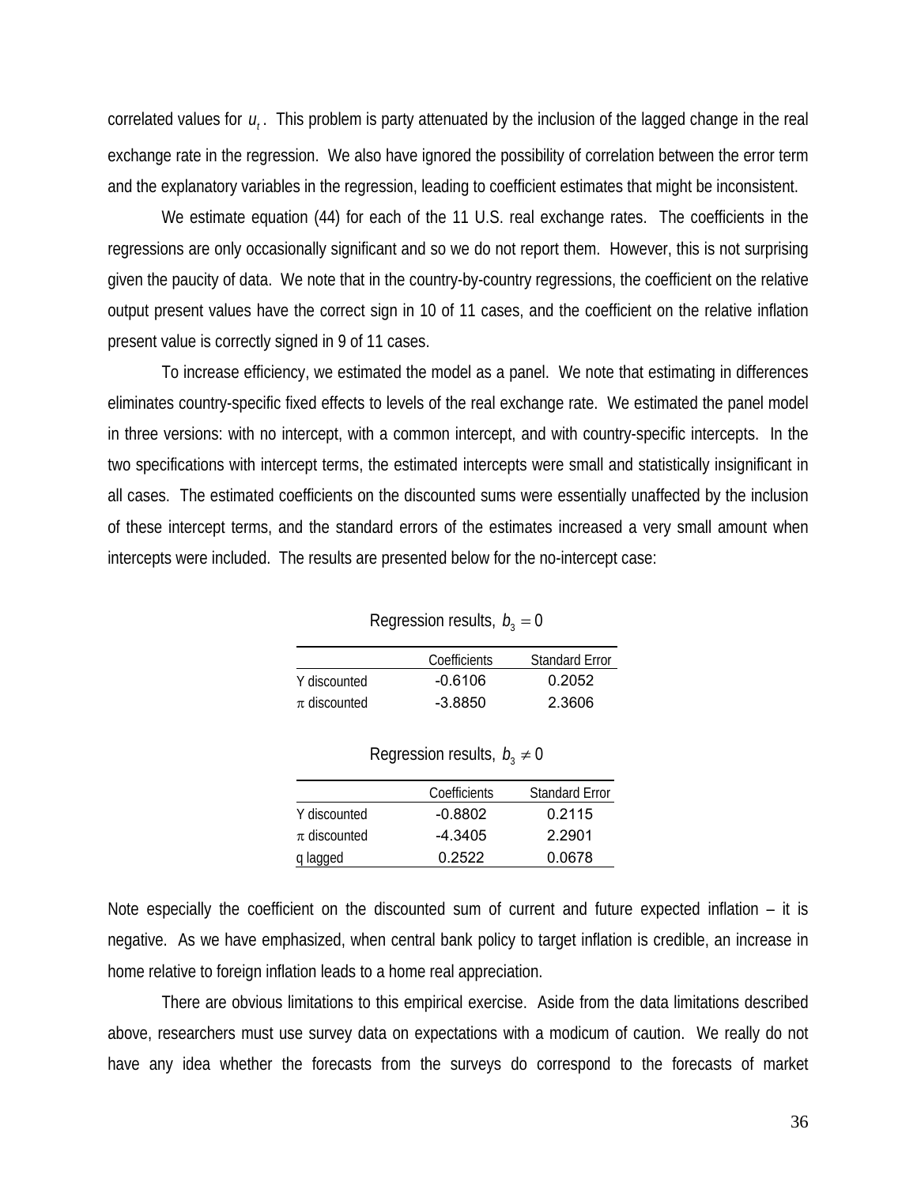correlated values for $u_t$. This problem is party attenuated by the inclusion of the lagged change in the real exchange rate in the regression. We also have ignored the possibility of correlation between the error term and the explanatory variables in the regression, leading to coefficient estimates that might be inconsistent.

We estimate equation (44) for each of the 11 U.S. real exchange rates. The coefficients in the regressions are only occasionally significant and so we do not report them. However, this is not surprising given the paucity of data. We note that in the country-by-country regressions, the coefficient on the relative output present values have the correct sign in 10 of 11 cases, and the coefficient on the relative inflation present value is correctly signed in 9 of 11 cases.

To increase efficiency, we estimated the model as a panel. We note that estimating in differences eliminates country-specific fixed effects to levels of the real exchange rate. We estimated the panel model in three versions: with no intercept, with a common intercept, and with country-specific intercepts. In the two specifications with intercept terms, the estimated intercepts were small and statistically insignificant in all cases. The estimated coefficients on the discounted sums were essentially unaffected by the inclusion of these intercept terms, and the standard errors of the estimates increased a very small amount when intercepts were included. The results are presented below for the no-intercept case:

Regression results, $b_3 = 0$

| | Coefficients | Standard Error |
|---|---|---|
| Y discounted | -0.6106 | 0.2052 |
| $\pi$ discounted | -3.8850 | 2.3606 |

Regression results, $b_3 \neq 0$

| | Coefficients | Standard Error |
|---|---|---|
| Y discounted | -0.8802 | 0.2115 |
| $\pi$ discounted | -4.3405 | 2.2901 |
| q lagged | 0.2522 | 0.0678 |

Note especially the coefficient on the discounted sum of current and future expected inflation – it is negative. As we have emphasized, when central bank policy to target inflation is credible, an increase in home relative to foreign inflation leads to a home real appreciation.

There are obvious limitations to this empirical exercise. Aside from the data limitations described above, researchers must use survey data on expectations with a modicum of caution. We really do not have any idea whether the forecasts from the surveys do correspond to the forecasts of market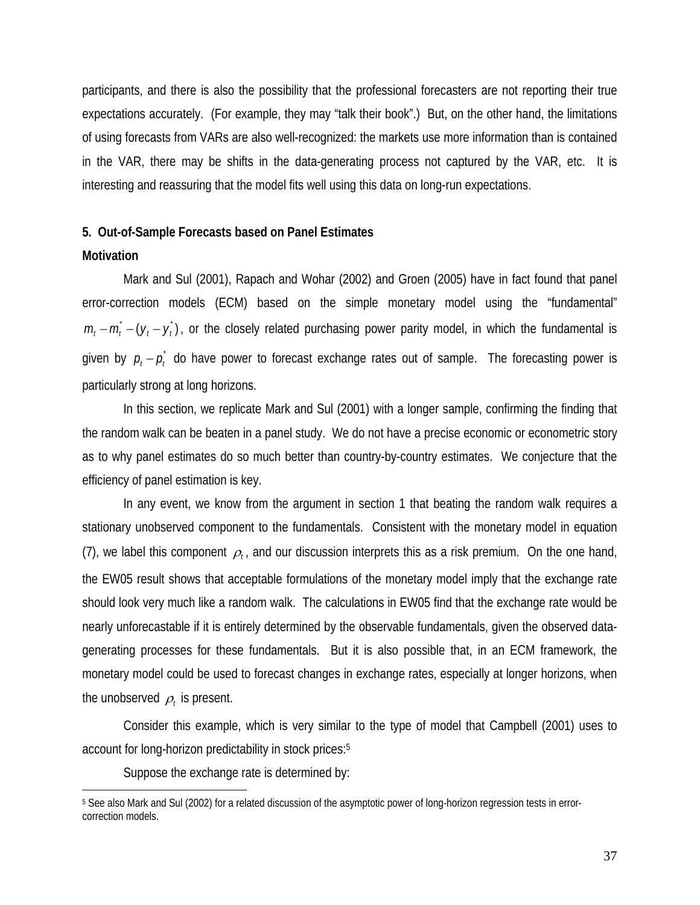participants, and there is also the possibility that the professional forecasters are not reporting their true expectations accurately. (For example, they may "talk their book".) But, on the other hand, the limitations of using forecasts from VARs are also well-recognized: the markets use more information than is contained in the VAR, there may be shifts in the data-generating process not captured by the VAR, etc. It is interesting and reassuring that the model fits well using this data on long-run expectations.

## 5. Out-of-Sample Forecasts based on Panel Estimates

### Motivation

Mark and Sul (2001), Rapach and Wohar (2002) and Groen (2005) have in fact found that panel error-correction models (ECM) based on the simple monetary model using the "fundamental" $m_t - m_t^* - (y_t - y_t^*)$, or the closely related purchasing power parity model, in which the fundamental is given by $p_t - p_t^*$ do have power to forecast exchange rates out of sample. The forecasting power is particularly strong at long horizons.

In this section, we replicate Mark and Sul (2001) with a longer sample, confirming the finding that the random walk can be beaten in a panel study. We do not have a precise economic or econometric story as to why panel estimates do so much better than country-by-country estimates. We conjecture that the efficiency of panel estimation is key.

In any event, we know from the argument in section 1 that beating the random walk requires a stationary unobserved component to the fundamentals. Consistent with the monetary model in equation (7), we label this component $\rho_t$, and our discussion interprets this as a risk premium. On the one hand, the EW05 result shows that acceptable formulations of the monetary model imply that the exchange rate should look very much like a random walk. The calculations in EW05 find that the exchange rate would be nearly unforecastable if it is entirely determined by the observable fundamentals, given the observed data-generating processes for these fundamentals. But it is also possible that, in an ECM framework, the monetary model could be used to forecast changes in exchange rates, especially at longer horizons, when the unobserved $\rho_t$ is present.

Consider this example, which is very similar to the type of model that Campbell (2001) uses to account for long-horizon predictability in stock prices:[5]

Suppose the exchange rate is determined by:

[5] See also Mark and Sul (2002) for a related discussion of the asymptotic power of long-horizon regression tests in error-correction models.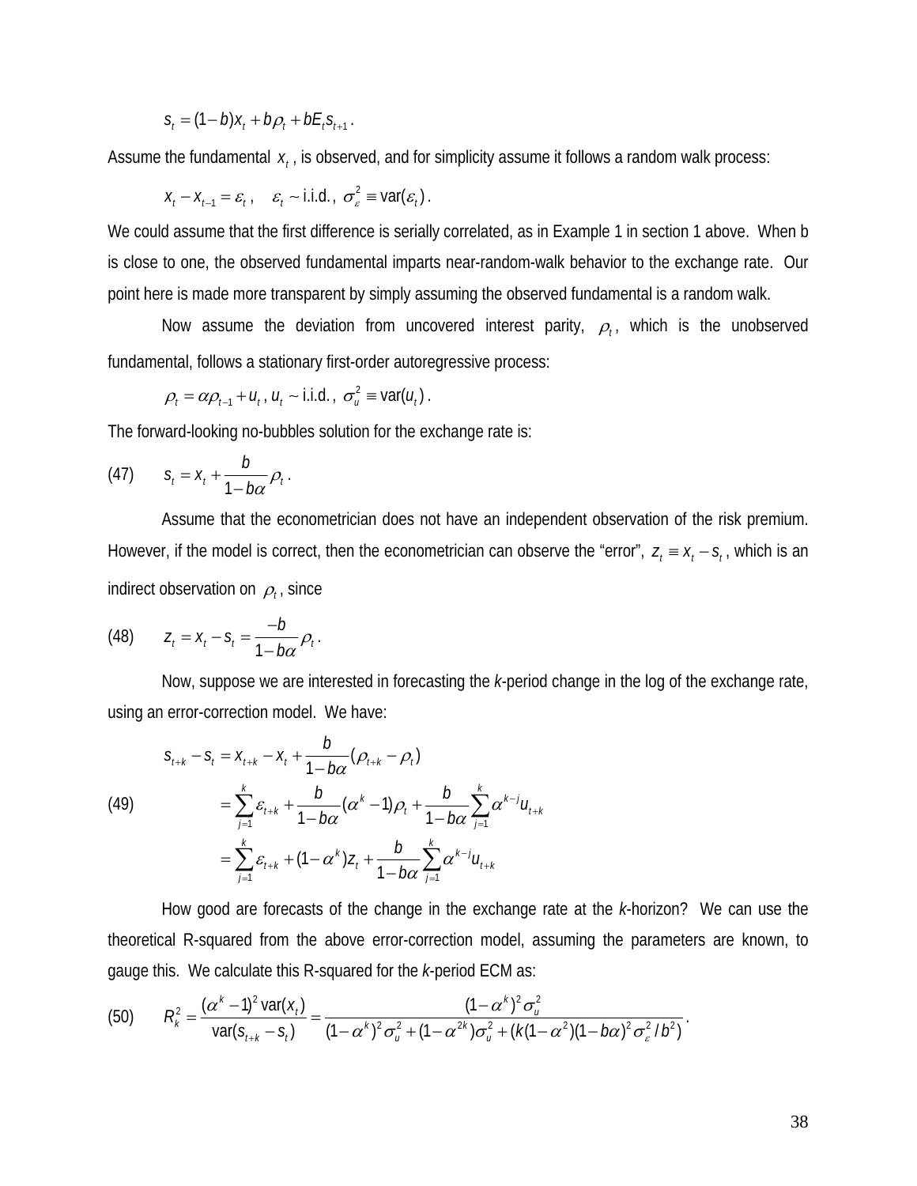$$s_t = (1-b)x_t + b\rho_t + bE_t s_{t+1}.$$

Assume the fundamental $x_t$, is observed, and for simplicity assume it follows a random walk process:

$$x_t - x_{t-1} = \varepsilon_t, \quad \varepsilon_t \sim \text{i.i.d.}, \ \sigma_\varepsilon^2 \equiv \text{var}(\varepsilon_t).$$

We could assume that the first difference is serially correlated, as in Example 1 in section 1 above. When b is close to one, the observed fundamental imparts near-random-walk behavior to the exchange rate. Our point here is made more transparent by simply assuming the observed fundamental is a random walk.

Now assume the deviation from uncovered interest parity, $\rho_t$, which is the unobserved fundamental, follows a stationary first-order autoregressive process:

$$\rho_t = \alpha\rho_{t-1} + u_t, \ u_t \sim \text{i.i.d.}, \ \sigma_u^2 \equiv \text{var}(u_t).$$

The forward-looking no-bubbles solution for the exchange rate is:

$$s_t = x_t + \frac{b}{1-b\alpha}\rho_t. \tag{47}$$

Assume that the econometrician does not have an independent observation of the risk premium. However, if the model is correct, then the econometrician can observe the "error", $z_t \equiv x_t - s_t$, which is an indirect observation on $\rho_t$, since

$$z_t = x_t - s_t = \frac{-b}{1-b\alpha}\rho_t. \tag{48}$$

Now, suppose we are interested in forecasting the *k*-period change in the log of the exchange rate, using an error-correction model. We have:

$$\begin{aligned}
s_{t+k} - s_t &= x_{t+k} - x_t + \frac{b}{1-b\alpha}(\rho_{t+k} - \rho_t) \\
&= \sum_{j=1}^{k}\varepsilon_{t+k} + \frac{b}{1-b\alpha}(\alpha^k - 1)\rho_t + \frac{b}{1-b\alpha}\sum_{j=1}^{k}\alpha^{k-j}u_{t+k} \\
&= \sum_{j=1}^{k}\varepsilon_{t+k} + (1-\alpha^k)z_t + \frac{b}{1-b\alpha}\sum_{j=1}^{k}\alpha^{k-j}u_{t+k}
\end{aligned} \tag{49}$$

How good are forecasts of the change in the exchange rate at the *k*-horizon? We can use the theoretical R-squared from the above error-correction model, assuming the parameters are known, to gauge this. We calculate this R-squared for the *k*-period ECM as:

$$R_k^2 = \frac{(\alpha^k - 1)^2\,\text{var}(x_t)}{\text{var}(s_{t+k} - s_t)} = \frac{(1-\alpha^k)^2\sigma_u^2}{(1-\alpha^k)^2\sigma_u^2 + (1-\alpha^{2k})\sigma_u^2 + (k(1-\alpha^2)(1-b\alpha)^2\sigma_\varepsilon^2 / b^2)}. \tag{50}$$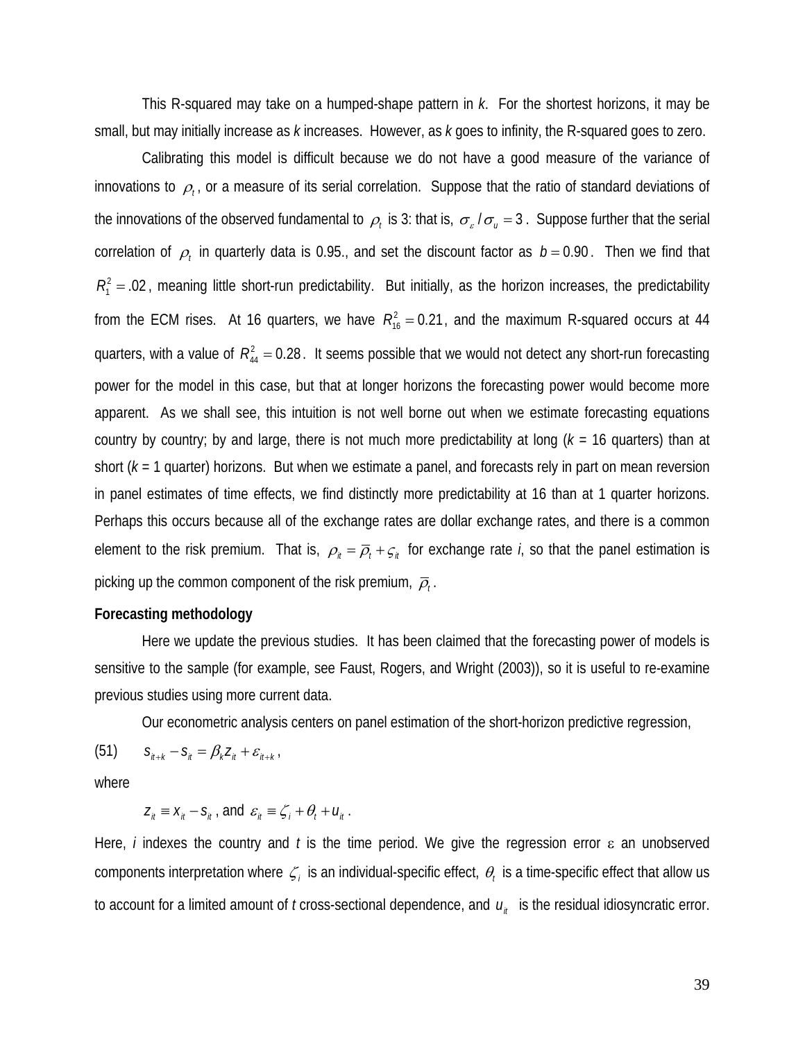This R-squared may take on a humped-shape pattern in *k*. For the shortest horizons, it may be small, but may initially increase as *k* increases. However, as *k* goes to infinity, the R-squared goes to zero.

Calibrating this model is difficult because we do not have a good measure of the variance of innovations to $\rho_t$, or a measure of its serial correlation. Suppose that the ratio of standard deviations of the innovations of the observed fundamental to $\rho_t$ is 3: that is, $\sigma_\varepsilon / \sigma_u = 3$. Suppose further that the serial correlation of $\rho_t$ in quarterly data is 0.95., and set the discount factor as $b = 0.90$. Then we find that $R_1^2 = .02$, meaning little short-run predictability. But initially, as the horizon increases, the predictability from the ECM rises. At 16 quarters, we have $R_{16}^2 = 0.21$, and the maximum R-squared occurs at 44 quarters, with a value of $R_{44}^2 = 0.28$. It seems possible that we would not detect any short-run forecasting power for the model in this case, but that at longer horizons the forecasting power would become more apparent. As we shall see, this intuition is not well borne out when we estimate forecasting equations country by country; by and large, there is not much more predictability at long (*k* = 16 quarters) than at short (*k* = 1 quarter) horizons. But when we estimate a panel, and forecasts rely in part on mean reversion in panel estimates of time effects, we find distinctly more predictability at 16 than at 1 quarter horizons. Perhaps this occurs because all of the exchange rates are dollar exchange rates, and there is a common element to the risk premium. That is, $\rho_{it} = \bar{\rho}_t + \varsigma_{it}$ for exchange rate *i*, so that the panel estimation is picking up the common component of the risk premium, $\bar{\rho}_t$.

**Forecasting methodology**

Here we update the previous studies. It has been claimed that the forecasting power of models is sensitive to the sample (for example, see Faust, Rogers, and Wright (2003)), so it is useful to re-examine previous studies using more current data.

Our econometric analysis centers on panel estimation of the short-horizon predictive regression,

$$s_{it+k} - s_{it} = \beta_k z_{it} + \varepsilon_{it+k}, \tag{51}$$

where

$$z_{it} \equiv x_{it} - s_{it}, \text{ and } \varepsilon_{it} \equiv \zeta_i + \theta_t + u_{it}.$$

Here, *i* indexes the country and *t* is the time period. We give the regression error $\varepsilon$ an unobserved components interpretation where $\zeta_i$ is an individual-specific effect, $\theta_t$ is a time-specific effect that allow us to account for a limited amount of *t* cross-sectional dependence, and $u_{it}$ is the residual idiosyncratic error.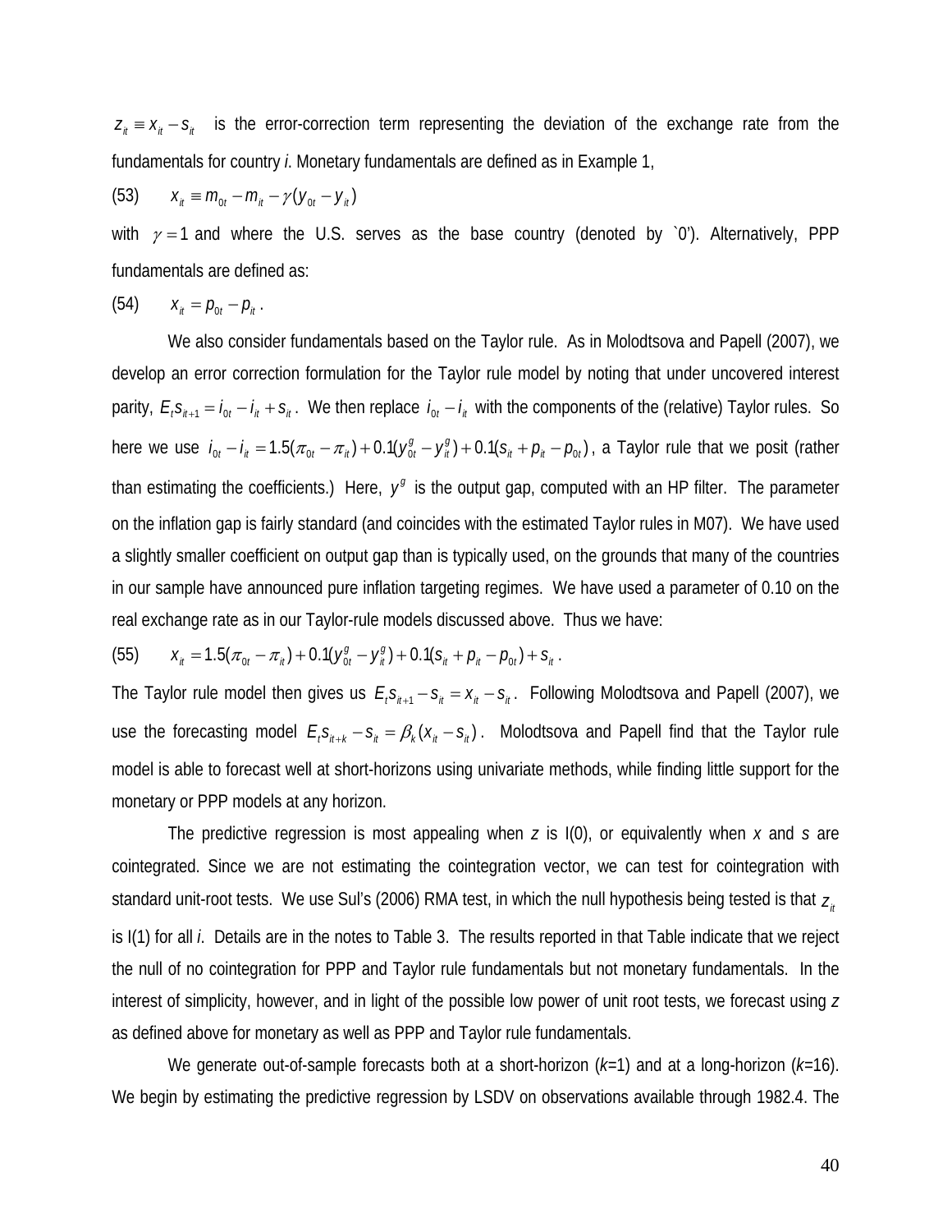$z_{it} \equiv x_{it} - s_{it}$ is the error-correction term representing the deviation of the exchange rate from the fundamentals for country *i*. Monetary fundamentals are defined as in Example 1,

(53) $\quad x_{it} \equiv m_{0t} - m_{it} - \gamma(y_{0t} - y_{it})$

with $\gamma = 1$ and where the U.S. serves as the base country (denoted by `0'). Alternatively, PPP fundamentals are defined as:

(54) $\quad x_{it} = p_{0t} - p_{it}$ .

We also consider fundamentals based on the Taylor rule. As in Molodtsova and Papell (2007), we develop an error correction formulation for the Taylor rule model by noting that under uncovered interest parity, $E_t s_{it+1} = i_{0t} - i_{it} + s_{it}$. We then replace $i_{0t} - i_{it}$ with the components of the (relative) Taylor rules. So here we use $i_{0t} - i_{it} = 1.5(\pi_{0t} - \pi_{it}) + 0.1(y^g_{0t} - y^g_{it}) + 0.1(s_{it} + p_{it} - p_{0t})$, a Taylor rule that we posit (rather than estimating the coefficients.) Here, $y^g$ is the output gap, computed with an HP filter. The parameter on the inflation gap is fairly standard (and coincides with the estimated Taylor rules in M07). We have used a slightly smaller coefficient on output gap than is typically used, on the grounds that many of the countries in our sample have announced pure inflation targeting regimes. We have used a parameter of 0.10 on the real exchange rate as in our Taylor-rule models discussed above. Thus we have:

(55) $\quad x_{it} = 1.5(\pi_{0t} - \pi_{it}) + 0.1(y^g_{0t} - y^g_{it}) + 0.1(s_{it} + p_{it} - p_{0t}) + s_{it}$ .

The Taylor rule model then gives us $E_t s_{it+1} - s_{it} = x_{it} - s_{it}$. Following Molodtsova and Papell (2007), we use the forecasting model $E_t s_{it+k} - s_{it} = \beta_k (x_{it} - s_{it})$. Molodtsova and Papell find that the Taylor rule model is able to forecast well at short-horizons using univariate methods, while finding little support for the monetary or PPP models at any horizon.

The predictive regression is most appealing when *z* is I(0), or equivalently when *x* and *s* are cointegrated. Since we are not estimating the cointegration vector, we can test for cointegration with standard unit-root tests. We use Sul's (2006) RMA test, in which the null hypothesis being tested is that $z_{it}$ is I(1) for all *i*. Details are in the notes to Table 3. The results reported in that Table indicate that we reject the null of no cointegration for PPP and Taylor rule fundamentals but not monetary fundamentals. In the interest of simplicity, however, and in light of the possible low power of unit root tests, we forecast using *z* as defined above for monetary as well as PPP and Taylor rule fundamentals.

We generate out-of-sample forecasts both at a short-horizon (*k*=1) and at a long-horizon (*k*=16). We begin by estimating the predictive regression by LSDV on observations available through 1982.4. The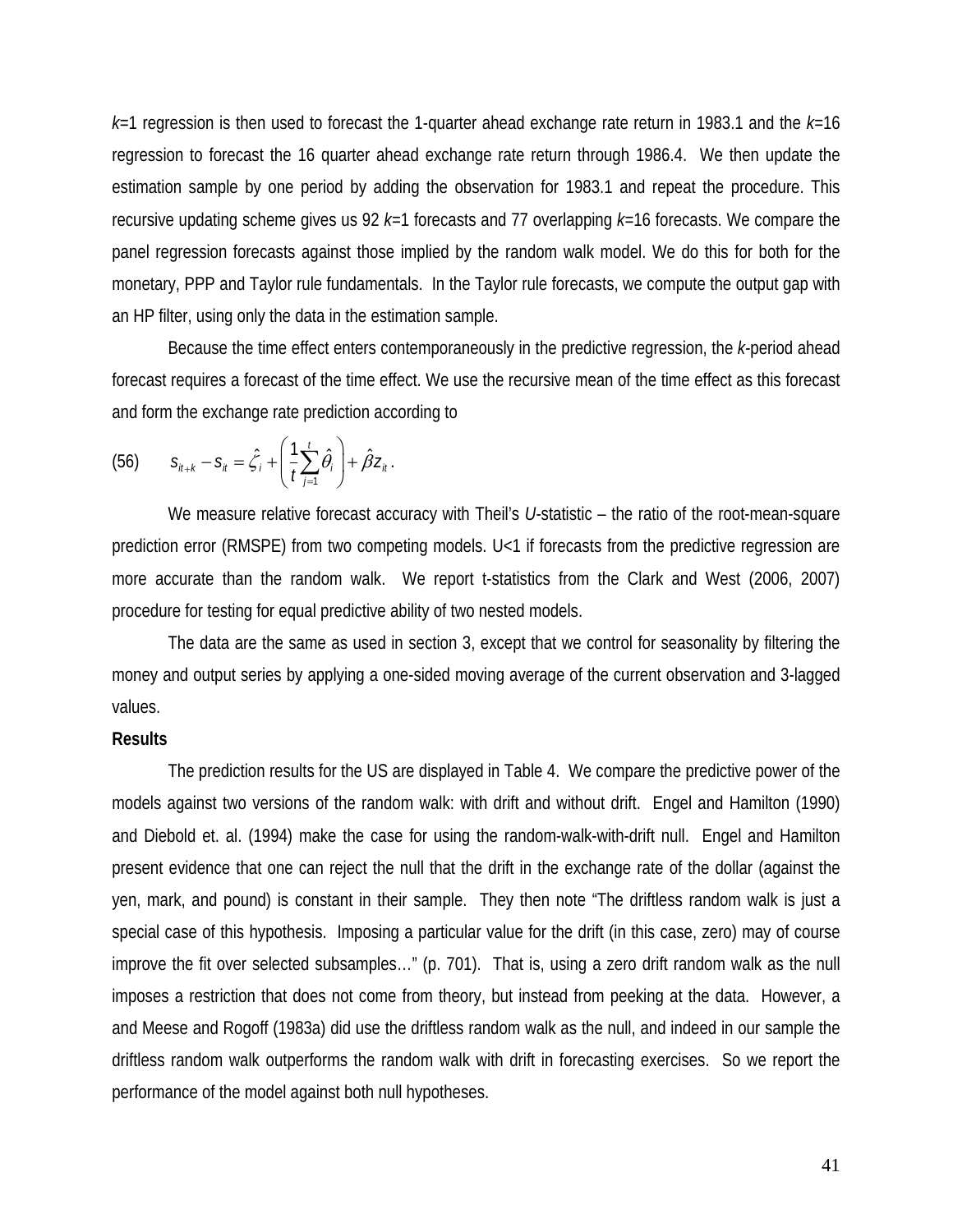$k$=1 regression is then used to forecast the 1-quarter ahead exchange rate return in 1983.1 and the $k$=16 regression to forecast the 16 quarter ahead exchange rate return through 1986.4. We then update the estimation sample by one period by adding the observation for 1983.1 and repeat the procedure. This recursive updating scheme gives us 92 $k$=1 forecasts and 77 overlapping $k$=16 forecasts. We compare the panel regression forecasts against those implied by the random walk model. We do this for both for the monetary, PPP and Taylor rule fundamentals. In the Taylor rule forecasts, we compute the output gap with an HP filter, using only the data in the estimation sample.

Because the time effect enters contemporaneously in the predictive regression, the $k$-period ahead forecast requires a forecast of the time effect. We use the recursive mean of the time effect as this forecast and form the exchange rate prediction according to

$$s_{it+k} - s_{it} = \hat{\zeta}_i + \left( \frac{1}{t} \sum_{j=1}^{t} \hat{\theta}_i \right) + \hat{\beta} z_{it} \,. \tag{56}$$

We measure relative forecast accuracy with Theil's $U$-statistic – the ratio of the root-mean-square prediction error (RMSPE) from two competing models. U<1 if forecasts from the predictive regression are more accurate than the random walk. We report t-statistics from the Clark and West (2006, 2007) procedure for testing for equal predictive ability of two nested models.

The data are the same as used in section 3, except that we control for seasonality by filtering the money and output series by applying a one-sided moving average of the current observation and 3-lagged values.

**Results**

The prediction results for the US are displayed in Table 4. We compare the predictive power of the models against two versions of the random walk: with drift and without drift. Engel and Hamilton (1990) and Diebold et. al. (1994) make the case for using the random-walk-with-drift null. Engel and Hamilton present evidence that one can reject the null that the drift in the exchange rate of the dollar (against the yen, mark, and pound) is constant in their sample. They then note "The driftless random walk is just a special case of this hypothesis. Imposing a particular value for the drift (in this case, zero) may of course improve the fit over selected subsamples…" (p. 701). That is, using a zero drift random walk as the null imposes a restriction that does not come from theory, but instead from peeking at the data. However, a and Meese and Rogoff (1983a) did use the driftless random walk as the null, and indeed in our sample the driftless random walk outperforms the random walk with drift in forecasting exercises. So we report the performance of the model against both null hypotheses.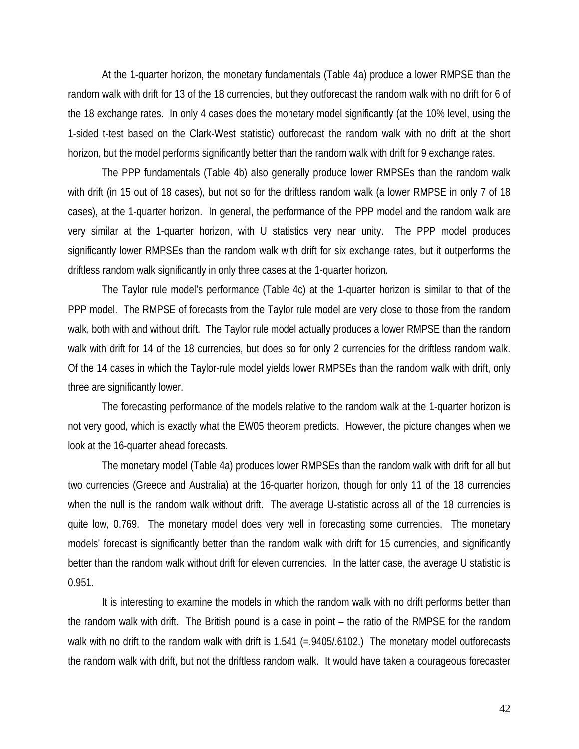At the 1-quarter horizon, the monetary fundamentals (Table 4a) produce a lower RMPSE than the random walk with drift for 13 of the 18 currencies, but they outforecast the random walk with no drift for 6 of the 18 exchange rates. In only 4 cases does the monetary model significantly (at the 10% level, using the 1-sided t-test based on the Clark-West statistic) outforecast the random walk with no drift at the short horizon, but the model performs significantly better than the random walk with drift for 9 exchange rates.

The PPP fundamentals (Table 4b) also generally produce lower RMPSEs than the random walk with drift (in 15 out of 18 cases), but not so for the driftless random walk (a lower RMPSE in only 7 of 18 cases), at the 1-quarter horizon. In general, the performance of the PPP model and the random walk are very similar at the 1-quarter horizon, with U statistics very near unity. The PPP model produces significantly lower RMPSEs than the random walk with drift for six exchange rates, but it outperforms the driftless random walk significantly in only three cases at the 1-quarter horizon.

The Taylor rule model's performance (Table 4c) at the 1-quarter horizon is similar to that of the PPP model. The RMPSE of forecasts from the Taylor rule model are very close to those from the random walk, both with and without drift. The Taylor rule model actually produces a lower RMPSE than the random walk with drift for 14 of the 18 currencies, but does so for only 2 currencies for the driftless random walk. Of the 14 cases in which the Taylor-rule model yields lower RMPSEs than the random walk with drift, only three are significantly lower.

The forecasting performance of the models relative to the random walk at the 1-quarter horizon is not very good, which is exactly what the EW05 theorem predicts. However, the picture changes when we look at the 16-quarter ahead forecasts.

The monetary model (Table 4a) produces lower RMPSEs than the random walk with drift for all but two currencies (Greece and Australia) at the 16-quarter horizon, though for only 11 of the 18 currencies when the null is the random walk without drift. The average U-statistic across all of the 18 currencies is quite low, 0.769. The monetary model does very well in forecasting some currencies. The monetary models' forecast is significantly better than the random walk with drift for 15 currencies, and significantly better than the random walk without drift for eleven currencies. In the latter case, the average U statistic is 0.951.

It is interesting to examine the models in which the random walk with no drift performs better than the random walk with drift. The British pound is a case in point – the ratio of the RMPSE for the random walk with no drift to the random walk with drift is 1.541 (=.9405/.6102.) The monetary model outforecasts the random walk with drift, but not the driftless random walk. It would have taken a courageous forecaster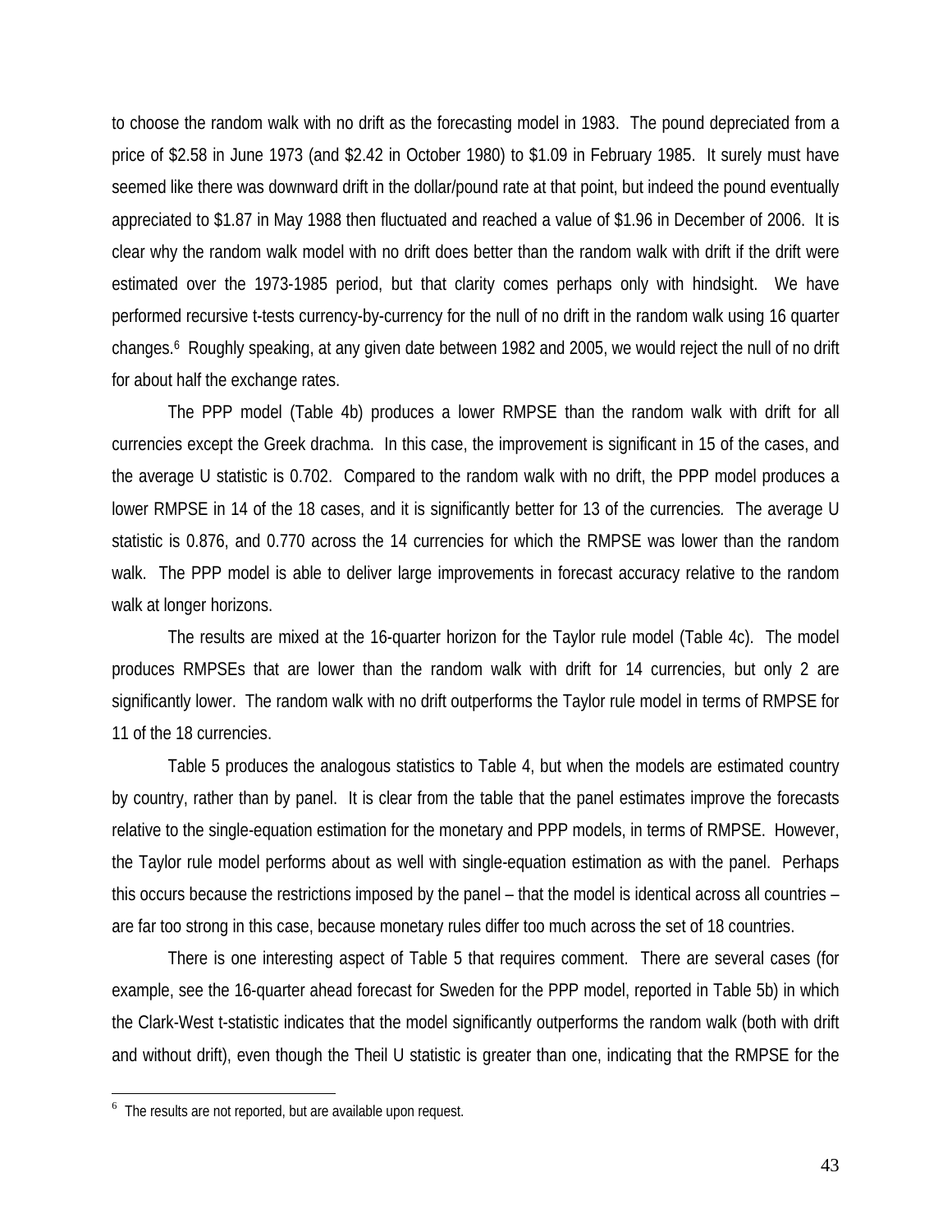to choose the random walk with no drift as the forecasting model in 1983. The pound depreciated from a price of $2.58 in June 1973 (and $2.42 in October 1980) to $1.09 in February 1985. It surely must have seemed like there was downward drift in the dollar/pound rate at that point, but indeed the pound eventually appreciated to $1.87 in May 1988 then fluctuated and reached a value of $1.96 in December of 2006. It is clear why the random walk model with no drift does better than the random walk with drift if the drift were estimated over the 1973-1985 period, but that clarity comes perhaps only with hindsight. We have performed recursive t-tests currency-by-currency for the null of no drift in the random walk using 16 quarter changes.[6] Roughly speaking, at any given date between 1982 and 2005, we would reject the null of no drift for about half the exchange rates.

The PPP model (Table 4b) produces a lower RMPSE than the random walk with drift for all currencies except the Greek drachma. In this case, the improvement is significant in 15 of the cases, and the average U statistic is 0.702. Compared to the random walk with no drift, the PPP model produces a lower RMPSE in 14 of the 18 cases, and it is significantly better for 13 of the currencies. The average U statistic is 0.876, and 0.770 across the 14 currencies for which the RMPSE was lower than the random walk. The PPP model is able to deliver large improvements in forecast accuracy relative to the random walk at longer horizons.

The results are mixed at the 16-quarter horizon for the Taylor rule model (Table 4c). The model produces RMPSEs that are lower than the random walk with drift for 14 currencies, but only 2 are significantly lower. The random walk with no drift outperforms the Taylor rule model in terms of RMPSE for 11 of the 18 currencies.

Table 5 produces the analogous statistics to Table 4, but when the models are estimated country by country, rather than by panel. It is clear from the table that the panel estimates improve the forecasts relative to the single-equation estimation for the monetary and PPP models, in terms of RMPSE. However, the Taylor rule model performs about as well with single-equation estimation as with the panel. Perhaps this occurs because the restrictions imposed by the panel – that the model is identical across all countries – are far too strong in this case, because monetary rules differ too much across the set of 18 countries.

There is one interesting aspect of Table 5 that requires comment. There are several cases (for example, see the 16-quarter ahead forecast for Sweden for the PPP model, reported in Table 5b) in which the Clark-West t-statistic indicates that the model significantly outperforms the random walk (both with drift and without drift), even though the Theil U statistic is greater than one, indicating that the RMPSE for the

[6] The results are not reported, but are available upon request.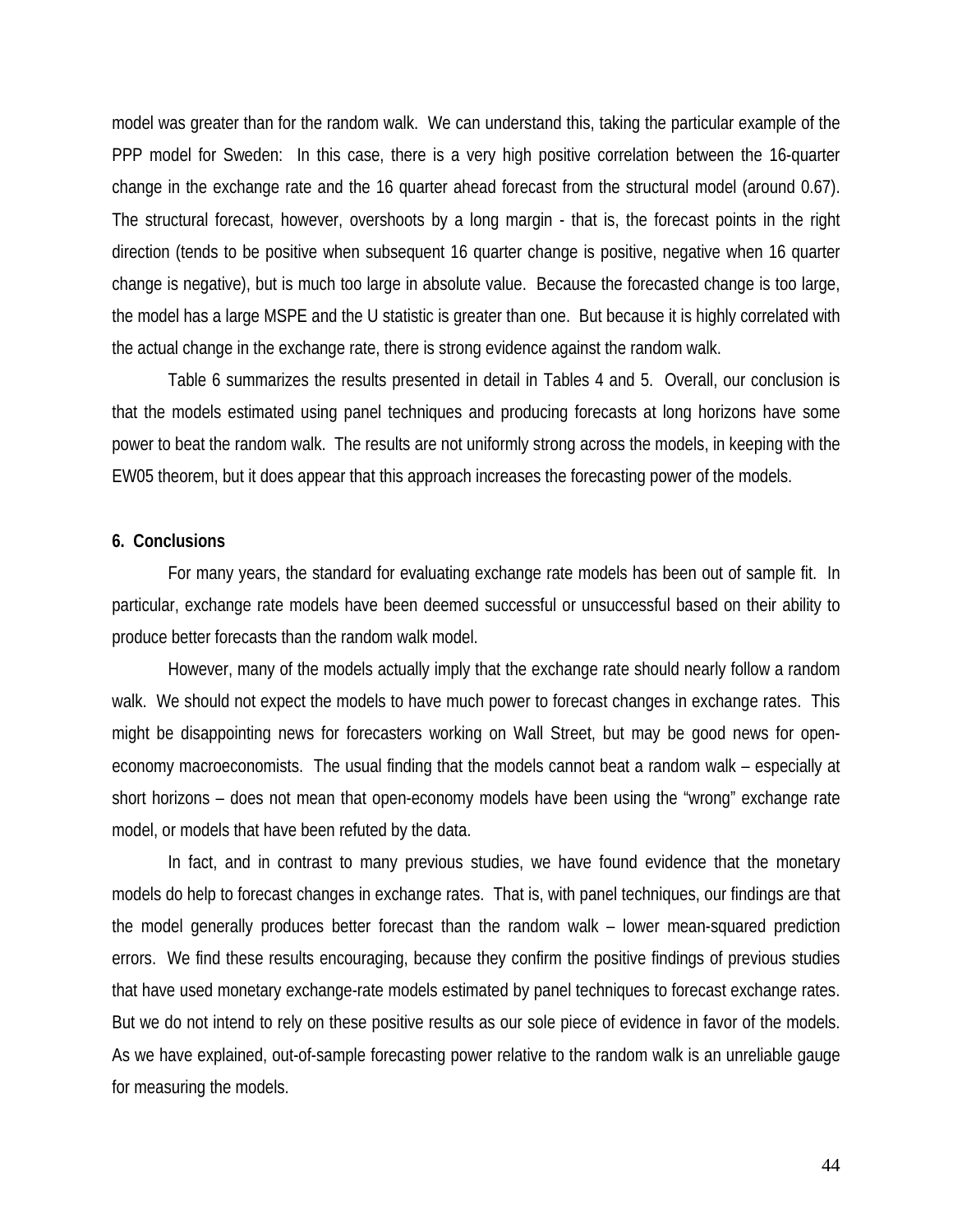model was greater than for the random walk. We can understand this, taking the particular example of the PPP model for Sweden: In this case, there is a very high positive correlation between the 16-quarter change in the exchange rate and the 16 quarter ahead forecast from the structural model (around 0.67). The structural forecast, however, overshoots by a long margin - that is, the forecast points in the right direction (tends to be positive when subsequent 16 quarter change is positive, negative when 16 quarter change is negative), but is much too large in absolute value. Because the forecasted change is too large, the model has a large MSPE and the U statistic is greater than one. But because it is highly correlated with the actual change in the exchange rate, there is strong evidence against the random walk.

Table 6 summarizes the results presented in detail in Tables 4 and 5. Overall, our conclusion is that the models estimated using panel techniques and producing forecasts at long horizons have some power to beat the random walk. The results are not uniformly strong across the models, in keeping with the EW05 theorem, but it does appear that this approach increases the forecasting power of the models.

## 6. Conclusions

For many years, the standard for evaluating exchange rate models has been out of sample fit. In particular, exchange rate models have been deemed successful or unsuccessful based on their ability to produce better forecasts than the random walk model.

However, many of the models actually imply that the exchange rate should nearly follow a random walk. We should not expect the models to have much power to forecast changes in exchange rates. This might be disappointing news for forecasters working on Wall Street, but may be good news for open-economy macroeconomists. The usual finding that the models cannot beat a random walk – especially at short horizons – does not mean that open-economy models have been using the "wrong" exchange rate model, or models that have been refuted by the data.

In fact, and in contrast to many previous studies, we have found evidence that the monetary models do help to forecast changes in exchange rates. That is, with panel techniques, our findings are that the model generally produces better forecast than the random walk – lower mean-squared prediction errors. We find these results encouraging, because they confirm the positive findings of previous studies that have used monetary exchange-rate models estimated by panel techniques to forecast exchange rates. But we do not intend to rely on these positive results as our sole piece of evidence in favor of the models. As we have explained, out-of-sample forecasting power relative to the random walk is an unreliable gauge for measuring the models.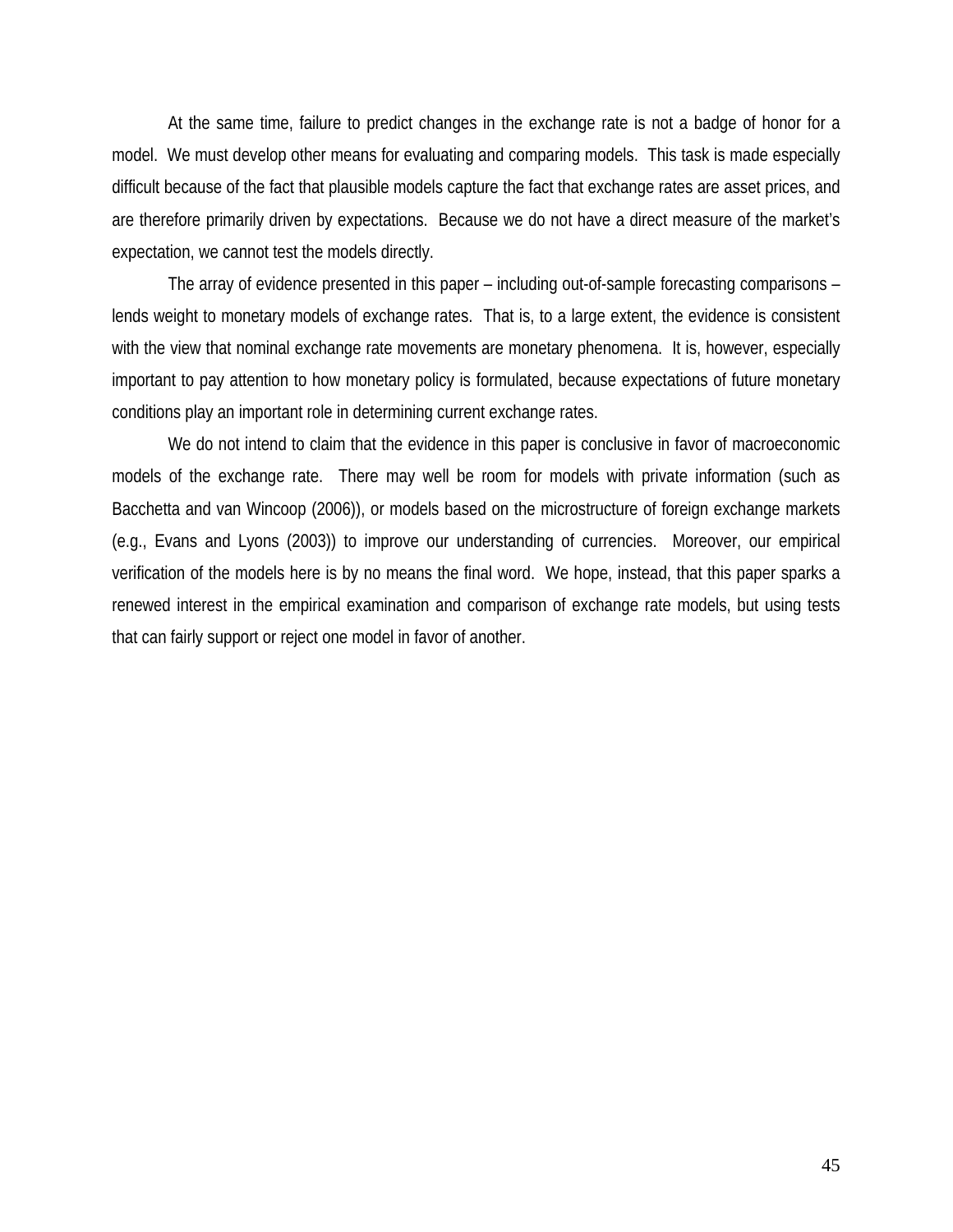At the same time, failure to predict changes in the exchange rate is not a badge of honor for a model. We must develop other means for evaluating and comparing models. This task is made especially difficult because of the fact that plausible models capture the fact that exchange rates are asset prices, and are therefore primarily driven by expectations. Because we do not have a direct measure of the market's expectation, we cannot test the models directly.

The array of evidence presented in this paper – including out-of-sample forecasting comparisons – lends weight to monetary models of exchange rates. That is, to a large extent, the evidence is consistent with the view that nominal exchange rate movements are monetary phenomena. It is, however, especially important to pay attention to how monetary policy is formulated, because expectations of future monetary conditions play an important role in determining current exchange rates.

We do not intend to claim that the evidence in this paper is conclusive in favor of macroeconomic models of the exchange rate. There may well be room for models with private information (such as Bacchetta and van Wincoop (2006)), or models based on the microstructure of foreign exchange markets (e.g., Evans and Lyons (2003)) to improve our understanding of currencies. Moreover, our empirical verification of the models here is by no means the final word. We hope, instead, that this paper sparks a renewed interest in the empirical examination and comparison of exchange rate models, but using tests that can fairly support or reject one model in favor of another.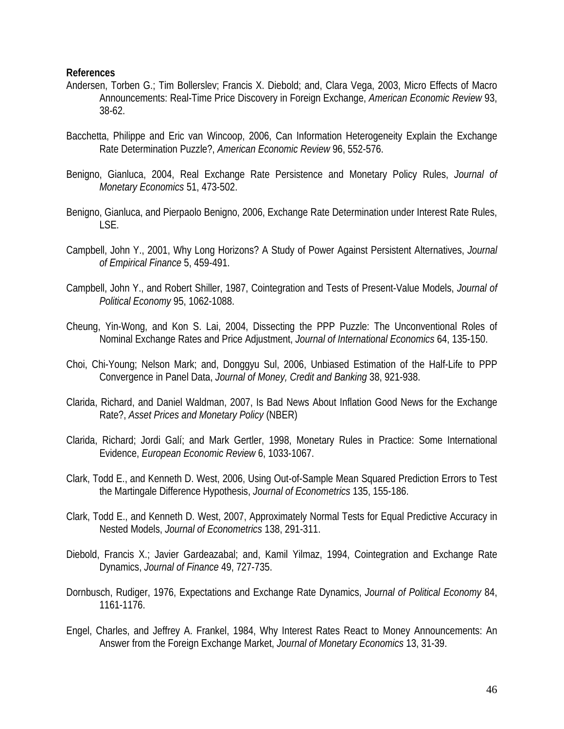**References**

Andersen, Torben G.; Tim Bollerslev; Francis X. Diebold; and, Clara Vega, 2003, Micro Effects of Macro Announcements: Real-Time Price Discovery in Foreign Exchange, *American Economic Review* 93, 38-62.

Bacchetta, Philippe and Eric van Wincoop, 2006, Can Information Heterogeneity Explain the Exchange Rate Determination Puzzle?, *American Economic Review* 96, 552-576.

Benigno, Gianluca, 2004, Real Exchange Rate Persistence and Monetary Policy Rules, *Journal of Monetary Economics* 51, 473-502.

Benigno, Gianluca, and Pierpaolo Benigno, 2006, Exchange Rate Determination under Interest Rate Rules, LSE.

Campbell, John Y., 2001, Why Long Horizons? A Study of Power Against Persistent Alternatives, *Journal of Empirical Finance* 5, 459-491.

Campbell, John Y., and Robert Shiller, 1987, Cointegration and Tests of Present-Value Models, *Journal of Political Economy* 95, 1062-1088.

Cheung, Yin-Wong, and Kon S. Lai, 2004, Dissecting the PPP Puzzle: The Unconventional Roles of Nominal Exchange Rates and Price Adjustment, *Journal of International Economics* 64, 135-150.

Choi, Chi-Young; Nelson Mark; and, Donggyu Sul, 2006, Unbiased Estimation of the Half-Life to PPP Convergence in Panel Data, *Journal of Money, Credit and Banking* 38, 921-938.

Clarida, Richard, and Daniel Waldman, 2007, Is Bad News About Inflation Good News for the Exchange Rate?, *Asset Prices and Monetary Policy* (NBER)

Clarida, Richard; Jordi Galí; and Mark Gertler, 1998, Monetary Rules in Practice: Some International Evidence, *European Economic Review* 6, 1033-1067.

Clark, Todd E., and Kenneth D. West, 2006, Using Out-of-Sample Mean Squared Prediction Errors to Test the Martingale Difference Hypothesis, *Journal of Econometrics* 135, 155-186.

Clark, Todd E., and Kenneth D. West, 2007, Approximately Normal Tests for Equal Predictive Accuracy in Nested Models, *Journal of Econometrics* 138, 291-311.

Diebold, Francis X.; Javier Gardeazabal; and, Kamil Yilmaz, 1994, Cointegration and Exchange Rate Dynamics, *Journal of Finance* 49, 727-735.

Dornbusch, Rudiger, 1976, Expectations and Exchange Rate Dynamics, *Journal of Political Economy* 84, 1161-1176.

Engel, Charles, and Jeffrey A. Frankel, 1984, Why Interest Rates React to Money Announcements: An Answer from the Foreign Exchange Market, *Journal of Monetary Economics* 13, 31-39.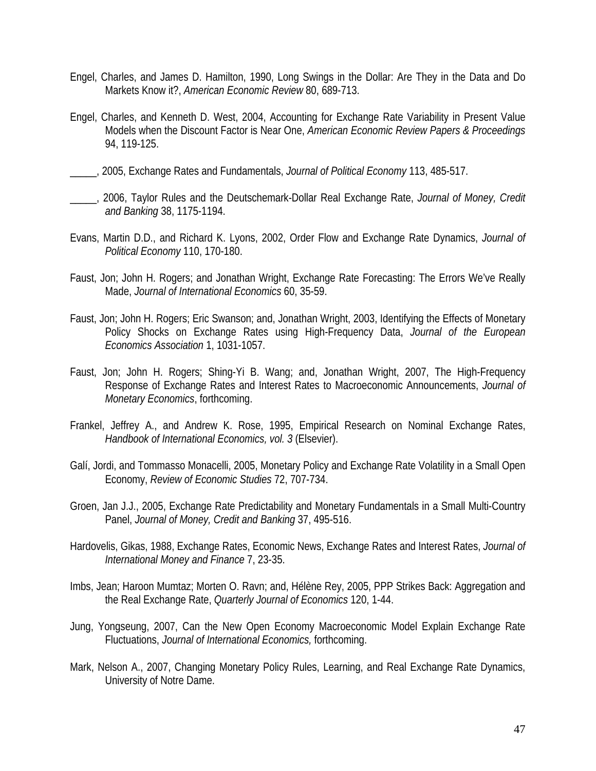Engel, Charles, and James D. Hamilton, 1990, Long Swings in the Dollar: Are They in the Data and Do Markets Know it?, *American Economic Review* 80, 689-713.

Engel, Charles, and Kenneth D. West, 2004, Accounting for Exchange Rate Variability in Present Value Models when the Discount Factor is Near One, *American Economic Review Papers & Proceedings* 94, 119-125.

_____, 2005, Exchange Rates and Fundamentals, *Journal of Political Economy* 113, 485-517.

_____, 2006, Taylor Rules and the Deutschemark-Dollar Real Exchange Rate, *Journal of Money, Credit and Banking* 38, 1175-1194.

Evans, Martin D.D., and Richard K. Lyons, 2002, Order Flow and Exchange Rate Dynamics, *Journal of Political Economy* 110, 170-180.

Faust, Jon; John H. Rogers; and Jonathan Wright, Exchange Rate Forecasting: The Errors We've Really Made, *Journal of International Economics* 60, 35-59.

Faust, Jon; John H. Rogers; Eric Swanson; and, Jonathan Wright, 2003, Identifying the Effects of Monetary Policy Shocks on Exchange Rates using High-Frequency Data, *Journal of the European Economics Association* 1, 1031-1057.

Faust, Jon; John H. Rogers; Shing-Yi B. Wang; and, Jonathan Wright, 2007, The High-Frequency Response of Exchange Rates and Interest Rates to Macroeconomic Announcements, *Journal of Monetary Economics*, forthcoming.

Frankel, Jeffrey A., and Andrew K. Rose, 1995, Empirical Research on Nominal Exchange Rates, *Handbook of International Economics, vol. 3* (Elsevier).

Galí, Jordi, and Tommasso Monacelli, 2005, Monetary Policy and Exchange Rate Volatility in a Small Open Economy, *Review of Economic Studies* 72, 707-734.

Groen, Jan J.J., 2005, Exchange Rate Predictability and Monetary Fundamentals in a Small Multi-Country Panel, *Journal of Money, Credit and Banking* 37, 495-516.

Hardovelis, Gikas, 1988, Exchange Rates, Economic News, Exchange Rates and Interest Rates, *Journal of International Money and Finance* 7, 23-35.

Imbs, Jean; Haroon Mumtaz; Morten O. Ravn; and, Hélène Rey, 2005, PPP Strikes Back: Aggregation and the Real Exchange Rate, *Quarterly Journal of Economics* 120, 1-44.

Jung, Yongseung, 2007, Can the New Open Economy Macroeconomic Model Explain Exchange Rate Fluctuations, *Journal of International Economics,* forthcoming.

Mark, Nelson A., 2007, Changing Monetary Policy Rules, Learning, and Real Exchange Rate Dynamics, University of Notre Dame.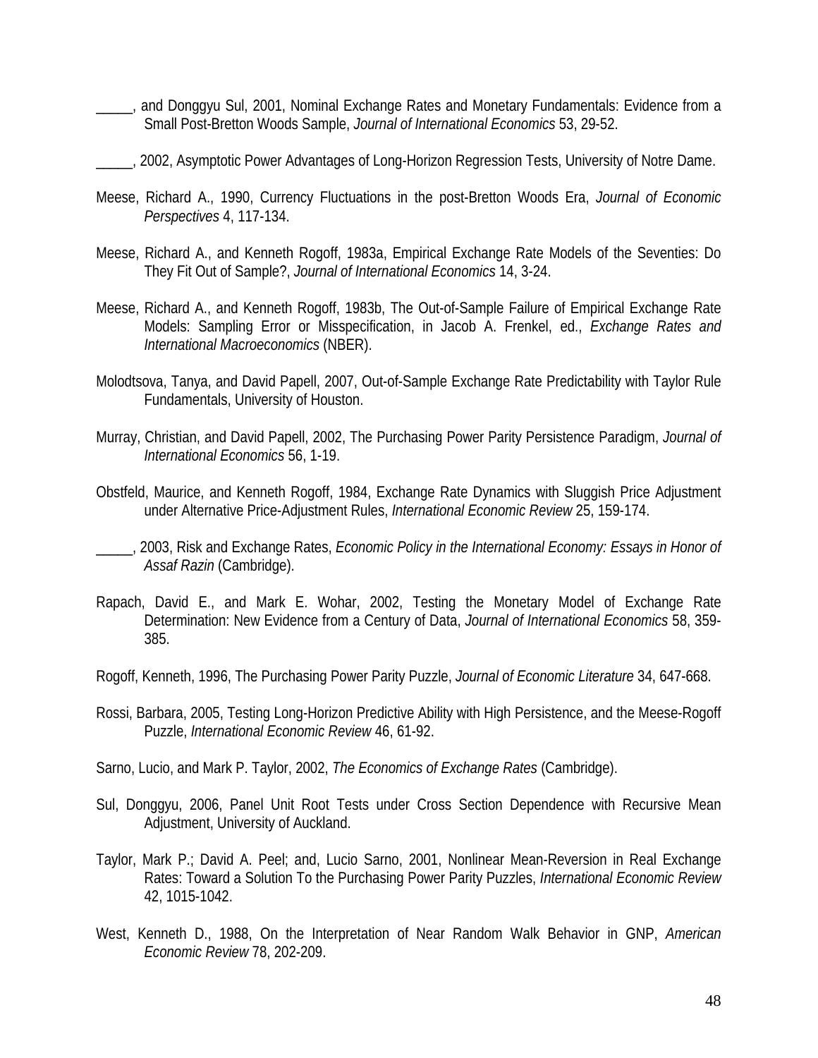_____, and Donggyu Sul, 2001, Nominal Exchange Rates and Monetary Fundamentals: Evidence from a Small Post-Bretton Woods Sample, *Journal of International Economics* 53, 29-52.

_____, 2002, Asymptotic Power Advantages of Long-Horizon Regression Tests, University of Notre Dame.

Meese, Richard A., 1990, Currency Fluctuations in the post-Bretton Woods Era, *Journal of Economic Perspectives* 4, 117-134.

Meese, Richard A., and Kenneth Rogoff, 1983a, Empirical Exchange Rate Models of the Seventies: Do They Fit Out of Sample?, *Journal of International Economics* 14, 3-24.

Meese, Richard A., and Kenneth Rogoff, 1983b, The Out-of-Sample Failure of Empirical Exchange Rate Models: Sampling Error or Misspecification, in Jacob A. Frenkel, ed., *Exchange Rates and International Macroeconomics* (NBER).

Molodtsova, Tanya, and David Papell, 2007, Out-of-Sample Exchange Rate Predictability with Taylor Rule Fundamentals, University of Houston.

Murray, Christian, and David Papell, 2002, The Purchasing Power Parity Persistence Paradigm, *Journal of International Economics* 56, 1-19.

Obstfeld, Maurice, and Kenneth Rogoff, 1984, Exchange Rate Dynamics with Sluggish Price Adjustment under Alternative Price-Adjustment Rules, *International Economic Review* 25, 159-174.

_____, 2003, Risk and Exchange Rates, *Economic Policy in the International Economy: Essays in Honor of Assaf Razin* (Cambridge).

Rapach, David E., and Mark E. Wohar, 2002, Testing the Monetary Model of Exchange Rate Determination: New Evidence from a Century of Data, *Journal of International Economics* 58, 359-385.

Rogoff, Kenneth, 1996, The Purchasing Power Parity Puzzle, *Journal of Economic Literature* 34, 647-668.

Rossi, Barbara, 2005, Testing Long-Horizon Predictive Ability with High Persistence, and the Meese-Rogoff Puzzle, *International Economic Review* 46, 61-92.

Sarno, Lucio, and Mark P. Taylor, 2002, *The Economics of Exchange Rates* (Cambridge).

Sul, Donggyu, 2006, Panel Unit Root Tests under Cross Section Dependence with Recursive Mean Adjustment, University of Auckland.

Taylor, Mark P.; David A. Peel; and, Lucio Sarno, 2001, Nonlinear Mean-Reversion in Real Exchange Rates: Toward a Solution To the Purchasing Power Parity Puzzles, *International Economic Review* 42, 1015-1042.

West, Kenneth D., 1988, On the Interpretation of Near Random Walk Behavior in GNP, *American Economic Review* 78, 202-209.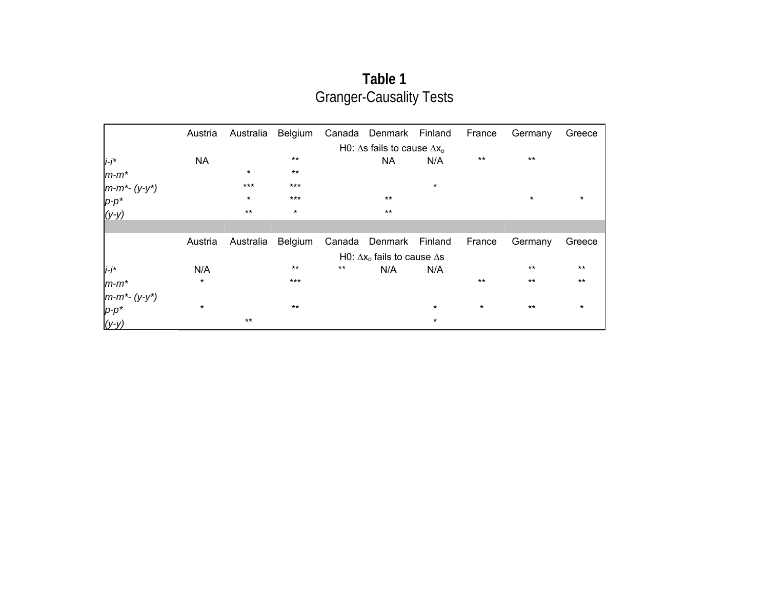**Table 1**

Granger-Causality Tests

| | Austria | Australia | Belgium | Canada | Denmark | Finland | France | Germany | Greece |
|---|---|---|---|---|---|---|---|---|---|
| | H0: $\Delta s$ fails to cause $\Delta x_o$ | | | | | | | | |
| *i-i** | NA | | ** | | NA | N/A | ** | ** | |
| *m-m** | | * | ** | | | | | | |
| *m-m*- (y-y*)* | | *** | *** | | | * | | | |
| *p-p** | | * | *** | | ** | | | * | * |
| *(y-y)* | | ** | * | | ** | | | | |
| | Austria | Australia | Belgium | Canada | Denmark | Finland | France | Germany | Greece |
| | H0: $\Delta x_o$ fails to cause $\Delta s$ | | | | | | | | |
| *i-i** | N/A | | ** | ** | N/A | N/A | | ** | ** |
| *m-m** | * | | *** | | | | ** | ** | ** |
| *m-m*- (y-y*)* | | | | | | | | | |
| *p-p** | * | | ** | | | * | * | ** | * |
| *(y-y)* | | ** | | | | * | | | |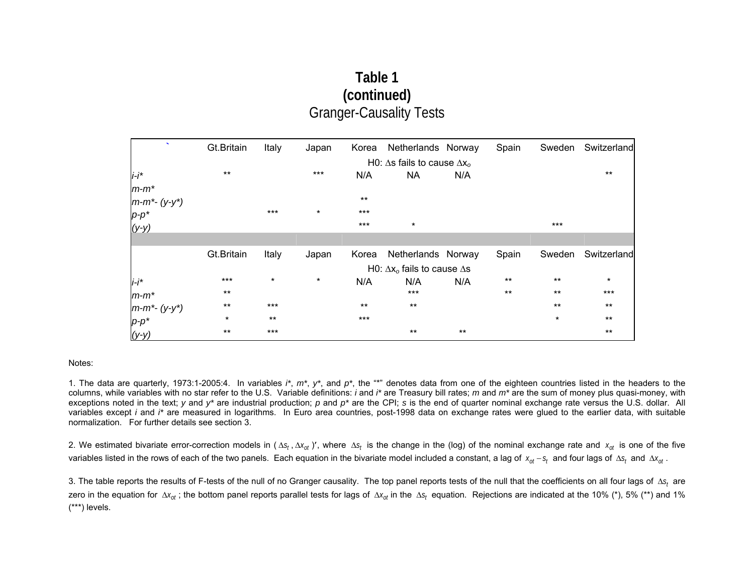# Table 1
# (continued)
## Granger-Causality Tests

| | Gt.Britain | Italy | Japan | Korea | Netherlands | Norway | Spain | Sweden | Switzerland |
|---|---|---|---|---|---|---|---|---|---|
| | | | | H0: $\Delta s$ fails to cause $\Delta x_o$ | | | | | |
| *i-i\** | ** | | *** | N/A | NA | N/A | | | ** |
| *m-m\** | | | | | | | | | |
| *m-m\*- (y-y\*)* | | | | ** | | | | | |
| *p-p\** | | *** | * | *** | | | | | |
| *(y-y)* | | | | *** | * | | | *** | |
| | Gt.Britain | Italy | Japan | Korea | Netherlands | Norway | Spain | Sweden | Switzerland |
| | | | | H0: $\Delta x_o$ fails to cause $\Delta s$ | | | | | |
| *i-i\** | *** | * | * | N/A | N/A | N/A | ** | ** | * |
| *m-m\** | ** | | | | *** | | ** | ** | *** |
| *m-m\*- (y-y\*)* | ** | *** | | ** | ** | | | ** | ** |
| *p-p\** | * | ** | | *** | | | | * | ** |
| *(y-y)* | ** | *** | | | ** | ** | | | ** |

Notes:

1. The data are quarterly, 1973:1-2005:4. In variables *i\**, *m\**, *y\**, and *p\**, the "\*" denotes data from one of the eighteen countries listed in the headers to the columns, while variables with no star refer to the U.S. Variable definitions: *i* and *i\** are Treasury bill rates; *m* and *m\** are the sum of money plus quasi-money, with exceptions noted in the text; *y* and *y\** are industrial production; *p* and *p\** are the CPI; *s* is the end of quarter nominal exchange rate versus the U.S. dollar. All variables except *i* and *i\** are measured in logarithms. In Euro area countries, post-1998 data on exchange rates were glued to the earlier data, with suitable normalization. For further details see section 3.

2. We estimated bivariate error-correction models in $(\Delta s_t, \Delta x_{ot})'$, where $\Delta s_t$ is the change in the (log) of the nominal exchange rate and $x_{ot}$ is one of the five variables listed in the rows of each of the two panels. Each equation in the bivariate model included a constant, a lag of $x_{ot} - s_t$ and four lags of $\Delta s_t$ and $\Delta x_{ot}$.

3. The table reports the results of F-tests of the null of no Granger causality. The top panel reports tests of the null that the coefficients on all four lags of $\Delta s_t$ are zero in the equation for $\Delta x_{ot}$; the bottom panel reports parallel tests for lags of $\Delta x_{ot}$ in the $\Delta s_t$ equation. Rejections are indicated at the 10% (\*), 5% (\*\*) and 1% (\*\*\*) levels.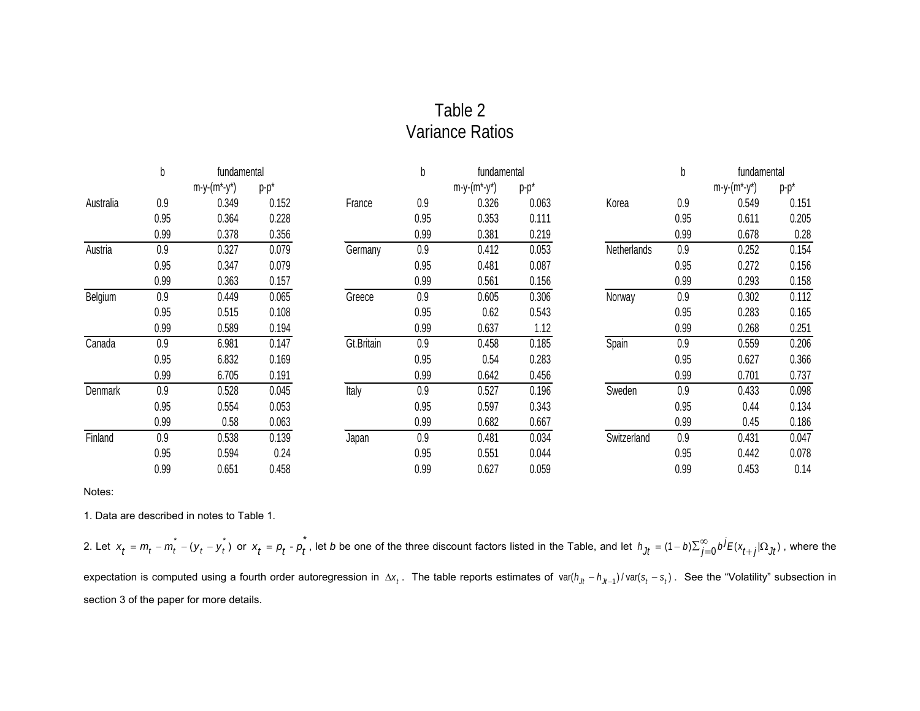# Table 2
## Variance Ratios

| | b | fundamental | | | b | fundamental | | | b | fundamental | |
|---|---|---|---|---|---|---|---|---|---|---|---|
| | | m-y-(m*-y*) | p-p* | | | m-y-(m*-y*) | p-p* | | | m-y-(m*-y*) | p-p* |
| Australia | 0.9 | 0.349 | 0.152 | France | 0.9 | 0.326 | 0.063 | Korea | 0.9 | 0.549 | 0.151 |
| | 0.95 | 0.364 | 0.228 | | 0.95 | 0.353 | 0.111 | | 0.95 | 0.611 | 0.205 |
| | 0.99 | 0.378 | 0.356 | | 0.99 | 0.381 | 0.219 | | 0.99 | 0.678 | 0.28 |
| Austria | 0.9 | 0.327 | 0.079 | Germany | 0.9 | 0.412 | 0.053 | Netherlands | 0.9 | 0.252 | 0.154 |
| | 0.95 | 0.347 | 0.079 | | 0.95 | 0.481 | 0.087 | | 0.95 | 0.272 | 0.156 |
| | 0.99 | 0.363 | 0.157 | | 0.99 | 0.561 | 0.156 | | 0.99 | 0.293 | 0.158 |
| Belgium | 0.9 | 0.449 | 0.065 | Greece | 0.9 | 0.605 | 0.306 | Norway | 0.9 | 0.302 | 0.112 |
| | 0.95 | 0.515 | 0.108 | | 0.95 | 0.62 | 0.543 | | 0.95 | 0.283 | 0.165 |
| | 0.99 | 0.589 | 0.194 | | 0.99 | 0.637 | 1.12 | | 0.99 | 0.268 | 0.251 |
| Canada | 0.9 | 6.981 | 0.147 | Gt.Britain | 0.9 | 0.458 | 0.185 | Spain | 0.9 | 0.559 | 0.206 |
| | 0.95 | 6.832 | 0.169 | | 0.95 | 0.54 | 0.283 | | 0.95 | 0.627 | 0.366 |
| | 0.99 | 6.705 | 0.191 | | 0.99 | 0.642 | 0.456 | | 0.99 | 0.701 | 0.737 |
| Denmark | 0.9 | 0.528 | 0.045 | Italy | 0.9 | 0.527 | 0.196 | Sweden | 0.9 | 0.433 | 0.098 |
| | 0.95 | 0.554 | 0.053 | | 0.95 | 0.597 | 0.343 | | 0.95 | 0.44 | 0.134 |
| | 0.99 | 0.58 | 0.063 | | 0.99 | 0.682 | 0.667 | | 0.99 | 0.45 | 0.186 |
| Finland | 0.9 | 0.538 | 0.139 | Japan | 0.9 | 0.481 | 0.034 | Switzerland | 0.9 | 0.431 | 0.047 |
| | 0.95 | 0.594 | 0.24 | | 0.95 | 0.551 | 0.044 | | 0.95 | 0.442 | 0.078 |
| | 0.99 | 0.651 | 0.458 | | 0.99 | 0.627 | 0.059 | | 0.99 | 0.453 | 0.14 |

Notes:

1. Data are described in notes to Table 1.

2. Let $x_t = m_t - m_t^* - (y_t - y_t^*)$ or $x_t = p_t - p_t^*$, let *b* be one of the three discount factors listed in the Table, and let $h_{Jt} = (1-b)\sum_{j=0}^{\infty} b^j E(x_{t+j}|\Omega_{Jt})$, where the expectation is computed using a fourth order autoregression in $\Delta x_t$. The table reports estimates of $\text{var}(h_{Jt} - h_{Jt-1})/\text{var}(s_t - s_t)$. See the "Volatility" subsection in section 3 of the paper for more details.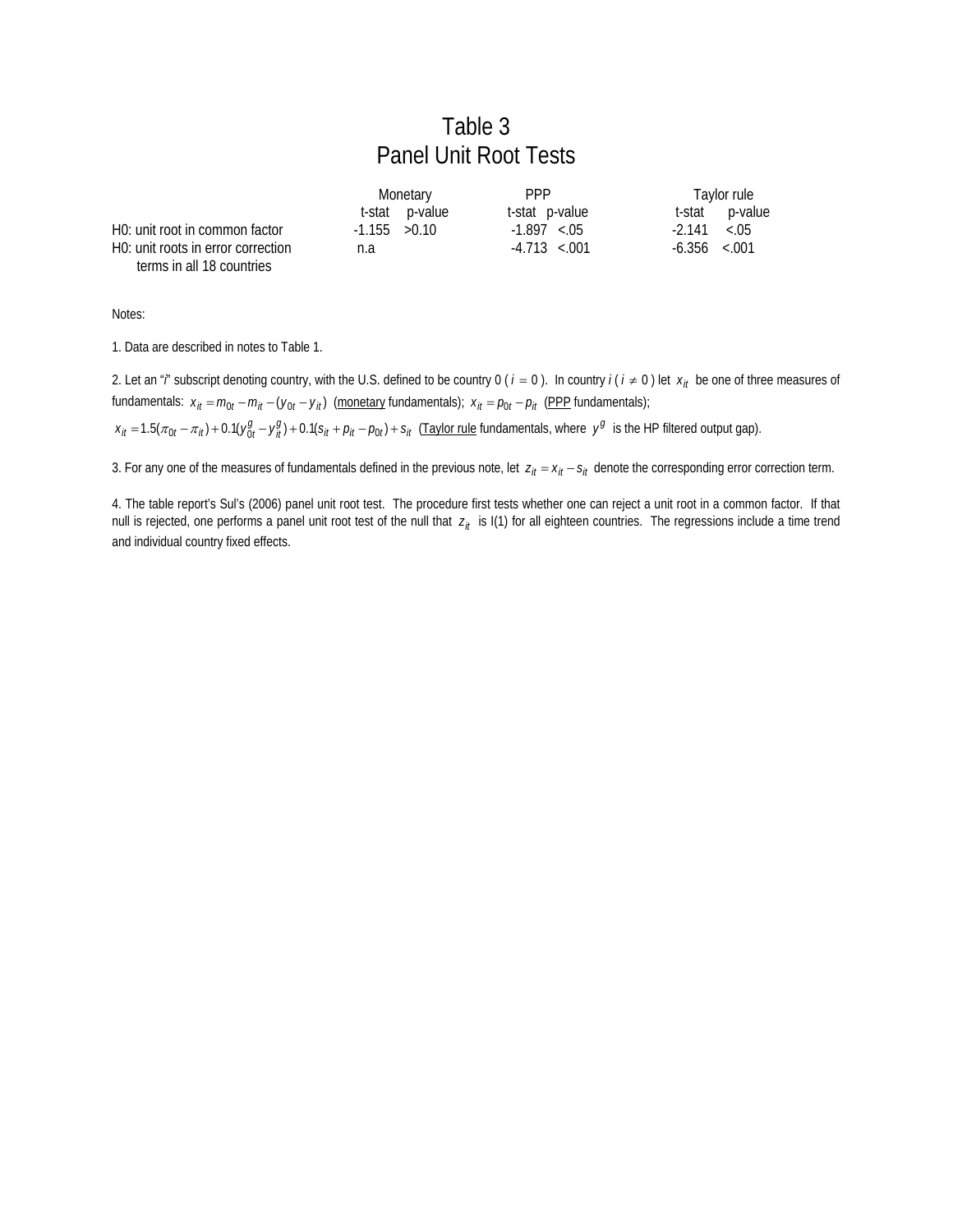# Table 3
## Panel Unit Root Tests

| | Monetary | | PPP | | Taylor rule | |
|---|---|---|---|---|---|---|
| | t-stat | p-value | t-stat | p-value | t-stat | p-value |
| H0: unit root in common factor | -1.155 | >0.10 | -1.897 | <.05 | -2.141 | <.05 |
| H0: unit roots in error correction terms in all 18 countries | n.a | | -4.713 | <.001 | -6.356 | <.001 |

Notes:

1. Data are described in notes to Table 1.

2. Let an "$i$" subscript denoting country, with the U.S. defined to be country 0 ( $i = 0$ ). In country $i$ ( $i \neq 0$ ) let $x_{it}$ be one of three measures of fundamentals: $x_{it} = m_{0t} - m_{it} - (y_{0t} - y_{it})$ (monetary fundamentals); $x_{it} = p_{0t} - p_{it}$ (PPP fundamentals); $x_{it} = 1.5(\pi_{0t} - \pi_{it}) + 0.1(y^g_{0t} - y^g_{it}) + 0.1(s_{it} + p_{it} - p_{0t}) + s_{it}$ (Taylor rule fundamentals, where $y^g$ is the HP filtered output gap).

3. For any one of the measures of fundamentals defined in the previous note, let $z_{it} = x_{it} - s_{it}$ denote the corresponding error correction term.

4. The table report's Sul's (2006) panel unit root test. The procedure first tests whether one can reject a unit root in a common factor. If that null is rejected, one performs a panel unit root test of the null that $z_{it}$ is I(1) for all eighteen countries. The regressions include a time trend and individual country fixed effects.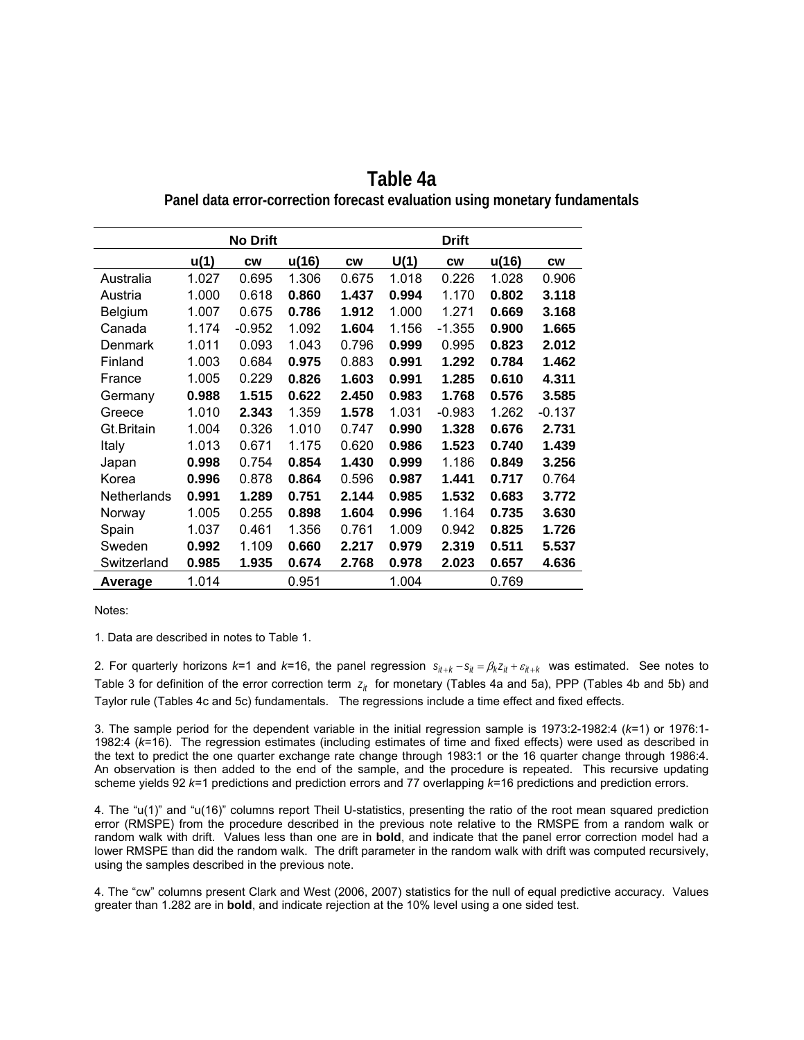# Table 4a

## Panel data error-correction forecast evaluation using monetary fundamentals

| | No Drift | | | | Drift | | | |
|---|---|---|---|---|---|---|---|---|
| | **u(1)** | **cw** | **u(16)** | **cw** | **U(1)** | **cw** | **u(16)** | **cw** |
| Australia | 1.027 | 0.695 | 1.306 | 0.675 | 1.018 | 0.226 | 1.028 | 0.906 |
| Austria | 1.000 | 0.618 | **0.860** | **1.437** | **0.994** | 1.170 | **0.802** | **3.118** |
| Belgium | 1.007 | 0.675 | **0.786** | **1.912** | 1.000 | 1.271 | **0.669** | **3.168** |
| Canada | 1.174 | -0.952 | 1.092 | **1.604** | 1.156 | -1.355 | **0.900** | **1.665** |
| Denmark | 1.011 | 0.093 | 1.043 | 0.796 | **0.999** | 0.995 | **0.823** | **2.012** |
| Finland | 1.003 | 0.684 | **0.975** | 0.883 | **0.991** | **1.292** | **0.784** | **1.462** |
| France | 1.005 | 0.229 | **0.826** | **1.603** | **0.991** | **1.285** | **0.610** | **4.311** |
| Germany | **0.988** | **1.515** | **0.622** | **2.450** | **0.983** | **1.768** | **0.576** | **3.585** |
| Greece | 1.010 | **2.343** | 1.359 | **1.578** | 1.031 | -0.983 | 1.262 | -0.137 |
| Gt.Britain | 1.004 | 0.326 | 1.010 | 0.747 | **0.990** | **1.328** | **0.676** | **2.731** |
| Italy | 1.013 | 0.671 | 1.175 | 0.620 | **0.986** | **1.523** | **0.740** | **1.439** |
| Japan | **0.998** | 0.754 | **0.854** | **1.430** | **0.999** | 1.186 | **0.849** | **3.256** |
| Korea | **0.996** | 0.878 | **0.864** | 0.596 | **0.987** | **1.441** | **0.717** | 0.764 |
| Netherlands | **0.991** | **1.289** | **0.751** | **2.144** | **0.985** | **1.532** | **0.683** | **3.772** |
| Norway | 1.005 | 0.255 | **0.898** | **1.604** | **0.996** | 1.164 | **0.735** | **3.630** |
| Spain | 1.037 | 0.461 | 1.356 | 0.761 | 1.009 | 0.942 | **0.825** | **1.726** |
| Sweden | **0.992** | 1.109 | **0.660** | **2.217** | **0.979** | **2.319** | **0.511** | **5.537** |
| Switzerland | **0.985** | **1.935** | **0.674** | **2.768** | **0.978** | **2.023** | **0.657** | **4.636** |
| **Average** | 1.014 | | 0.951 | | 1.004 | | 0.769 | |

Notes:

1. Data are described in notes to Table 1.

2. For quarterly horizons $k$=1 and $k$=16, the panel regression $s_{it+k} - s_{it} = \beta_k z_{it} + \varepsilon_{it+k}$ was estimated. See notes to Table 3 for definition of the error correction term $z_{it}$ for monetary (Tables 4a and 5a), PPP (Tables 4b and 5b) and Taylor rule (Tables 4c and 5c) fundamentals. The regressions include a time effect and fixed effects.

3. The sample period for the dependent variable in the initial regression sample is 1973:2-1982:4 ($k$=1) or 1976:1-1982:4 ($k$=16). The regression estimates (including estimates of time and fixed effects) were used as described in the text to predict the one quarter exchange rate change through 1983:1 or the 16 quarter change through 1986:4. An observation is then added to the end of the sample, and the procedure is repeated. This recursive updating scheme yields 92 $k$=1 predictions and prediction errors and 77 overlapping $k$=16 predictions and prediction errors.

4. The "u(1)" and "u(16)" columns report Theil U-statistics, presenting the ratio of the root mean squared prediction error (RMSPE) from the procedure described in the previous note relative to the RMSPE from a random walk or random walk with drift. Values less than one are in **bold**, and indicate that the panel error correction model had a lower RMSPE than did the random walk. The drift parameter in the random walk with drift was computed recursively, using the samples described in the previous note.

4. The "cw" columns present Clark and West (2006, 2007) statistics for the null of equal predictive accuracy. Values greater than 1.282 are in **bold**, and indicate rejection at the 10% level using a one sided test.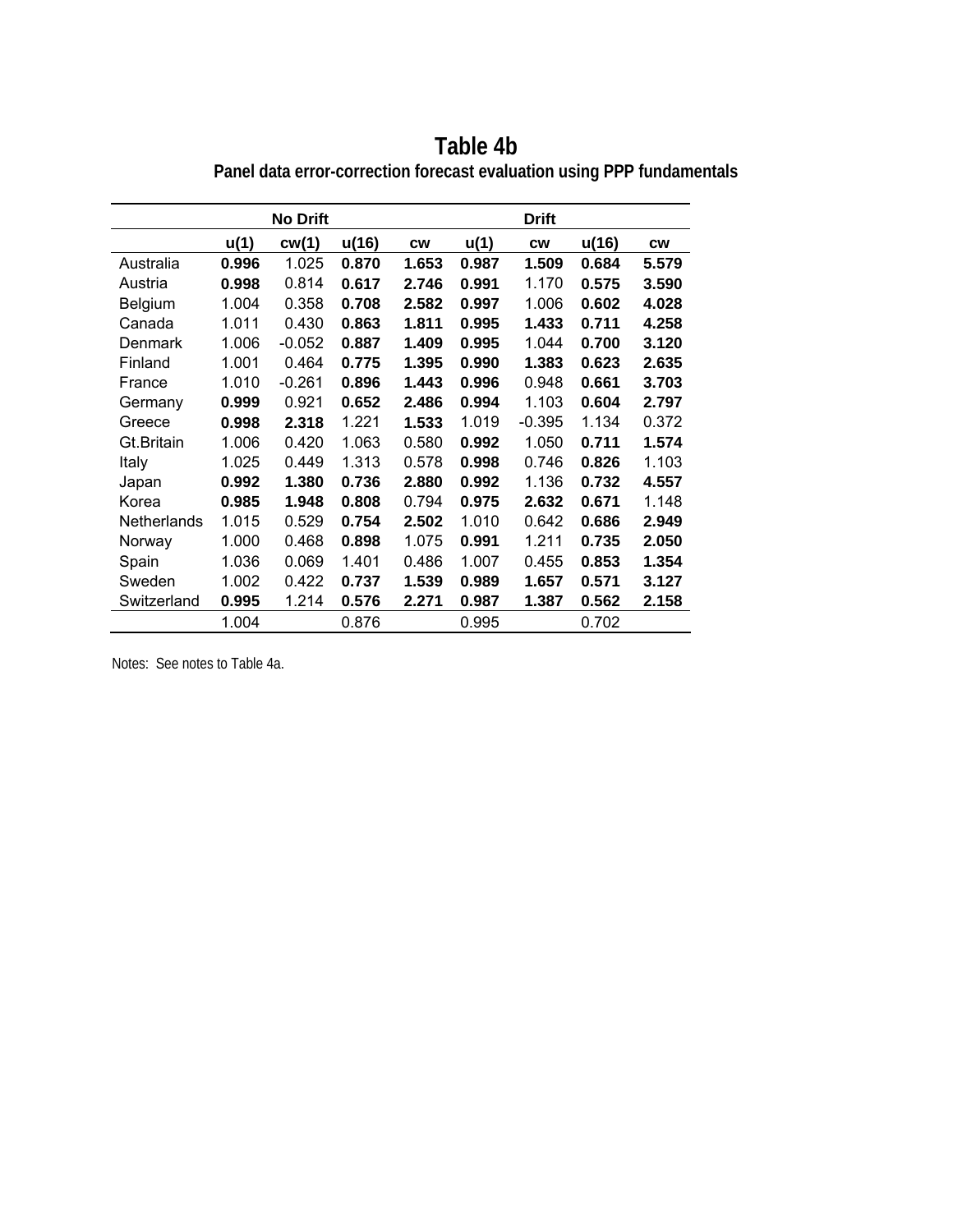# Table 4b

**Panel data error-correction forecast evaluation using PPP fundamentals**

| | No Drift | | | | Drift | | | |
|---|---|---|---|---|---|---|---|---|
| | u(1) | cw(1) | u(16) | cw | u(1) | cw | u(16) | cw |
| Australia | **0.996** | 1.025 | **0.870** | **1.653** | **0.987** | **1.509** | **0.684** | **5.579** |
| Austria | **0.998** | 0.814 | **0.617** | **2.746** | **0.991** | 1.170 | **0.575** | **3.590** |
| Belgium | 1.004 | 0.358 | **0.708** | **2.582** | **0.997** | 1.006 | **0.602** | **4.028** |
| Canada | 1.011 | 0.430 | **0.863** | **1.811** | **0.995** | **1.433** | **0.711** | **4.258** |
| Denmark | 1.006 | -0.052 | **0.887** | **1.409** | **0.995** | 1.044 | **0.700** | **3.120** |
| Finland | 1.001 | 0.464 | **0.775** | **1.395** | **0.990** | **1.383** | **0.623** | **2.635** |
| France | 1.010 | -0.261 | **0.896** | **1.443** | **0.996** | 0.948 | **0.661** | **3.703** |
| Germany | **0.999** | 0.921 | **0.652** | **2.486** | **0.994** | 1.103 | **0.604** | **2.797** |
| Greece | **0.998** | **2.318** | 1.221 | **1.533** | 1.019 | -0.395 | 1.134 | 0.372 |
| Gt.Britain | 1.006 | 0.420 | 1.063 | 0.580 | **0.992** | 1.050 | **0.711** | **1.574** |
| Italy | 1.025 | 0.449 | 1.313 | 0.578 | **0.998** | 0.746 | **0.826** | 1.103 |
| Japan | **0.992** | **1.380** | **0.736** | **2.880** | **0.992** | 1.136 | **0.732** | **4.557** |
| Korea | **0.985** | **1.948** | **0.808** | 0.794 | **0.975** | **2.632** | **0.671** | 1.148 |
| Netherlands | 1.015 | 0.529 | **0.754** | **2.502** | 1.010 | 0.642 | **0.686** | **2.949** |
| Norway | 1.000 | 0.468 | **0.898** | 1.075 | **0.991** | 1.211 | **0.735** | **2.050** |
| Spain | 1.036 | 0.069 | 1.401 | 0.486 | 1.007 | 0.455 | **0.853** | **1.354** |
| Sweden | 1.002 | 0.422 | **0.737** | **1.539** | **0.989** | **1.657** | **0.571** | **3.127** |
| Switzerland | **0.995** | 1.214 | **0.576** | **2.271** | **0.987** | **1.387** | **0.562** | **2.158** |
| | 1.004 | | 0.876 | | 0.995 | | 0.702 | |

Notes: See notes to Table 4a.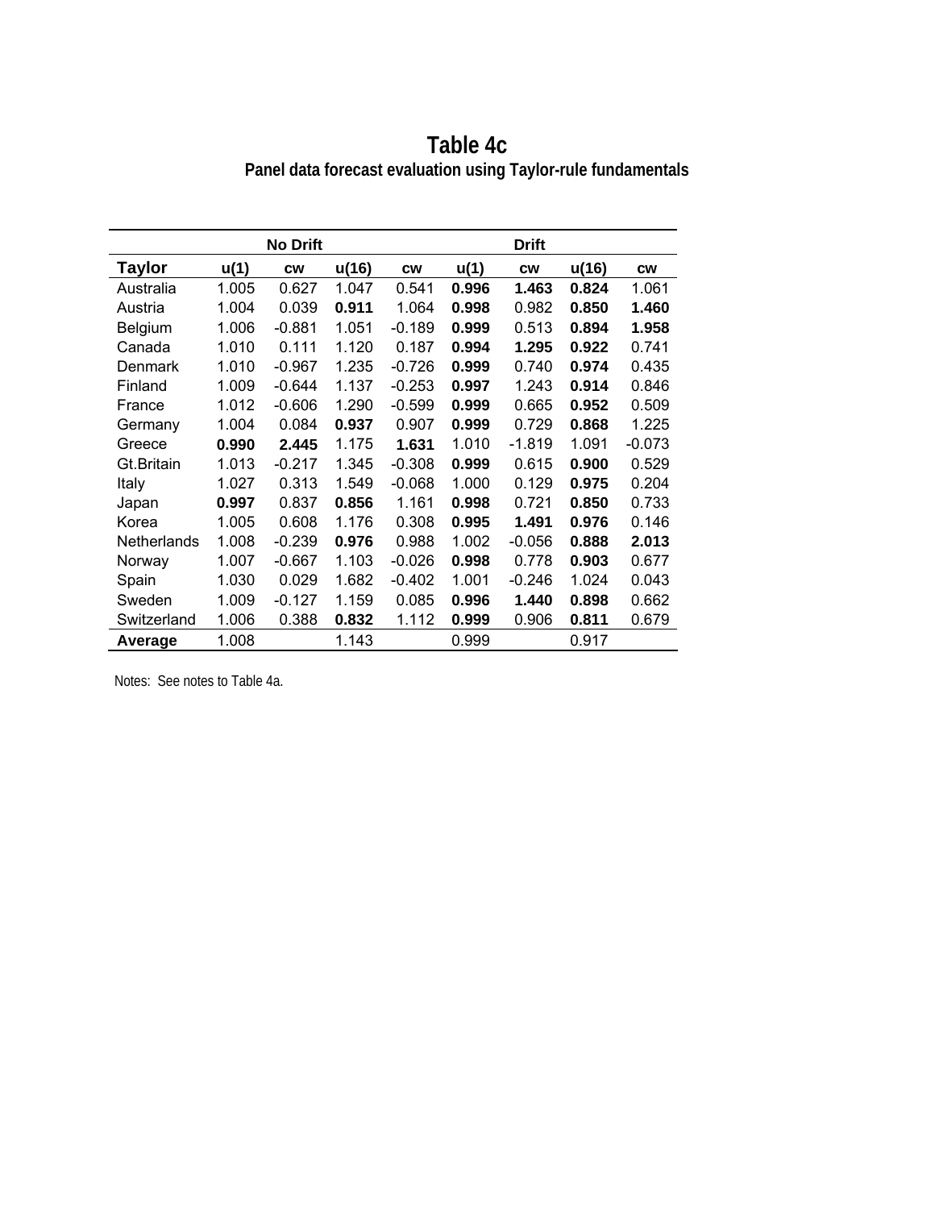# Table 4c

## Panel data forecast evaluation using Taylor-rule fundamentals

| | No Drift | | | | Drift | | | |
|---|---|---|---|---|---|---|---|---|
| **Taylor** | **u(1)** | **cw** | **u(16)** | **cw** | **u(1)** | **cw** | **u(16)** | **cw** |
| Australia | 1.005 | 0.627 | 1.047 | 0.541 | **0.996** | **1.463** | **0.824** | 1.061 |
| Austria | 1.004 | 0.039 | **0.911** | 1.064 | **0.998** | 0.982 | **0.850** | **1.460** |
| Belgium | 1.006 | -0.881 | 1.051 | -0.189 | **0.999** | 0.513 | **0.894** | **1.958** |
| Canada | 1.010 | 0.111 | 1.120 | 0.187 | **0.994** | **1.295** | **0.922** | 0.741 |
| Denmark | 1.010 | -0.967 | 1.235 | -0.726 | **0.999** | 0.740 | **0.974** | 0.435 |
| Finland | 1.009 | -0.644 | 1.137 | -0.253 | **0.997** | 1.243 | **0.914** | 0.846 |
| France | 1.012 | -0.606 | 1.290 | -0.599 | **0.999** | 0.665 | **0.952** | 0.509 |
| Germany | 1.004 | 0.084 | **0.937** | 0.907 | **0.999** | 0.729 | **0.868** | 1.225 |
| Greece | **0.990** | **2.445** | 1.175 | **1.631** | 1.010 | -1.819 | 1.091 | -0.073 |
| Gt.Britain | 1.013 | -0.217 | 1.345 | -0.308 | **0.999** | 0.615 | **0.900** | 0.529 |
| Italy | 1.027 | 0.313 | 1.549 | -0.068 | 1.000 | 0.129 | **0.975** | 0.204 |
| Japan | **0.997** | 0.837 | **0.856** | 1.161 | **0.998** | 0.721 | **0.850** | 0.733 |
| Korea | 1.005 | 0.608 | 1.176 | 0.308 | **0.995** | **1.491** | **0.976** | 0.146 |
| Netherlands | 1.008 | -0.239 | **0.976** | 0.988 | 1.002 | -0.056 | **0.888** | **2.013** |
| Norway | 1.007 | -0.667 | 1.103 | -0.026 | **0.998** | 0.778 | **0.903** | 0.677 |
| Spain | 1.030 | 0.029 | 1.682 | -0.402 | 1.001 | -0.246 | 1.024 | 0.043 |
| Sweden | 1.009 | -0.127 | 1.159 | 0.085 | **0.996** | **1.440** | **0.898** | 0.662 |
| Switzerland | 1.006 | 0.388 | **0.832** | 1.112 | **0.999** | 0.906 | **0.811** | 0.679 |
| **Average** | 1.008 | | 1.143 | | 0.999 | | 0.917 | |

Notes: See notes to Table 4a.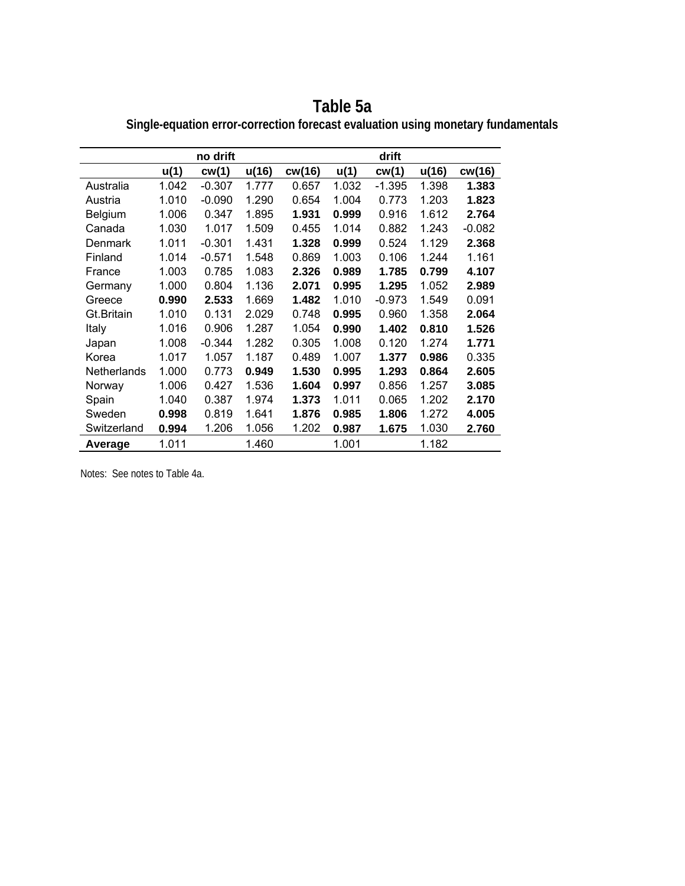# Table 5a

## Single-equation error-correction forecast evaluation using monetary fundamentals

| | no drift | | | | drift | | | |
|---|---|---|---|---|---|---|---|---|
| | **u(1)** | **cw(1)** | **u(16)** | **cw(16)** | **u(1)** | **cw(1)** | **u(16)** | **cw(16)** |
| Australia | 1.042 | -0.307 | 1.777 | 0.657 | 1.032 | -1.395 | 1.398 | **1.383** |
| Austria | 1.010 | -0.090 | 1.290 | 0.654 | 1.004 | 0.773 | 1.203 | **1.823** |
| Belgium | 1.006 | 0.347 | 1.895 | **1.931** | **0.999** | 0.916 | 1.612 | **2.764** |
| Canada | 1.030 | 1.017 | 1.509 | 0.455 | 1.014 | 0.882 | 1.243 | -0.082 |
| Denmark | 1.011 | -0.301 | 1.431 | **1.328** | **0.999** | 0.524 | 1.129 | **2.368** |
| Finland | 1.014 | -0.571 | 1.548 | 0.869 | 1.003 | 0.106 | 1.244 | 1.161 |
| France | 1.003 | 0.785 | 1.083 | **2.326** | **0.989** | **1.785** | **0.799** | **4.107** |
| Germany | 1.000 | 0.804 | 1.136 | **2.071** | **0.995** | **1.295** | 1.052 | **2.989** |
| Greece | **0.990** | **2.533** | 1.669 | **1.482** | 1.010 | -0.973 | 1.549 | 0.091 |
| Gt.Britain | 1.010 | 0.131 | 2.029 | 0.748 | **0.995** | 0.960 | 1.358 | **2.064** |
| Italy | 1.016 | 0.906 | 1.287 | 1.054 | **0.990** | **1.402** | **0.810** | **1.526** |
| Japan | 1.008 | -0.344 | 1.282 | 0.305 | 1.008 | 0.120 | 1.274 | **1.771** |
| Korea | 1.017 | 1.057 | 1.187 | 0.489 | 1.007 | **1.377** | **0.986** | 0.335 |
| Netherlands | 1.000 | 0.773 | **0.949** | **1.530** | **0.995** | **1.293** | **0.864** | **2.605** |
| Norway | 1.006 | 0.427 | 1.536 | **1.604** | **0.997** | 0.856 | 1.257 | **3.085** |
| Spain | 1.040 | 0.387 | 1.974 | **1.373** | 1.011 | 0.065 | 1.202 | **2.170** |
| Sweden | **0.998** | 0.819 | 1.641 | **1.876** | **0.985** | **1.806** | 1.272 | **4.005** |
| Switzerland | **0.994** | 1.206 | 1.056 | 1.202 | **0.987** | **1.675** | 1.030 | **2.760** |
| **Average** | 1.011 | | 1.460 | | 1.001 | | 1.182 | |

Notes: See notes to Table 4a.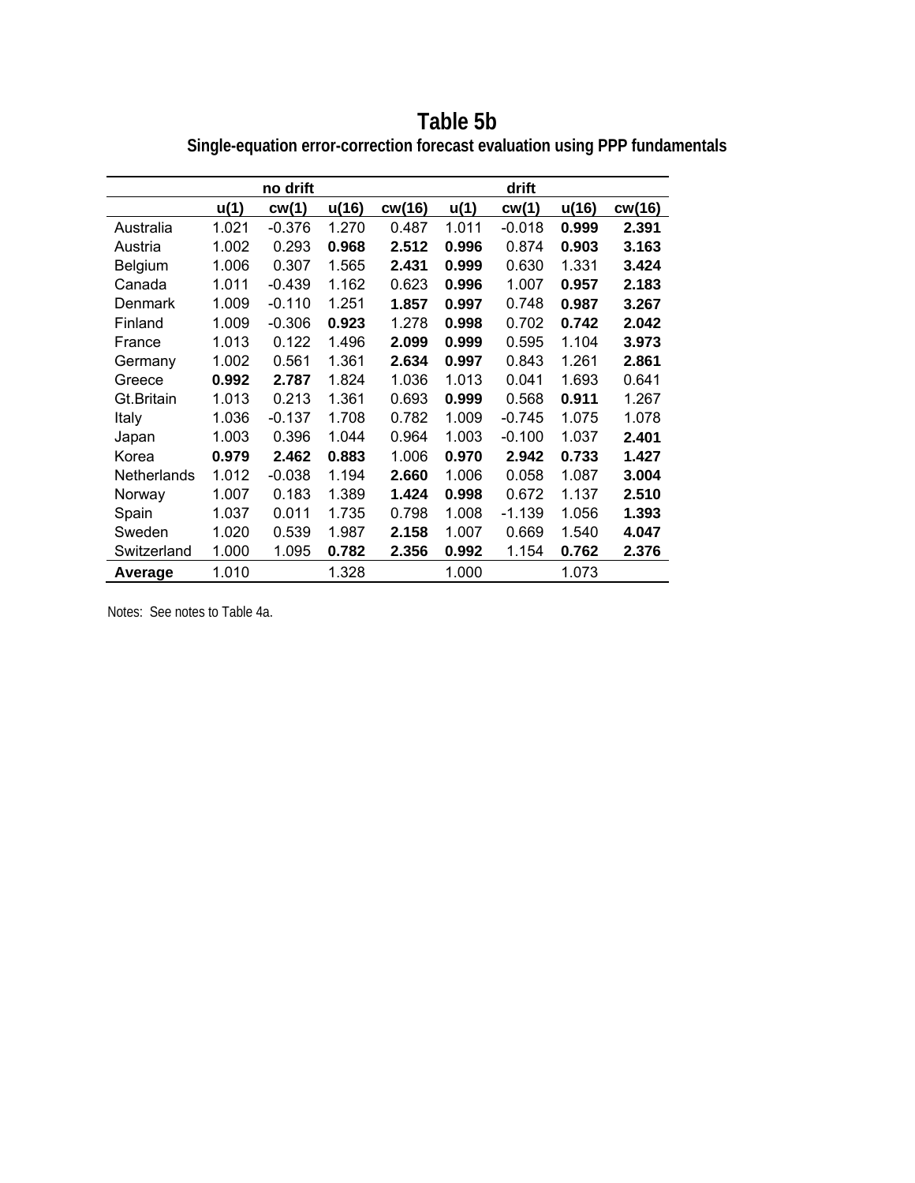# Table 5b

## Single-equation error-correction forecast evaluation using PPP fundamentals

| | no drift | | | | drift | | | |
|---|---|---|---|---|---|---|---|---|
| | u(1) | cw(1) | u(16) | cw(16) | u(1) | cw(1) | u(16) | cw(16) |
| Australia | 1.021 | -0.376 | 1.270 | 0.487 | 1.011 | -0.018 | **0.999** | **2.391** |
| Austria | 1.002 | 0.293 | **0.968** | **2.512** | **0.996** | 0.874 | **0.903** | **3.163** |
| Belgium | 1.006 | 0.307 | 1.565 | **2.431** | **0.999** | 0.630 | 1.331 | **3.424** |
| Canada | 1.011 | -0.439 | 1.162 | 0.623 | **0.996** | 1.007 | **0.957** | **2.183** |
| Denmark | 1.009 | -0.110 | 1.251 | **1.857** | **0.997** | 0.748 | **0.987** | **3.267** |
| Finland | 1.009 | -0.306 | **0.923** | 1.278 | **0.998** | 0.702 | **0.742** | **2.042** |
| France | 1.013 | 0.122 | 1.496 | **2.099** | **0.999** | 0.595 | 1.104 | **3.973** |
| Germany | 1.002 | 0.561 | 1.361 | **2.634** | **0.997** | 0.843 | 1.261 | **2.861** |
| Greece | **0.992** | **2.787** | 1.824 | 1.036 | 1.013 | 0.041 | 1.693 | 0.641 |
| Gt.Britain | 1.013 | 0.213 | 1.361 | 0.693 | **0.999** | 0.568 | **0.911** | 1.267 |
| Italy | 1.036 | -0.137 | 1.708 | 0.782 | 1.009 | -0.745 | 1.075 | 1.078 |
| Japan | 1.003 | 0.396 | 1.044 | 0.964 | 1.003 | -0.100 | 1.037 | **2.401** |
| Korea | **0.979** | **2.462** | **0.883** | 1.006 | **0.970** | **2.942** | **0.733** | **1.427** |
| Netherlands | 1.012 | -0.038 | 1.194 | **2.660** | 1.006 | 0.058 | 1.087 | **3.004** |
| Norway | 1.007 | 0.183 | 1.389 | **1.424** | **0.998** | 0.672 | 1.137 | **2.510** |
| Spain | 1.037 | 0.011 | 1.735 | 0.798 | 1.008 | -1.139 | 1.056 | **1.393** |
| Sweden | 1.020 | 0.539 | 1.987 | **2.158** | 1.007 | 0.669 | 1.540 | **4.047** |
| Switzerland | 1.000 | 1.095 | **0.782** | **2.356** | **0.992** | 1.154 | **0.762** | **2.376** |
| **Average** | 1.010 | | 1.328 | | 1.000 | | 1.073 | |

Notes: See notes to Table 4a.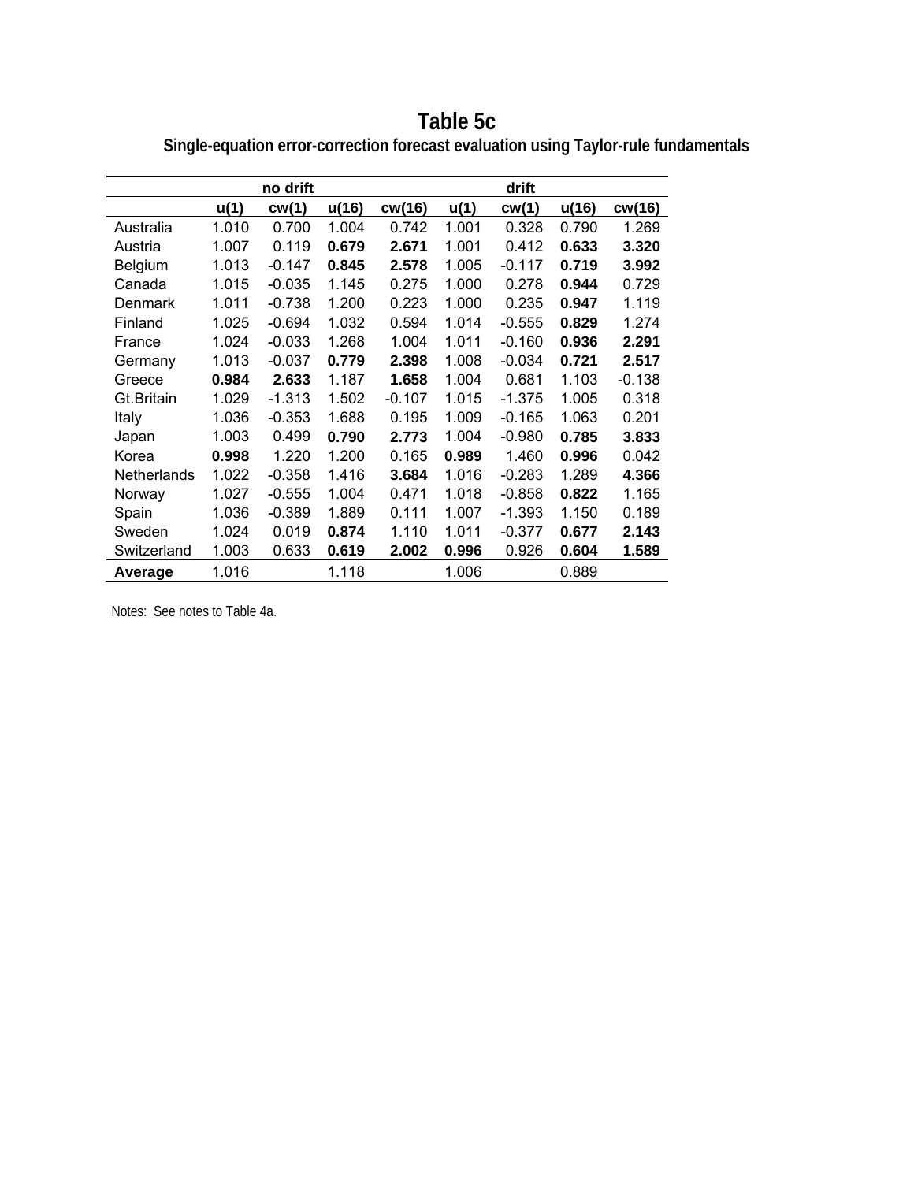# Table 5c

**Single-equation error-correction forecast evaluation using Taylor-rule fundamentals**

| | no drift | | | | drift | | | |
|---|---|---|---|---|---|---|---|---|
| | **u(1)** | **cw(1)** | **u(16)** | **cw(16)** | **u(1)** | **cw(1)** | **u(16)** | **cw(16)** |
| Australia | 1.010 | 0.700 | 1.004 | 0.742 | 1.001 | 0.328 | 0.790 | 1.269 |
| Austria | 1.007 | 0.119 | **0.679** | **2.671** | 1.001 | 0.412 | **0.633** | **3.320** |
| Belgium | 1.013 | -0.147 | **0.845** | **2.578** | 1.005 | -0.117 | **0.719** | **3.992** |
| Canada | 1.015 | -0.035 | 1.145 | 0.275 | 1.000 | 0.278 | **0.944** | 0.729 |
| Denmark | 1.011 | -0.738 | 1.200 | 0.223 | 1.000 | 0.235 | **0.947** | 1.119 |
| Finland | 1.025 | -0.694 | 1.032 | 0.594 | 1.014 | -0.555 | **0.829** | 1.274 |
| France | 1.024 | -0.033 | 1.268 | 1.004 | 1.011 | -0.160 | **0.936** | **2.291** |
| Germany | 1.013 | -0.037 | **0.779** | **2.398** | 1.008 | -0.034 | **0.721** | **2.517** |
| Greece | **0.984** | **2.633** | 1.187 | **1.658** | 1.004 | 0.681 | 1.103 | -0.138 |
| Gt.Britain | 1.029 | -1.313 | 1.502 | -0.107 | 1.015 | -1.375 | 1.005 | 0.318 |
| Italy | 1.036 | -0.353 | 1.688 | 0.195 | 1.009 | -0.165 | 1.063 | 0.201 |
| Japan | 1.003 | 0.499 | **0.790** | **2.773** | 1.004 | -0.980 | **0.785** | **3.833** |
| Korea | **0.998** | 1.220 | 1.200 | 0.165 | **0.989** | 1.460 | **0.996** | 0.042 |
| Netherlands | 1.022 | -0.358 | 1.416 | **3.684** | 1.016 | -0.283 | 1.289 | **4.366** |
| Norway | 1.027 | -0.555 | 1.004 | 0.471 | 1.018 | -0.858 | **0.822** | 1.165 |
| Spain | 1.036 | -0.389 | 1.889 | 0.111 | 1.007 | -1.393 | 1.150 | 0.189 |
| Sweden | 1.024 | 0.019 | **0.874** | 1.110 | 1.011 | -0.377 | **0.677** | **2.143** |
| Switzerland | 1.003 | 0.633 | **0.619** | **2.002** | **0.996** | 0.926 | **0.604** | **1.589** |
| **Average** | 1.016 | | 1.118 | | 1.006 | | 0.889 | |

Notes: See notes to Table 4a.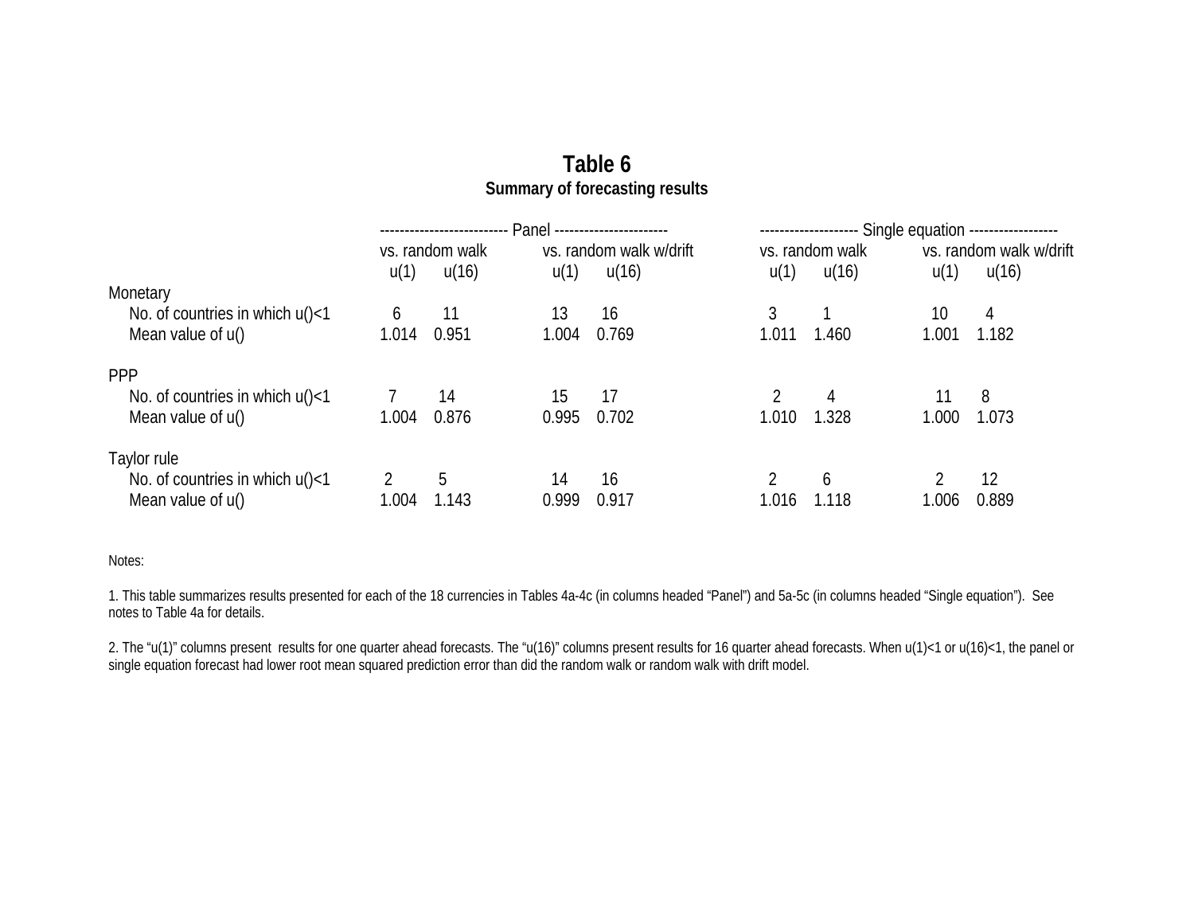# Table 6

## Summary of forecasting results

| | Panel | | | | Single equation | | | |
|---|---|---|---|---|---|---|---|---|
| | vs. random walk | | vs. random walk w/drift | | vs. random walk | | vs. random walk w/drift | |
| | u(1) | u(16) | u(1) | u(16) | u(1) | u(16) | u(1) | u(16) |
| **Monetary** | | | | | | | | |
| No. of countries in which u()<1 | 6 | 11 | 13 | 16 | 3 | 1 | 10 | 4 |
| Mean value of u() | 1.014 | 0.951 | 1.004 | 0.769 | 1.011 | 1.460 | 1.001 | 1.182 |
| **PPP** | | | | | | | | |
| No. of countries in which u()<1 | 7 | 14 | 15 | 17 | 2 | 4 | 11 | 8 |
| Mean value of u() | 1.004 | 0.876 | 0.995 | 0.702 | 1.010 | 1.328 | 1.000 | 1.073 |
| **Taylor rule** | | | | | | | | |
| No. of countries in which u()<1 | 2 | 5 | 14 | 16 | 2 | 6 | 2 | 12 |
| Mean value of u() | 1.004 | 1.143 | 0.999 | 0.917 | 1.016 | 1.118 | 1.006 | 0.889 |

Notes:

1. This table summarizes results presented for each of the 18 currencies in Tables 4a-4c (in columns headed "Panel") and 5a-5c (in columns headed "Single equation"). See notes to Table 4a for details.

2. The "u(1)" columns present results for one quarter ahead forecasts. The "u(16)" columns present results for 16 quarter ahead forecasts. When u(1)<1 or u(16)<1, the panel or single equation forecast had lower root mean squared prediction error than did the random walk or random walk with drift model.